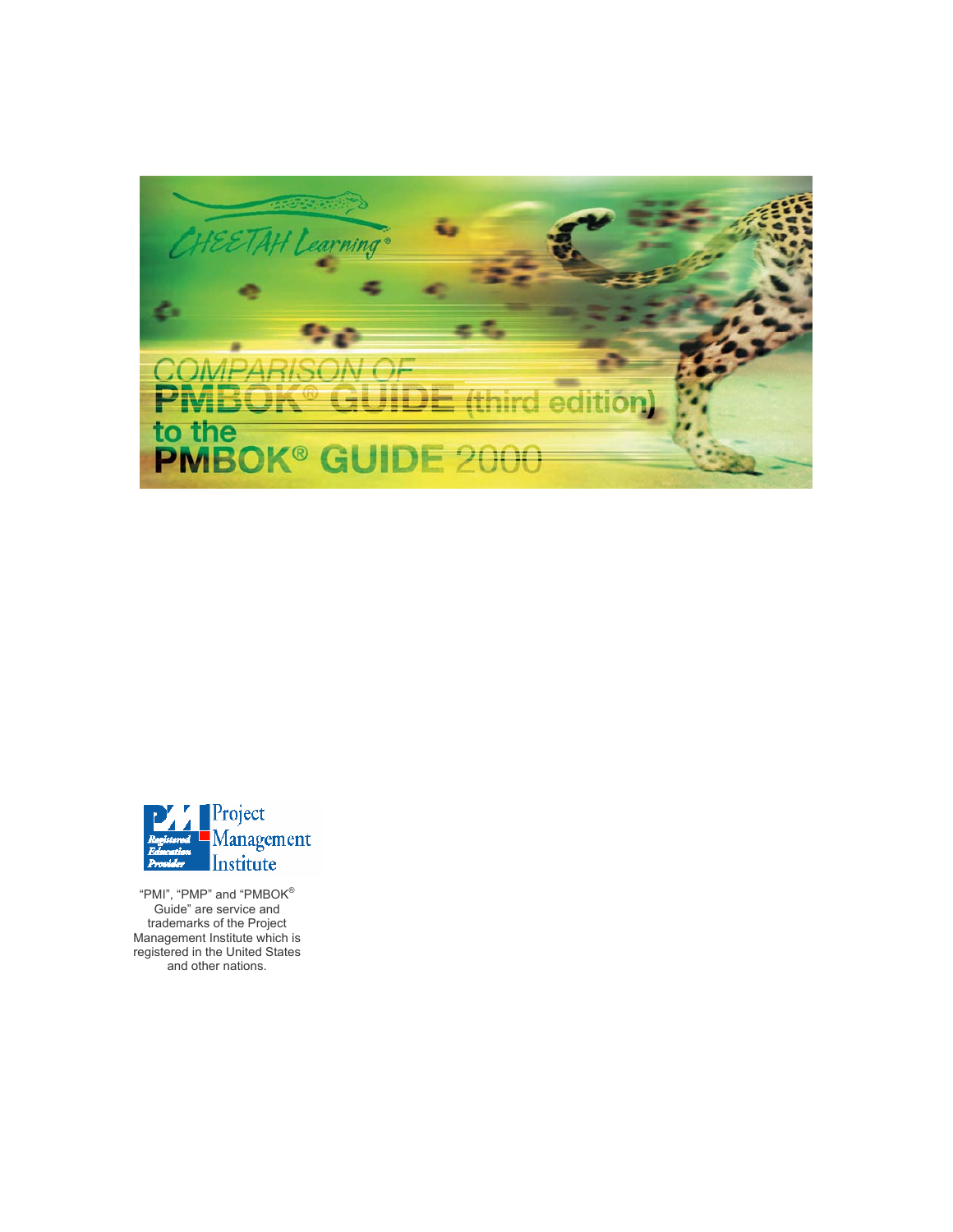CHEETAH Learning®

# COMPARISON OF PMBOK® GUIDE (third edition) to the PMBOK® GUIDE 2000

Project Management Institute

Registered Education Provider

"PMI", "PMP" and "PMBOK® Guide" are service and trademarks of the Project Management Institute which is registered in the United States and other nations.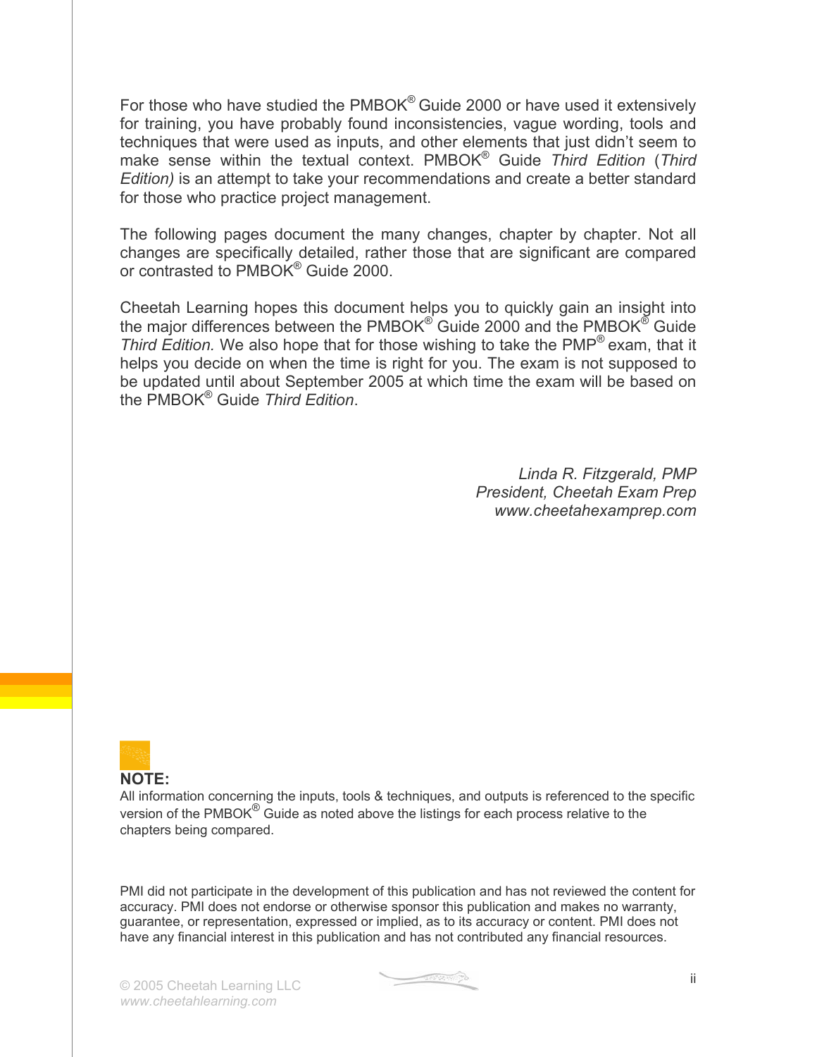For those who have studied the PMBOK® Guide 2000 or have used it extensively for training, you have probably found inconsistencies, vague wording, tools and techniques that were used as inputs, and other elements that just didn't seem to make sense within the textual context. PMBOK® Guide *Third Edition* (*Third Edition)* is an attempt to take your recommendations and create a better standard for those who practice project management.

The following pages document the many changes, chapter by chapter. Not all changes are specifically detailed, rather those that are significant are compared or contrasted to PMBOK® Guide 2000.

Cheetah Learning hopes this document helps you to quickly gain an insight into the major differences between the PMBOK® Guide 2000 and the PMBOK® Guide *Third Edition*. We also hope that for those wishing to take the PMP® exam, that it helps you decide on when the time is right for you. The exam is not supposed to be updated until about September 2005 at which time the exam will be based on the PMBOK® Guide *Third Edition*.

*Linda R. Fitzgerald, PMP*
*President, Cheetah Exam Prep*
*www.cheetahexamprep.com*

**NOTE:**
All information concerning the inputs, tools & techniques, and outputs is referenced to the specific version of the PMBOK® Guide as noted above the listings for each process relative to the chapters being compared.

PMI did not participate in the development of this publication and has not reviewed the content for accuracy. PMI does not endorse or otherwise sponsor this publication and makes no warranty, guarantee, or representation, expressed or implied, as to its accuracy or content. PMI does not have any financial interest in this publication and has not contributed any financial resources.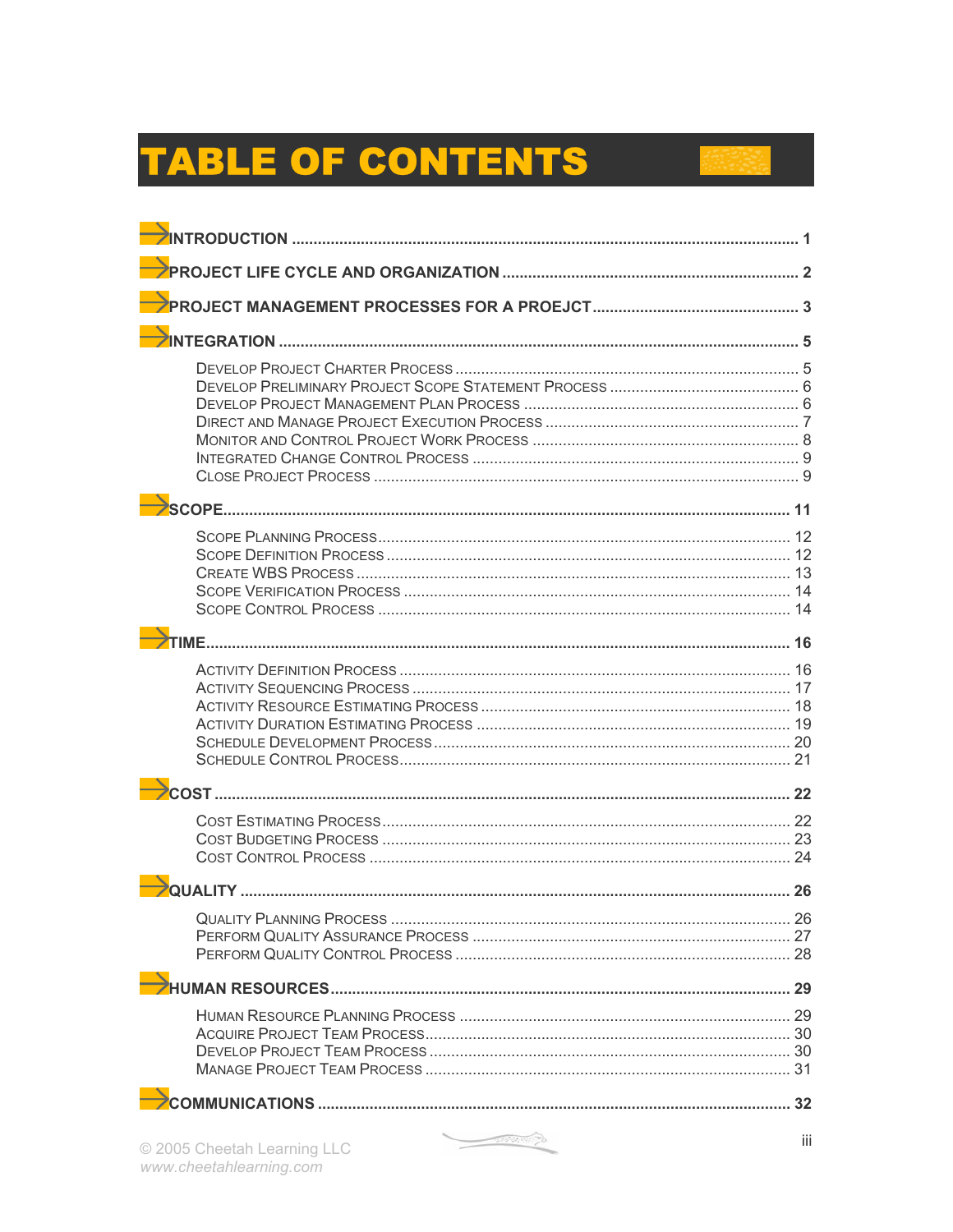# TABLE OF CONTENTS

- **INTRODUCTION** .......... 1
- **PROJECT LIFE CYCLE AND ORGANIZATION** .......... 2
- **PROJECT MANAGEMENT PROCESSES FOR A PROEJCT** .......... 3
- **INTEGRATION** .......... 5
  - Develop Project Charter Process .......... 5
  - Develop Preliminary Project Scope Statement Process .......... 6
  - Develop Project Management Plan Process .......... 6
  - Direct and Manage Project Execution Process .......... 7
  - Monitor and Control Project Work Process .......... 8
  - Integrated Change Control Process .......... 9
  - Close Project Process .......... 9
- **SCOPE** .......... 11
  - Scope Planning Process .......... 12
  - Scope Definition Process .......... 12
  - Create WBS Process .......... 13
  - Scope Verification Process .......... 14
  - Scope Control Process .......... 14
- **TIME** .......... 16
  - Activity Definition Process .......... 16
  - Activity Sequencing Process .......... 17
  - Activity Resource Estimating Process .......... 18
  - Activity Duration Estimating Process .......... 19
  - Schedule Development Process .......... 20
  - Schedule Control Process .......... 21
- **COST** .......... 22
  - Cost Estimating Process .......... 22
  - Cost Budgeting Process .......... 23
  - Cost Control Process .......... 24
- **QUALITY** .......... 26
  - Quality Planning Process .......... 26
  - Perform Quality Assurance Process .......... 27
  - Perform Quality Control Process .......... 28
- **HUMAN RESOURCES** .......... 29
  - Human Resource Planning Process .......... 29
  - Acquire Project Team Process .......... 30
  - Develop Project Team Process .......... 30
  - Manage Project Team Process .......... 31
- **COMMUNICATIONS** .......... 32

© 2005 Cheetah Learning LLC
www.cheetahlearning.com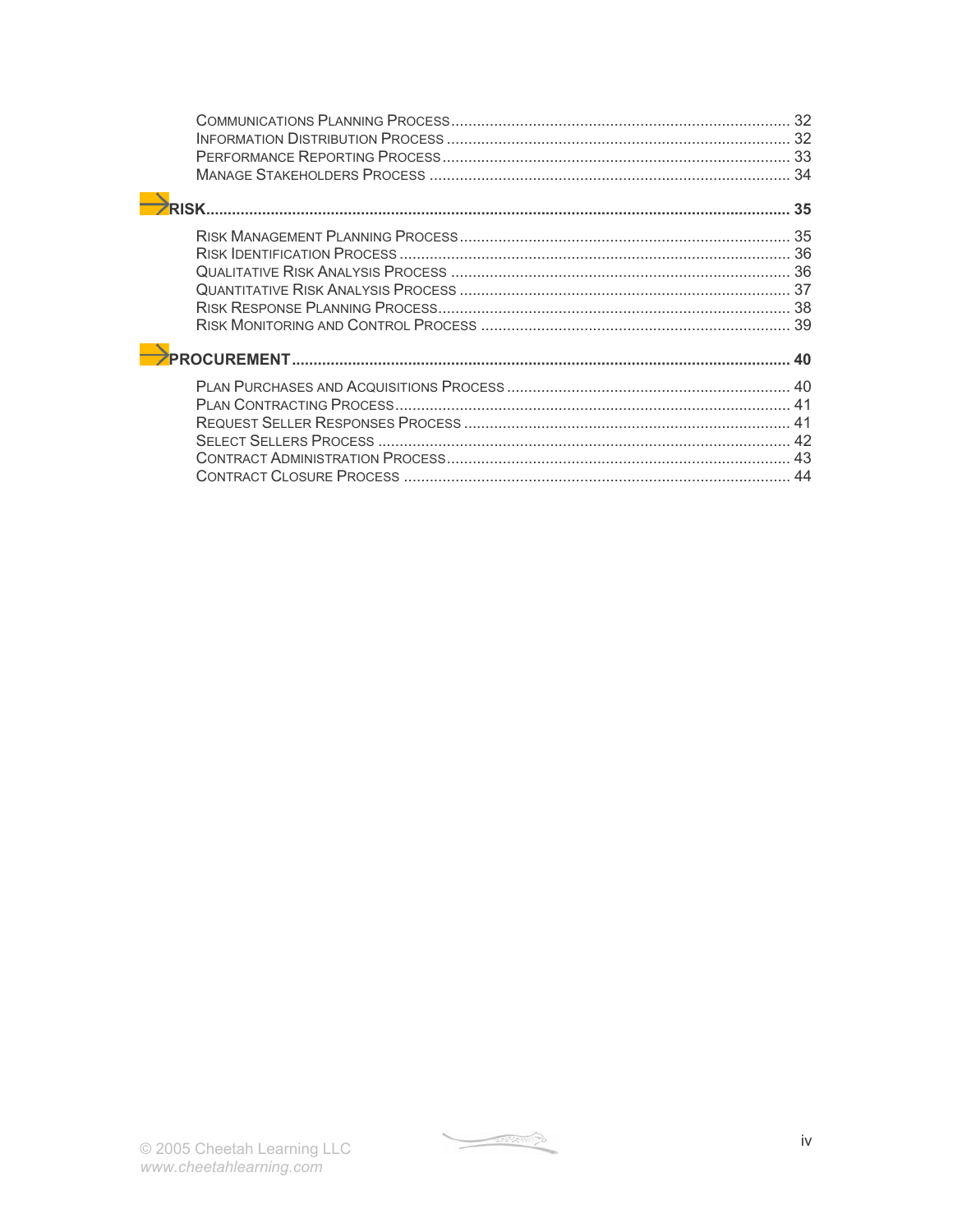Communications Planning Process .................................................................... 32
Information Distribution Process ...................................................................... 32
Performance Reporting Process ....................................................................... 33
Manage Stakeholders Process ......................................................................... 34

**RISK ....................................................................................................................... 35**

Risk Management Planning Process ................................................................. 35
Risk Identification Process ................................................................................ 36
Qualitative Risk Analysis Process .................................................................... 36
Quantitative Risk Analysis Process .................................................................. 37
Risk Response Planning Process ..................................................................... 38
Risk Monitoring and Control Process ............................................................... 39

**PROCUREMENT ..................................................................................................... 40**

Plan Purchases and Acquisitions Process ........................................................ 40
Plan Contracting Process .................................................................................. 41
Request Seller Responses Process .................................................................. 41
Select Sellers Process ...................................................................................... 42
Contract Administration Process ....................................................................... 43
Contract Closure Process ................................................................................. 44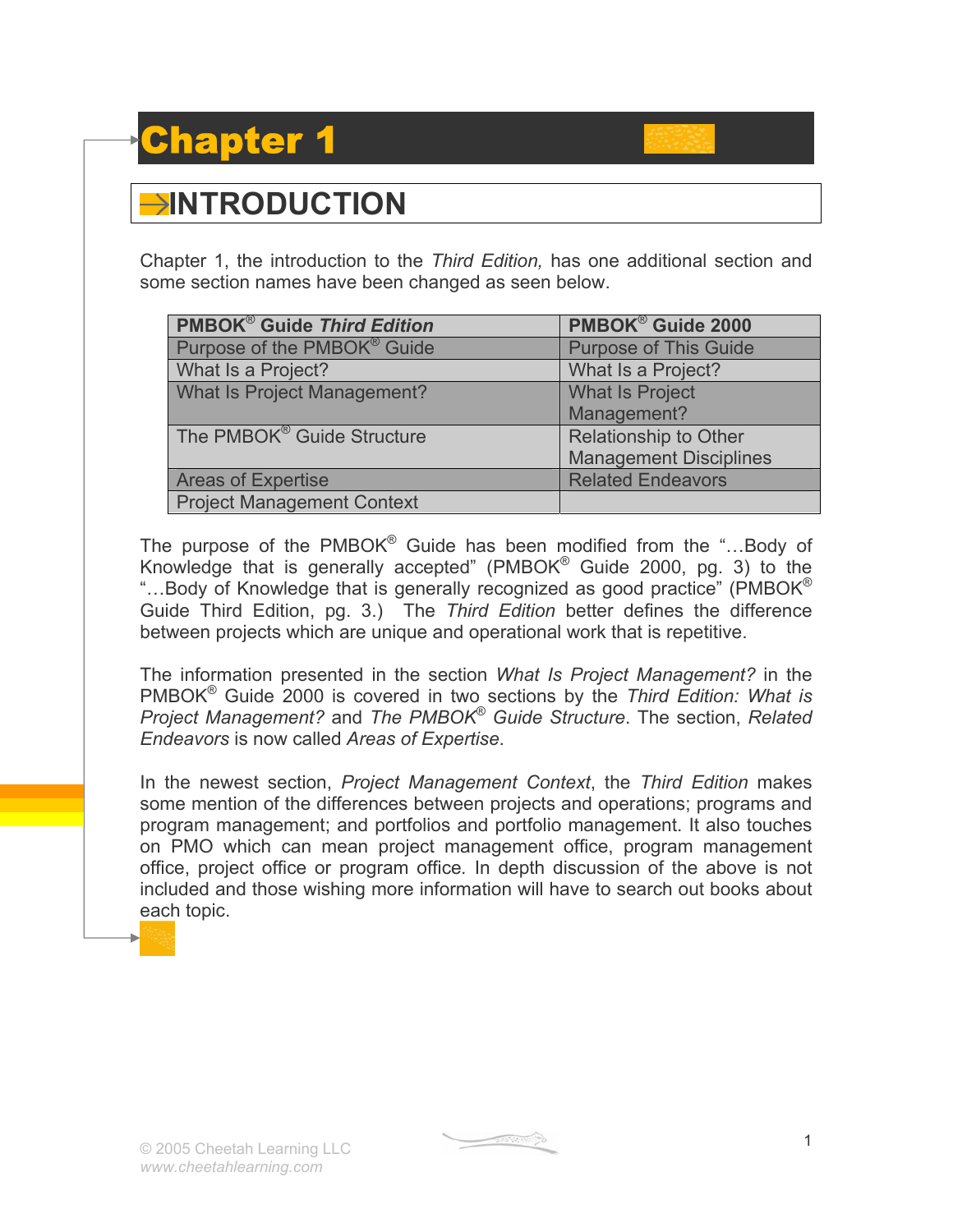# Chapter 1

## INTRODUCTION

Chapter 1, the introduction to the *Third Edition,* has one additional section and some section names have been changed as seen below.

| PMBOK® Guide *Third Edition* | PMBOK® Guide 2000 |
|---|---|
| Purpose of the PMBOK® Guide | Purpose of This Guide |
| What Is a Project? | What Is a Project? |
| What Is Project Management? | What Is Project Management? |
| The PMBOK® Guide Structure | Relationship to Other Management Disciplines |
| Areas of Expertise | Related Endeavors |
| Project Management Context | |

The purpose of the PMBOK® Guide has been modified from the "…Body of Knowledge that is generally accepted" (PMBOK® Guide 2000, pg. 3) to the "…Body of Knowledge that is generally recognized as good practice" (PMBOK® Guide Third Edition, pg. 3.) The *Third Edition* better defines the difference between projects which are unique and operational work that is repetitive.

The information presented in the section *What Is Project Management?* in the PMBOK® Guide 2000 is covered in two sections by the *Third Edition: What is Project Management?* and *The PMBOK® Guide Structure*. The section, *Related Endeavors* is now called *Areas of Expertise*.

In the newest section, *Project Management Context*, the *Third Edition* makes some mention of the differences between projects and operations; programs and program management; and portfolios and portfolio management. It also touches on PMO which can mean project management office, program management office, project office or program office. In depth discussion of the above is not included and those wishing more information will have to search out books about each topic.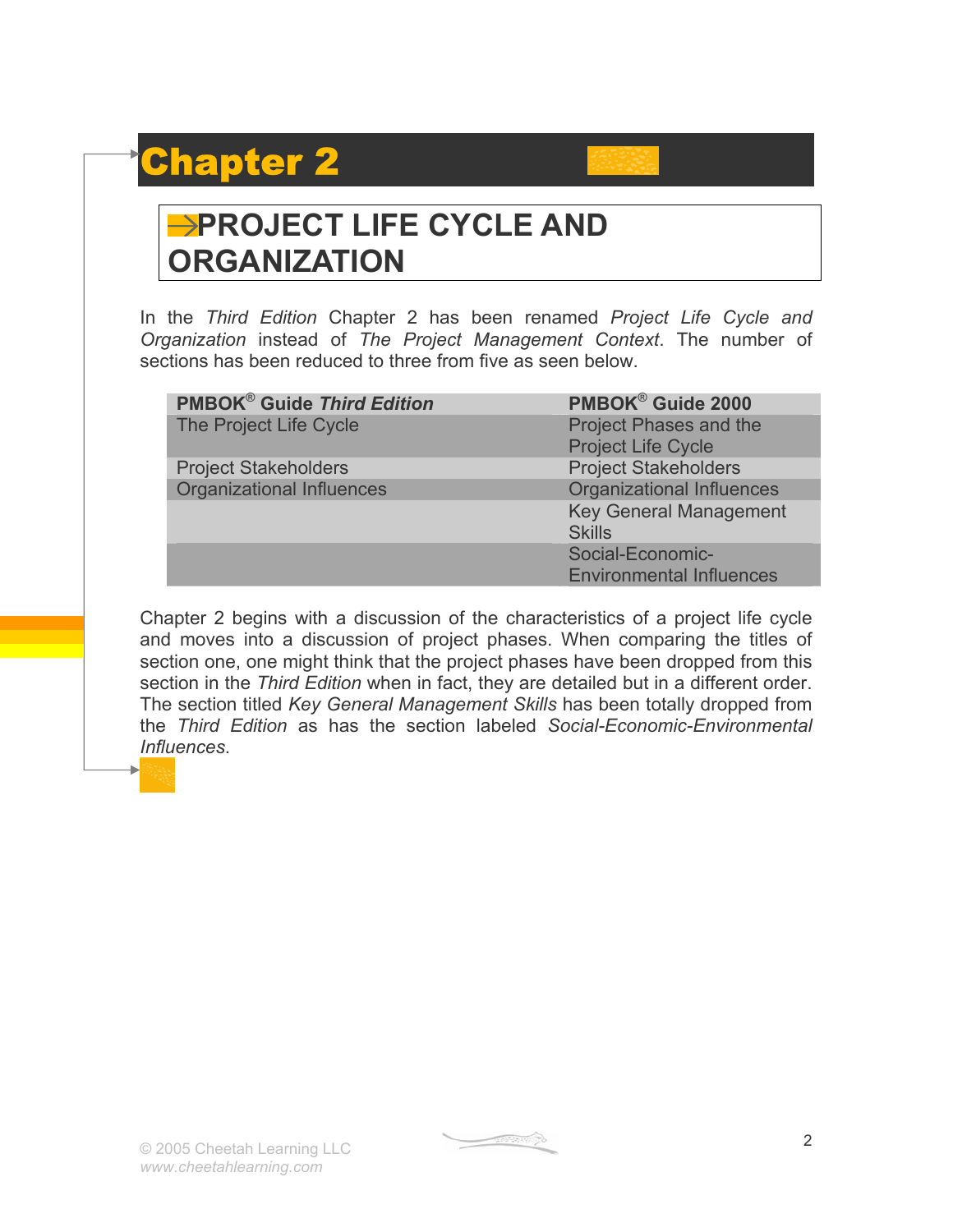# Chapter 2

## PROJECT LIFE CYCLE AND ORGANIZATION

In the *Third Edition* Chapter 2 has been renamed *Project Life Cycle and Organization* instead of *The Project Management Context*. The number of sections has been reduced to three from five as seen below.

| PMBOK® Guide *Third Edition* | PMBOK® Guide 2000 |
| --- | --- |
| The Project Life Cycle | Project Phases and the Project Life Cycle |
| Project Stakeholders | Project Stakeholders |
| Organizational Influences | Organizational Influences |
| | Key General Management Skills |
| | Social-Economic-Environmental Influences |

Chapter 2 begins with a discussion of the characteristics of a project life cycle and moves into a discussion of project phases. When comparing the titles of section one, one might think that the project phases have been dropped from this section in the *Third Edition* when in fact, they are detailed but in a different order. The section titled *Key General Management Skills* has been totally dropped from the *Third Edition* as has the section labeled *Social-Economic-Environmental Influences*.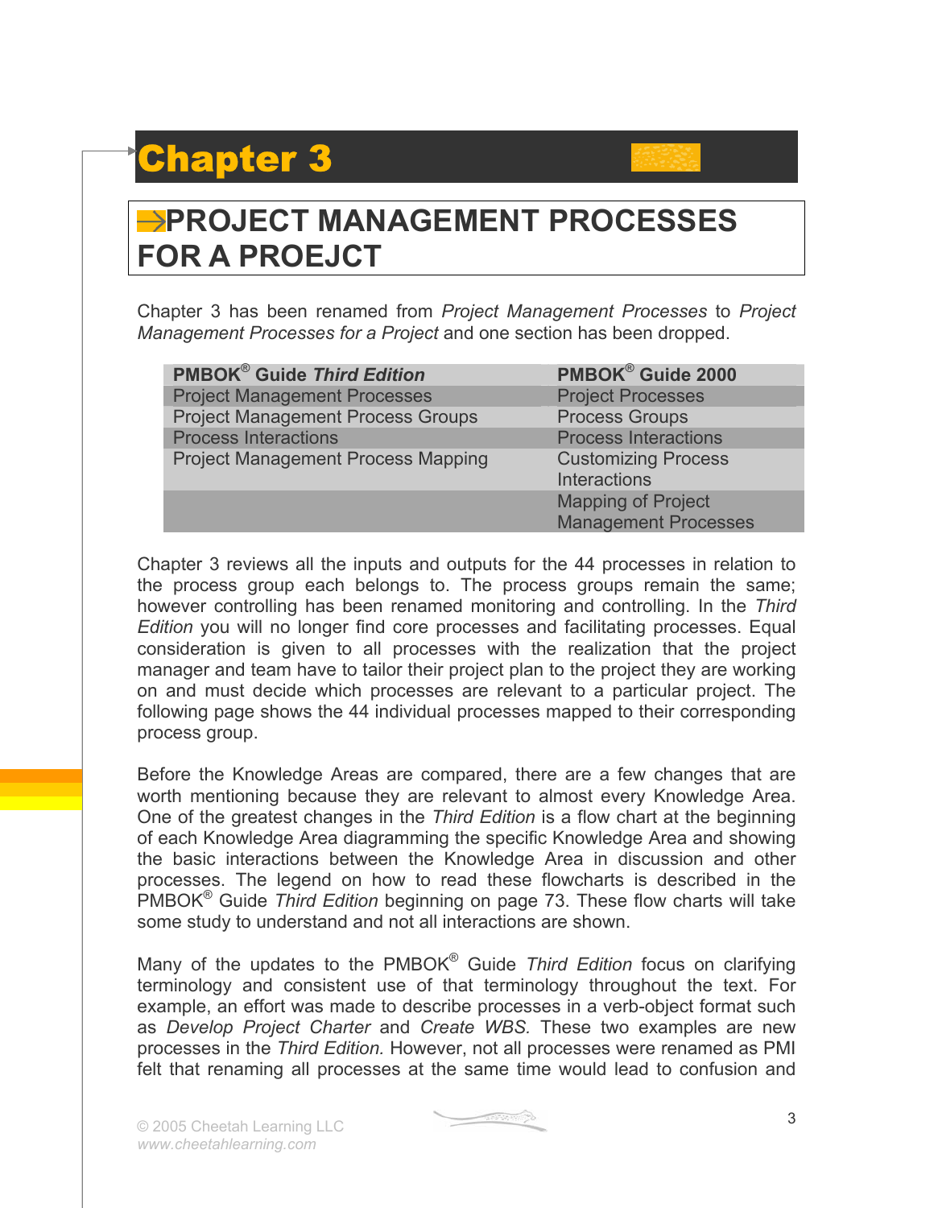# Chapter 3

## PROJECT MANAGEMENT PROCESSES FOR A PROEJCT

Chapter 3 has been renamed from *Project Management Processes* to *Project Management Processes for a Project* and one section has been dropped.

| PMBOK® Guide *Third Edition* | PMBOK® Guide 2000 |
|---|---|
| Project Management Processes | Project Processes |
| Project Management Process Groups | Process Groups |
| Process Interactions | Process Interactions |
| Project Management Process Mapping | Customizing Process Interactions |
| | Mapping of Project Management Processes |

Chapter 3 reviews all the inputs and outputs for the 44 processes in relation to the process group each belongs to. The process groups remain the same; however controlling has been renamed monitoring and controlling. In the *Third Edition* you will no longer find core processes and facilitating processes. Equal consideration is given to all processes with the realization that the project manager and team have to tailor their project plan to the project they are working on and must decide which processes are relevant to a particular project. The following page shows the 44 individual processes mapped to their corresponding process group.

Before the Knowledge Areas are compared, there are a few changes that are worth mentioning because they are relevant to almost every Knowledge Area. One of the greatest changes in the *Third Edition* is a flow chart at the beginning of each Knowledge Area diagramming the specific Knowledge Area and showing the basic interactions between the Knowledge Area in discussion and other processes. The legend on how to read these flowcharts is described in the PMBOK® Guide *Third Edition* beginning on page 73. These flow charts will take some study to understand and not all interactions are shown.

Many of the updates to the PMBOK® Guide *Third Edition* focus on clarifying terminology and consistent use of that terminology throughout the text. For example, an effort was made to describe processes in a verb-object format such as *Develop Project Charter* and *Create WBS.* These two examples are new processes in the *Third Edition.* However, not all processes were renamed as PMI felt that renaming all processes at the same time would lead to confusion and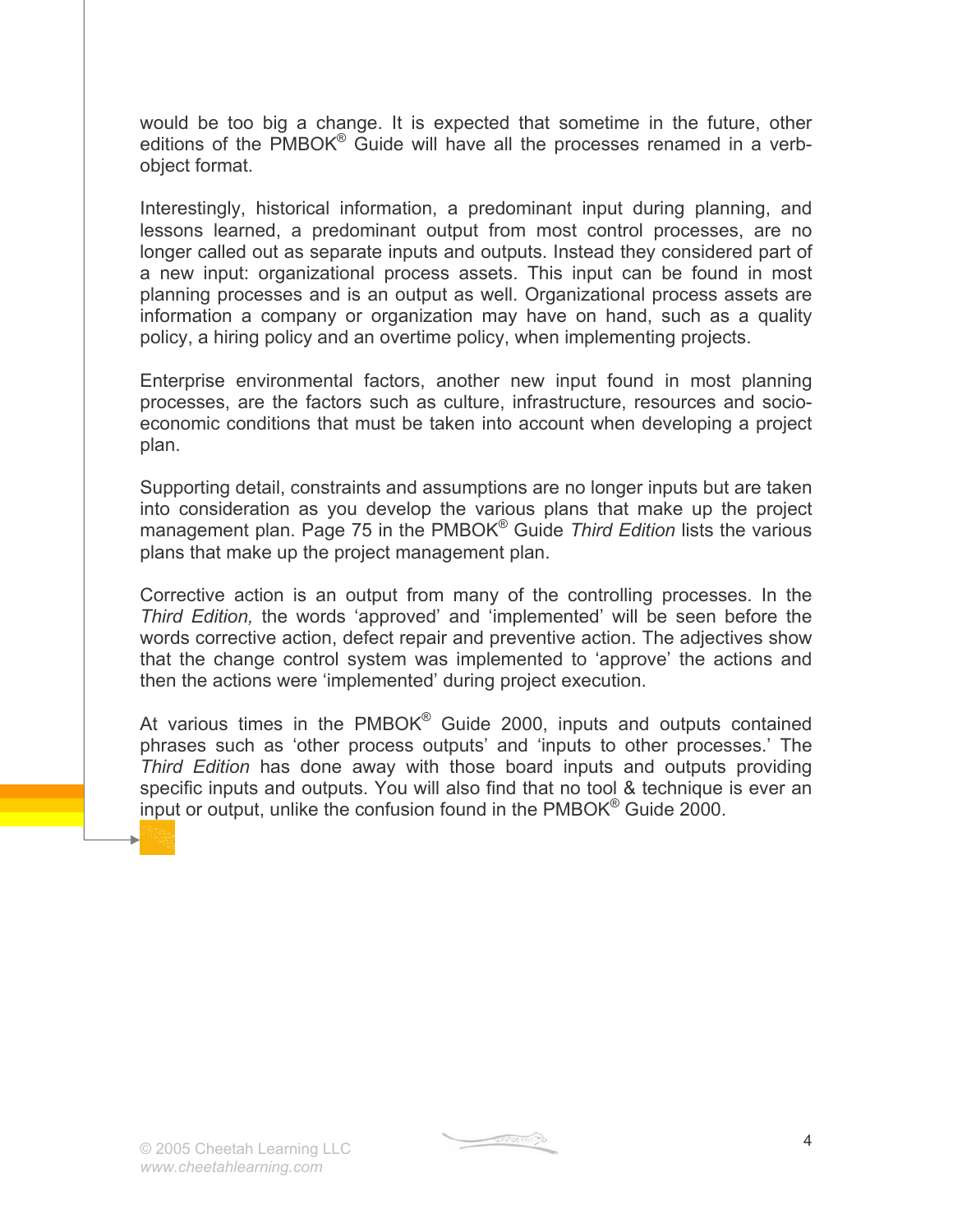would be too big a change. It is expected that sometime in the future, other editions of the PMBOK® Guide will have all the processes renamed in a verb-object format.

Interestingly, historical information, a predominant input during planning, and lessons learned, a predominant output from most control processes, are no longer called out as separate inputs and outputs. Instead they considered part of a new input: organizational process assets. This input can be found in most planning processes and is an output as well. Organizational process assets are information a company or organization may have on hand, such as a quality policy, a hiring policy and an overtime policy, when implementing projects.

Enterprise environmental factors, another new input found in most planning processes, are the factors such as culture, infrastructure, resources and socio-economic conditions that must be taken into account when developing a project plan.

Supporting detail, constraints and assumptions are no longer inputs but are taken into consideration as you develop the various plans that make up the project management plan. Page 75 in the PMBOK® Guide *Third Edition* lists the various plans that make up the project management plan.

Corrective action is an output from many of the controlling processes. In the *Third Edition,* the words 'approved' and 'implemented' will be seen before the words corrective action, defect repair and preventive action. The adjectives show that the change control system was implemented to 'approve' the actions and then the actions were 'implemented' during project execution.

At various times in the PMBOK® Guide 2000, inputs and outputs contained phrases such as 'other process outputs' and 'inputs to other processes.' The *Third Edition* has done away with those board inputs and outputs providing specific inputs and outputs. You will also find that no tool & technique is ever an input or output, unlike the confusion found in the PMBOK® Guide 2000.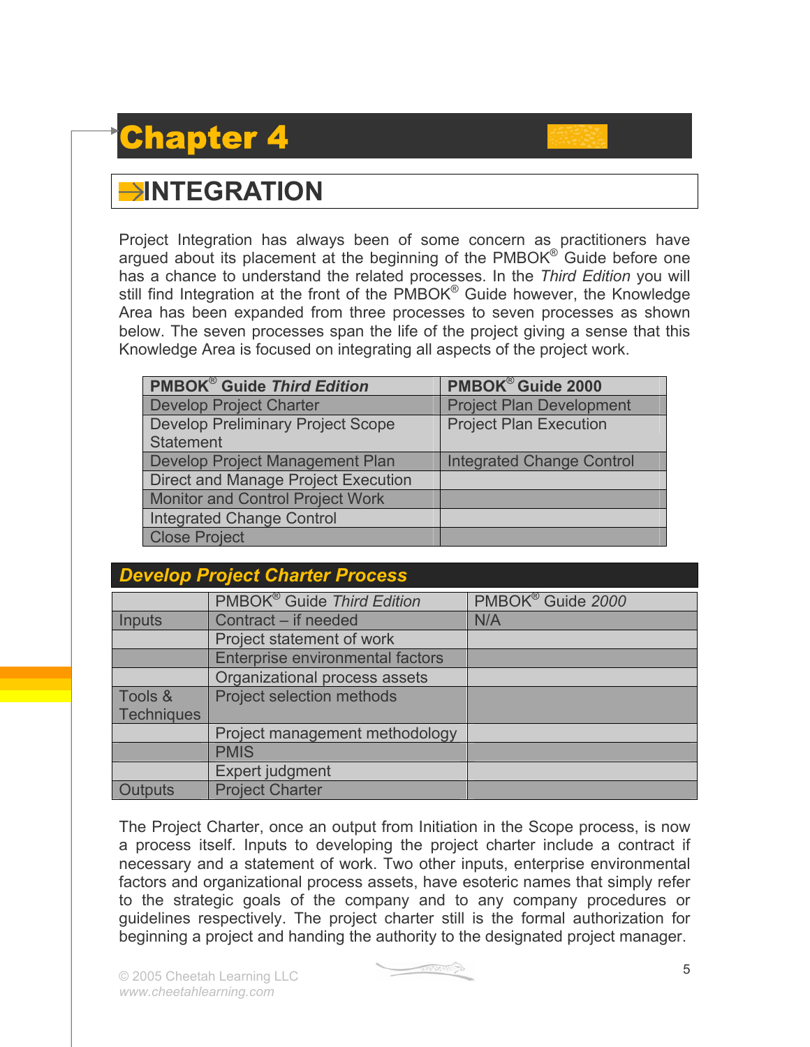# Chapter 4

## INTEGRATION

Project Integration has always been of some concern as practitioners have argued about its placement at the beginning of the PMBOK® Guide before one has a chance to understand the related processes. In the *Third Edition* you will still find Integration at the front of the PMBOK® Guide however, the Knowledge Area has been expanded from three processes to seven processes as shown below. The seven processes span the life of the project giving a sense that this Knowledge Area is focused on integrating all aspects of the project work.

| **PMBOK® Guide *Third Edition*** | **PMBOK® Guide 2000** |
|---|---|
| Develop Project Charter | Project Plan Development |
| Develop Preliminary Project Scope Statement | Project Plan Execution |
| Develop Project Management Plan | Integrated Change Control |
| Direct and Manage Project Execution | |
| Monitor and Control Project Work | |
| Integrated Change Control | |
| Close Project | |

### *Develop Project Charter Process*

| | PMBOK® Guide *Third Edition* | PMBOK® Guide *2000* |
|---|---|---|
| Inputs | Contract – if needed | N/A |
| | Project statement of work | |
| | Enterprise environmental factors | |
| | Organizational process assets | |
| Tools & Techniques | Project selection methods | |
| | Project management methodology | |
| | PMIS | |
| | Expert judgment | |
| Outputs | Project Charter | |

The Project Charter, once an output from Initiation in the Scope process, is now a process itself. Inputs to developing the project charter include a contract if necessary and a statement of work. Two other inputs, enterprise environmental factors and organizational process assets, have esoteric names that simply refer to the strategic goals of the company and to any company procedures or guidelines respectively. The project charter still is the formal authorization for beginning a project and handing the authority to the designated project manager.

© 2005 Cheetah Learning LLC
*www.cheetahlearning.com*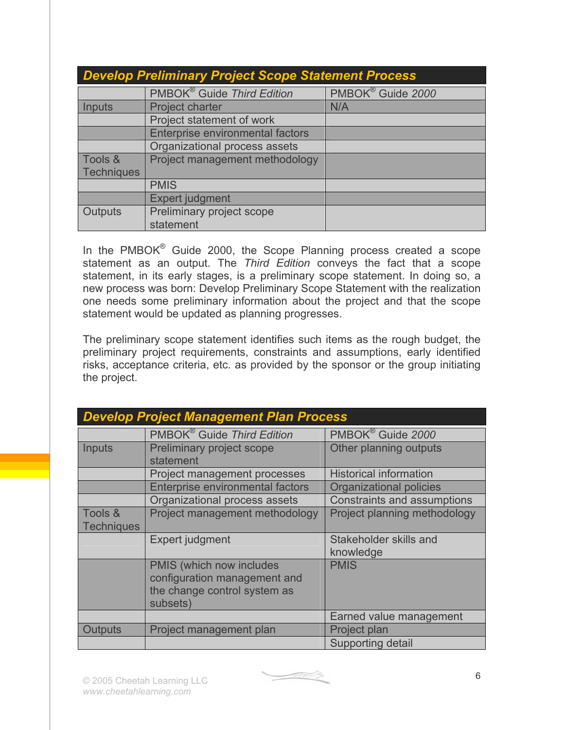## *Develop Preliminary Project Scope Statement Process*

| | PMBOK® Guide *Third Edition* | PMBOK® Guide *2000* |
|---|---|---|
| Inputs | Project charter | N/A |
| | Project statement of work | |
| | Enterprise environmental factors | |
| | Organizational process assets | |
| Tools & Techniques | Project management methodology | |
| | PMIS | |
| | Expert judgment | |
| Outputs | Preliminary project scope statement | |

In the PMBOK® Guide 2000, the Scope Planning process created a scope statement as an output. The *Third Edition* conveys the fact that a scope statement, in its early stages, is a preliminary scope statement. In doing so, a new process was born: Develop Preliminary Scope Statement with the realization one needs some preliminary information about the project and that the scope statement would be updated as planning progresses.

The preliminary scope statement identifies such items as the rough budget, the preliminary project requirements, constraints and assumptions, early identified risks, acceptance criteria, etc. as provided by the sponsor or the group initiating the project.

## *Develop Project Management Plan Process*

| | PMBOK® Guide *Third Edition* | PMBOK® Guide *2000* |
|---|---|---|
| Inputs | Preliminary project scope statement | Other planning outputs |
| | Project management processes | Historical information |
| | Enterprise environmental factors | Organizational policies |
| | Organizational process assets | Constraints and assumptions |
| Tools & Techniques | Project management methodology | Project planning methodology |
| | Expert judgment | Stakeholder skills and knowledge |
| | PMIS (which now includes configuration management and the change control system as subsets) | PMIS |
| | | Earned value management |
| Outputs | Project management plan | Project plan |
| | | Supporting detail |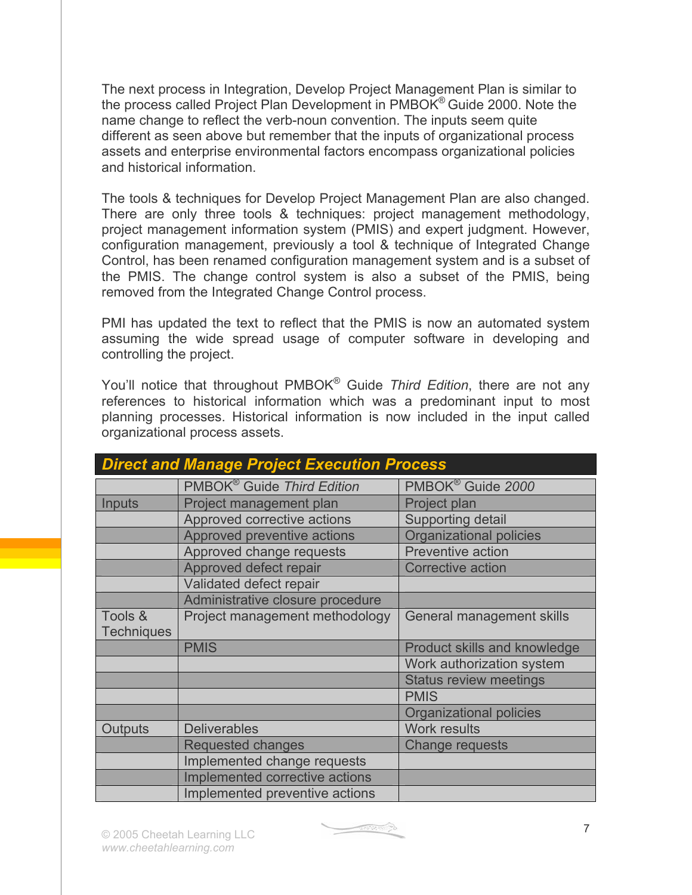The next process in Integration, Develop Project Management Plan is similar to the process called Project Plan Development in PMBOK® Guide 2000. Note the name change to reflect the verb-noun convention. The inputs seem quite different as seen above but remember that the inputs of organizational process assets and enterprise environmental factors encompass organizational policies and historical information.

The tools & techniques for Develop Project Management Plan are also changed. There are only three tools & techniques: project management methodology, project management information system (PMIS) and expert judgment. However, configuration management, previously a tool & technique of Integrated Change Control, has been renamed configuration management system and is a subset of the PMIS. The change control system is also a subset of the PMIS, being removed from the Integrated Change Control process.

PMI has updated the text to reflect that the PMIS is now an automated system assuming the wide spread usage of computer software in developing and controlling the project.

You'll notice that throughout PMBOK® Guide *Third Edition*, there are not any references to historical information which was a predominant input to most planning processes. Historical information is now included in the input called organizational process assets.

## Direct and Manage Project Execution Process

| | PMBOK® Guide *Third Edition* | PMBOK® Guide *2000* |
|---|---|---|
| Inputs | Project management plan | Project plan |
| | Approved corrective actions | Supporting detail |
| | Approved preventive actions | Organizational policies |
| | Approved change requests | Preventive action |
| | Approved defect repair | Corrective action |
| | Validated defect repair | |
| | Administrative closure procedure | |
| Tools & Techniques | Project management methodology | General management skills |
| | PMIS | Product skills and knowledge |
| | | Work authorization system |
| | | Status review meetings |
| | | PMIS |
| | | Organizational policies |
| Outputs | Deliverables | Work results |
| | Requested changes | Change requests |
| | Implemented change requests | |
| | Implemented corrective actions | |
| | Implemented preventive actions | |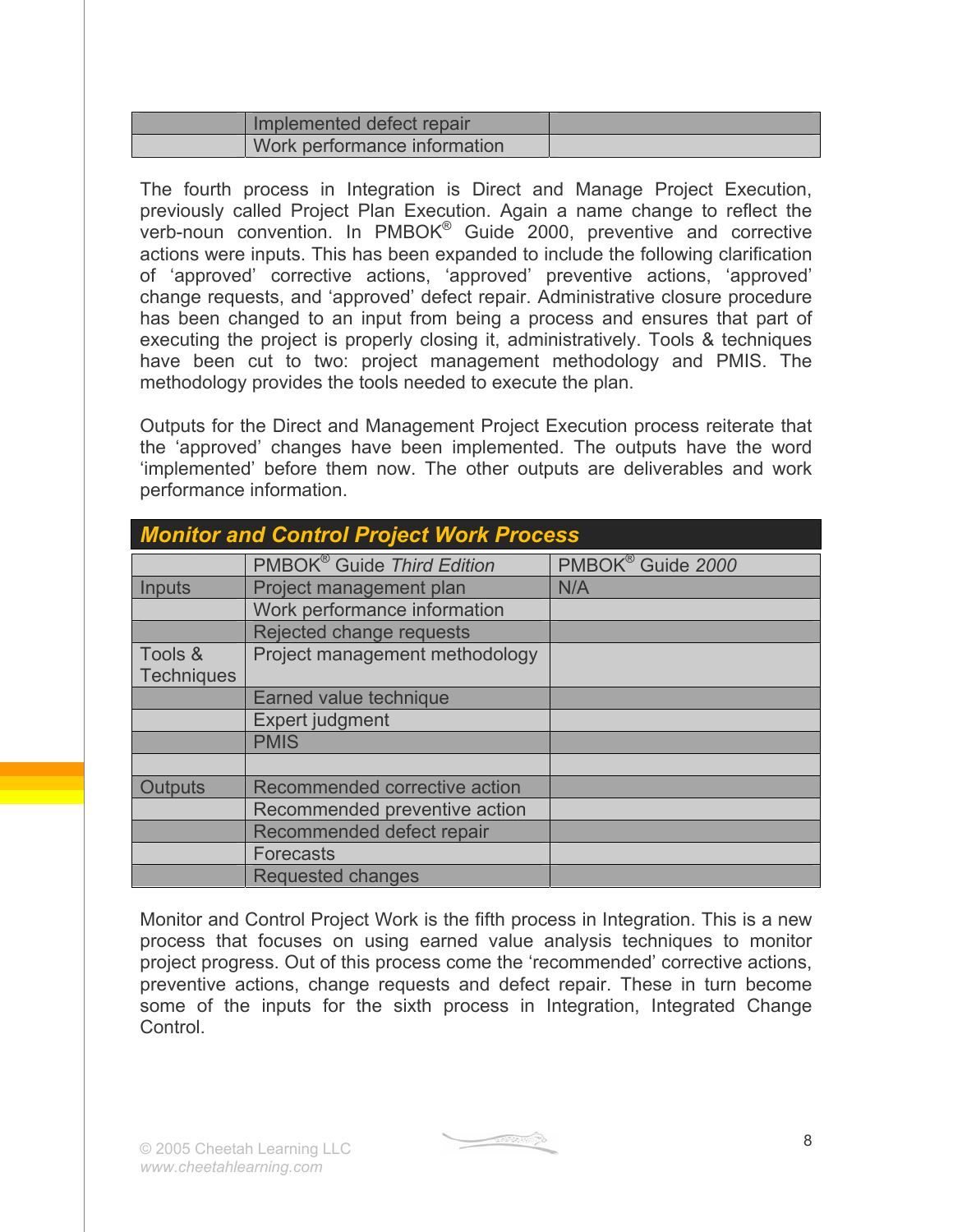| | Implemented defect repair | |
|---|---|---|
| | Work performance information | |

The fourth process in Integration is Direct and Manage Project Execution, previously called Project Plan Execution. Again a name change to reflect the verb-noun convention. In PMBOK® Guide 2000, preventive and corrective actions were inputs. This has been expanded to include the following clarification of 'approved' corrective actions, 'approved' preventive actions, 'approved' change requests, and 'approved' defect repair. Administrative closure procedure has been changed to an input from being a process and ensures that part of executing the project is properly closing it, administratively. Tools & techniques have been cut to two: project management methodology and PMIS. The methodology provides the tools needed to execute the plan.

Outputs for the Direct and Management Project Execution process reiterate that the 'approved' changes have been implemented. The outputs have the word 'implemented' before them now. The other outputs are deliverables and work performance information.

## *Monitor and Control Project Work Process*

| | PMBOK® Guide *Third Edition* | PMBOK® Guide *2000* |
|---|---|---|
| Inputs | Project management plan | N/A |
| | Work performance information | |
| | Rejected change requests | |
| Tools & Techniques | Project management methodology | |
| | Earned value technique | |
| | Expert judgment | |
| | PMIS | |
| | | |
| Outputs | Recommended corrective action | |
| | Recommended preventive action | |
| | Recommended defect repair | |
| | Forecasts | |
| | Requested changes | |

Monitor and Control Project Work is the fifth process in Integration. This is a new process that focuses on using earned value analysis techniques to monitor project progress. Out of this process come the 'recommended' corrective actions, preventive actions, change requests and defect repair. These in turn become some of the inputs for the sixth process in Integration, Integrated Change Control.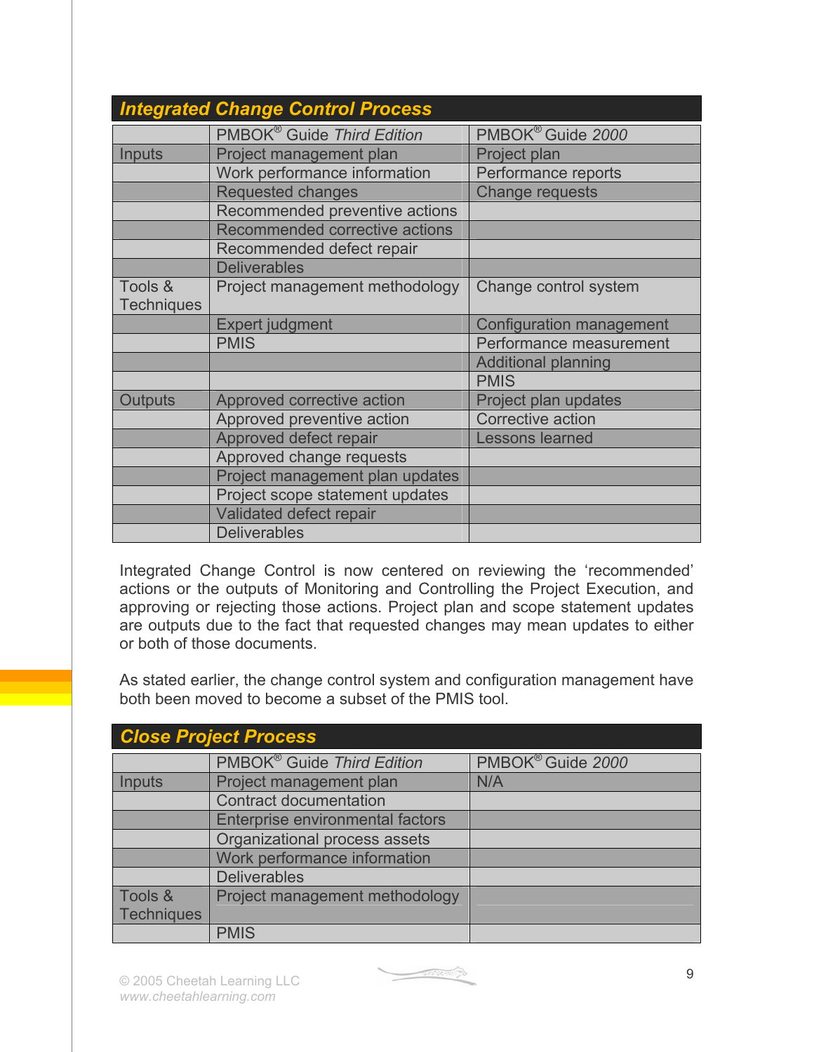## Integrated Change Control Process

| | PMBOK® Guide *Third Edition* | PMBOK® Guide *2000* |
|---|---|---|
| Inputs | Project management plan | Project plan |
| | Work performance information | Performance reports |
| | Requested changes | Change requests |
| | Recommended preventive actions | |
| | Recommended corrective actions | |
| | Recommended defect repair | |
| | Deliverables | |
| Tools & Techniques | Project management methodology | Change control system |
| | Expert judgment | Configuration management |
| | PMIS | Performance measurement |
| | | Additional planning |
| | | PMIS |
| Outputs | Approved corrective action | Project plan updates |
| | Approved preventive action | Corrective action |
| | Approved defect repair | Lessons learned |
| | Approved change requests | |
| | Project management plan updates | |
| | Project scope statement updates | |
| | Validated defect repair | |
| | Deliverables | |

Integrated Change Control is now centered on reviewing the 'recommended' actions or the outputs of Monitoring and Controlling the Project Execution, and approving or rejecting those actions. Project plan and scope statement updates are outputs due to the fact that requested changes may mean updates to either or both of those documents.

As stated earlier, the change control system and configuration management have both been moved to become a subset of the PMIS tool.

## Close Project Process

| | PMBOK® Guide *Third Edition* | PMBOK® Guide *2000* |
|---|---|---|
| Inputs | Project management plan | N/A |
| | Contract documentation | |
| | Enterprise environmental factors | |
| | Organizational process assets | |
| | Work performance information | |
| | Deliverables | |
| Tools & Techniques | Project management methodology | |
| | PMIS | |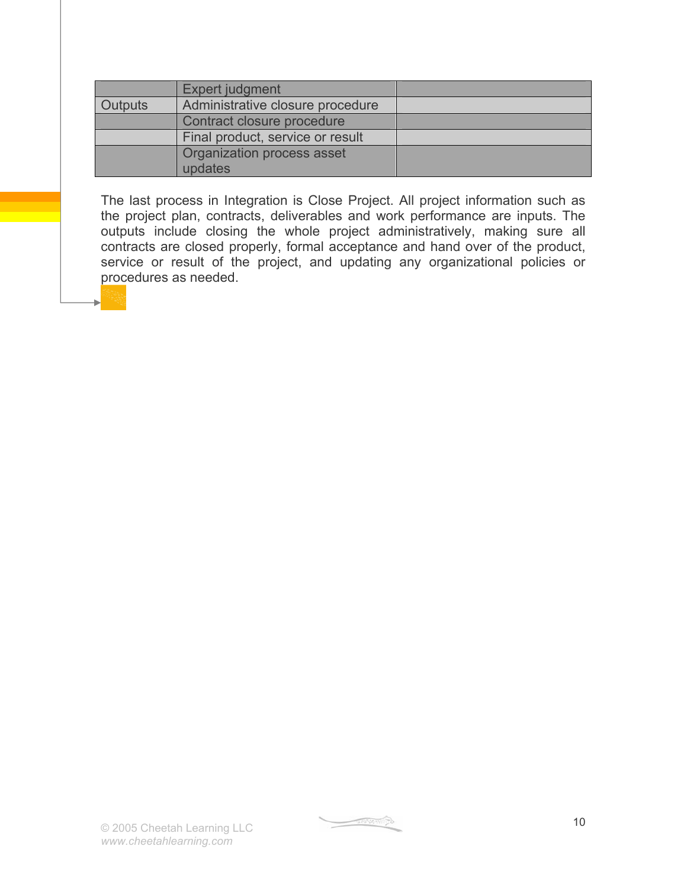| | Expert judgment | |
|---|---|---|
| Outputs | Administrative closure procedure | |
| | Contract closure procedure | |
| | Final product, service or result | |
| | Organization process asset updates | |

The last process in Integration is Close Project. All project information such as the project plan, contracts, deliverables and work performance are inputs. The outputs include closing the whole project administratively, making sure all contracts are closed properly, formal acceptance and hand over of the product, service or result of the project, and updating any organizational policies or procedures as needed.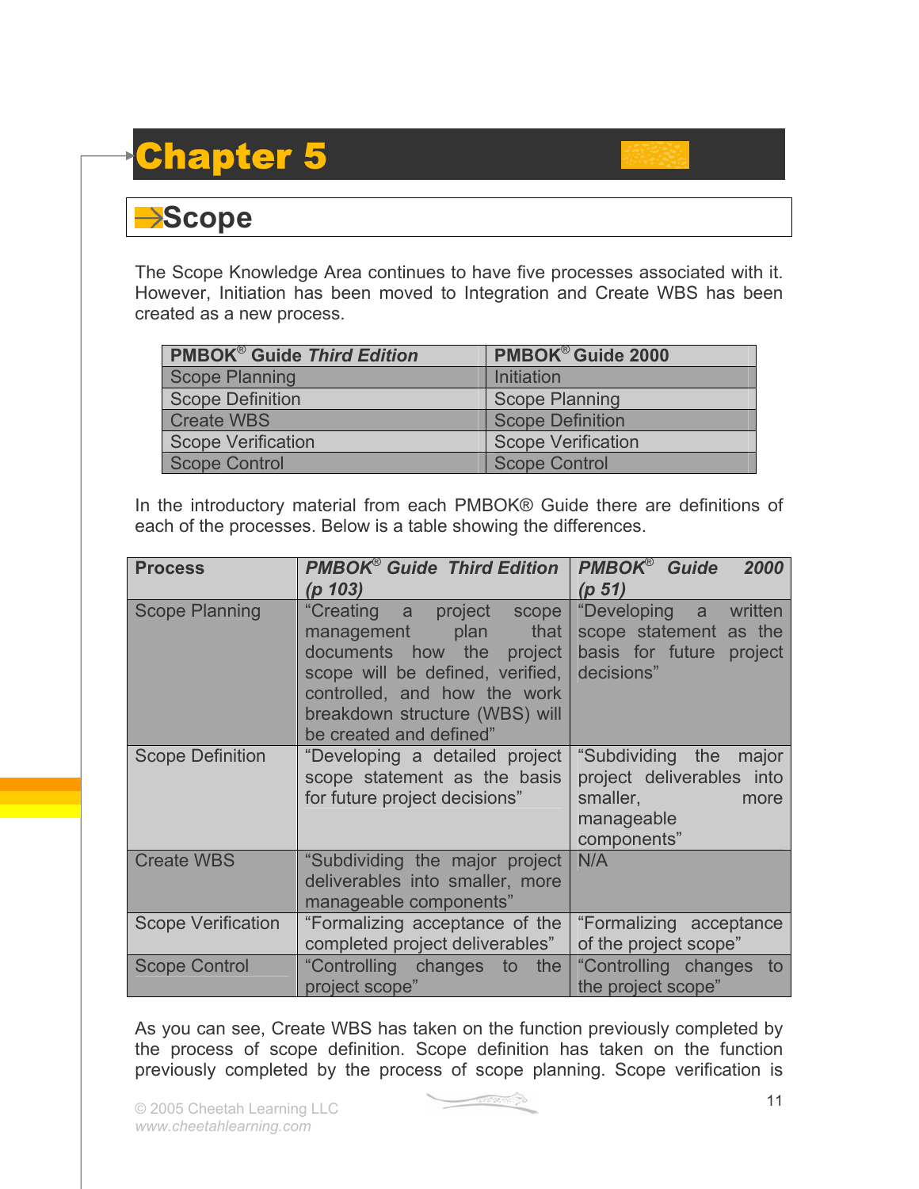# Chapter 5

## Scope

The Scope Knowledge Area continues to have five processes associated with it. However, Initiation has been moved to Integration and Create WBS has been created as a new process.

| PMBOK® Guide *Third Edition* | PMBOK® Guide 2000 |
|---|---|
| Scope Planning | Initiation |
| Scope Definition | Scope Planning |
| Create WBS | Scope Definition |
| Scope Verification | Scope Verification |
| Scope Control | Scope Control |

In the introductory material from each PMBOK® Guide there are definitions of each of the processes. Below is a table showing the differences.

| Process | *PMBOK® Guide Third Edition (p 103)* | *PMBOK® Guide 2000 (p 51)* |
|---|---|---|
| Scope Planning | "Creating a project scope management plan that documents how the project scope will be defined, verified, controlled, and how the work breakdown structure (WBS) will be created and defined" | "Developing a written scope statement as the basis for future project decisions" |
| Scope Definition | "Developing a detailed project scope statement as the basis for future project decisions" | "Subdividing the major project deliverables into smaller, more manageable components" |
| Create WBS | "Subdividing the major project deliverables into smaller, more manageable components" | N/A |
| Scope Verification | "Formalizing acceptance of the completed project deliverables" | "Formalizing acceptance of the project scope" |
| Scope Control | "Controlling changes to the project scope" | "Controlling changes to the project scope" |

As you can see, Create WBS has taken on the function previously completed by the process of scope definition. Scope definition has taken on the function previously completed by the process of scope planning. Scope verification is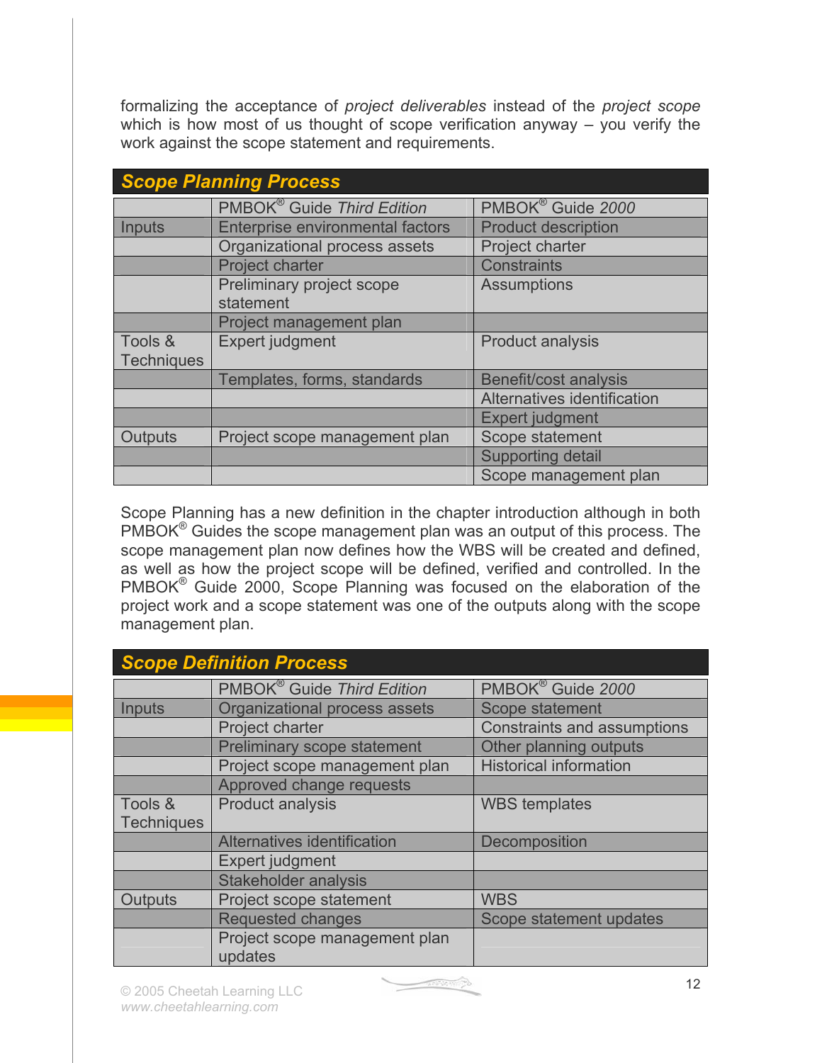formalizing the acceptance of *project deliverables* instead of the *project scope* which is how most of us thought of scope verification anyway – you verify the work against the scope statement and requirements.

## Scope Planning Process

| | PMBOK® Guide *Third Edition* | PMBOK® Guide *2000* |
|---|---|---|
| Inputs | Enterprise environmental factors | Product description |
| | Organizational process assets | Project charter |
| | Project charter | Constraints |
| | Preliminary project scope statement | Assumptions |
| | Project management plan | |
| Tools & Techniques | Expert judgment | Product analysis |
| | Templates, forms, standards | Benefit/cost analysis |
| | | Alternatives identification |
| | | Expert judgment |
| Outputs | Project scope management plan | Scope statement |
| | | Supporting detail |
| | | Scope management plan |

Scope Planning has a new definition in the chapter introduction although in both PMBOK® Guides the scope management plan was an output of this process. The scope management plan now defines how the WBS will be created and defined, as well as how the project scope will be defined, verified and controlled. In the PMBOK® Guide 2000, Scope Planning was focused on the elaboration of the project work and a scope statement was one of the outputs along with the scope management plan.

## Scope Definition Process

| | PMBOK® Guide *Third Edition* | PMBOK® Guide *2000* |
|---|---|---|
| Inputs | Organizational process assets | Scope statement |
| | Project charter | Constraints and assumptions |
| | Preliminary scope statement | Other planning outputs |
| | Project scope management plan | Historical information |
| | Approved change requests | |
| Tools & Techniques | Product analysis | WBS templates |
| | Alternatives identification | Decomposition |
| | Expert judgment | |
| | Stakeholder analysis | |
| Outputs | Project scope statement | WBS |
| | Requested changes | Scope statement updates |
| | Project scope management plan updates | |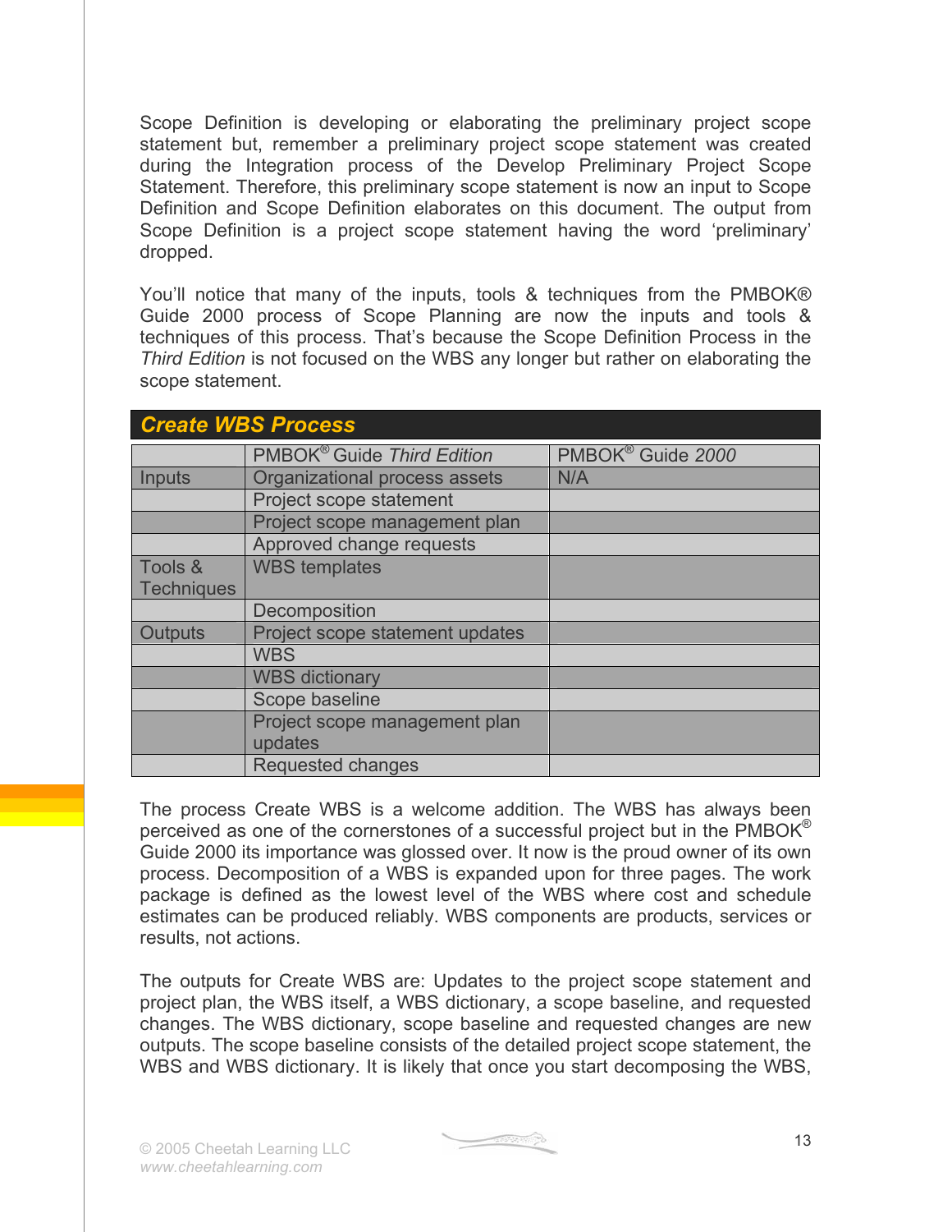Scope Definition is developing or elaborating the preliminary project scope statement but, remember a preliminary project scope statement was created during the Integration process of the Develop Preliminary Project Scope Statement. Therefore, this preliminary scope statement is now an input to Scope Definition and Scope Definition elaborates on this document. The output from Scope Definition is a project scope statement having the word 'preliminary' dropped.

You'll notice that many of the inputs, tools & techniques from the PMBOK® Guide 2000 process of Scope Planning are now the inputs and tools & techniques of this process. That's because the Scope Definition Process in the *Third Edition* is not focused on the WBS any longer but rather on elaborating the scope statement.

## Create WBS Process

| | PMBOK® Guide *Third Edition* | PMBOK® Guide *2000* |
|---|---|---|
| Inputs | Organizational process assets | N/A |
| | Project scope statement | |
| | Project scope management plan | |
| | Approved change requests | |
| Tools & Techniques | WBS templates | |
| | Decomposition | |
| Outputs | Project scope statement updates | |
| | WBS | |
| | WBS dictionary | |
| | Scope baseline | |
| | Project scope management plan updates | |
| | Requested changes | |

The process Create WBS is a welcome addition. The WBS has always been perceived as one of the cornerstones of a successful project but in the PMBOK® Guide 2000 its importance was glossed over. It now is the proud owner of its own process. Decomposition of a WBS is expanded upon for three pages. The work package is defined as the lowest level of the WBS where cost and schedule estimates can be produced reliably. WBS components are products, services or results, not actions.

The outputs for Create WBS are: Updates to the project scope statement and project plan, the WBS itself, a WBS dictionary, a scope baseline, and requested changes. The WBS dictionary, scope baseline and requested changes are new outputs. The scope baseline consists of the detailed project scope statement, the WBS and WBS dictionary. It is likely that once you start decomposing the WBS,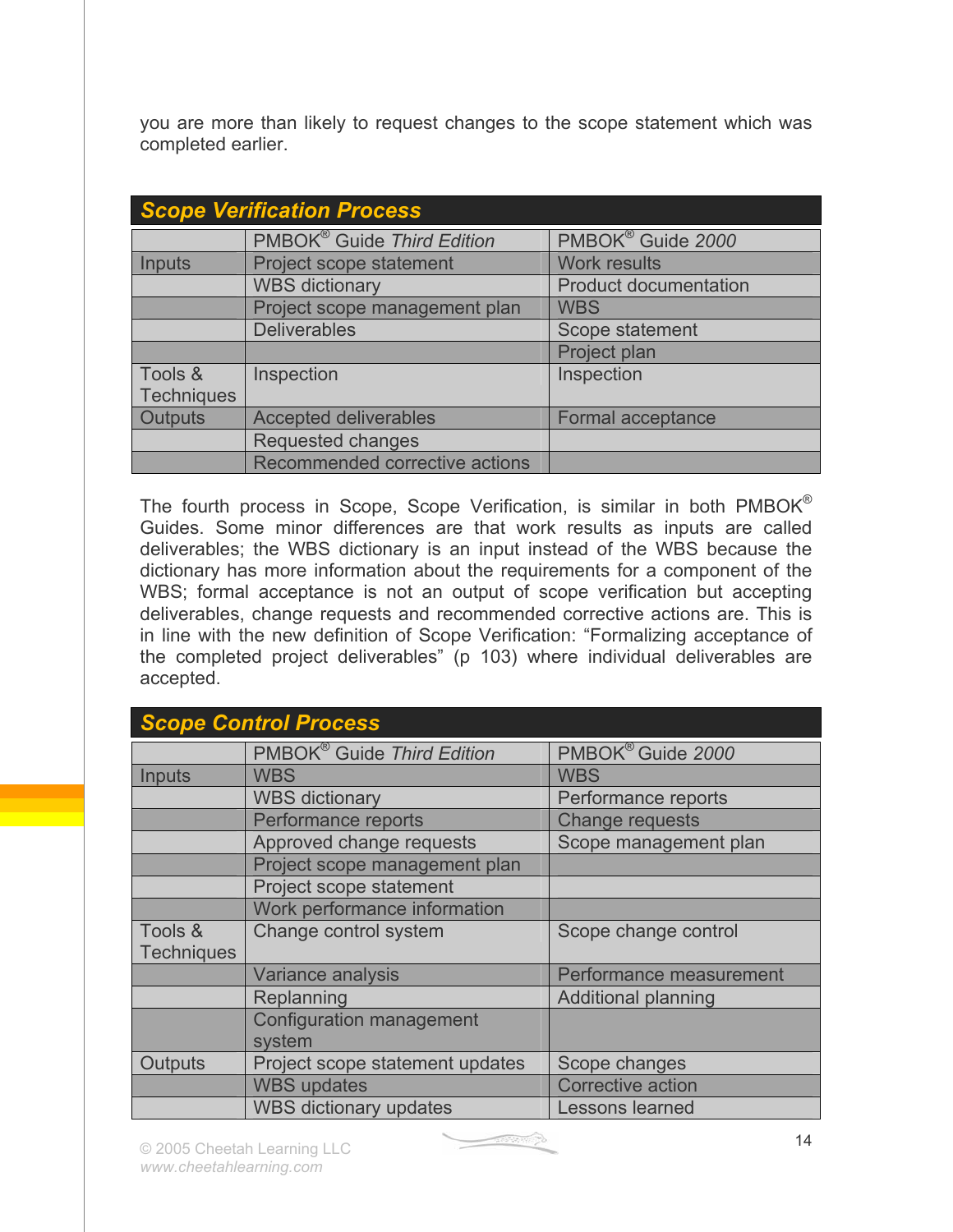you are more than likely to request changes to the scope statement which was completed earlier.

## Scope Verification Process

| | PMBOK® Guide *Third Edition* | PMBOK® Guide *2000* |
|---|---|---|
| Inputs | Project scope statement | Work results |
| | WBS dictionary | Product documentation |
| | Project scope management plan | WBS |
| | Deliverables | Scope statement |
| | | Project plan |
| Tools & Techniques | Inspection | Inspection |
| Outputs | Accepted deliverables | Formal acceptance |
| | Requested changes | |
| | Recommended corrective actions | |

The fourth process in Scope, Scope Verification, is similar in both PMBOK® Guides. Some minor differences are that work results as inputs are called deliverables; the WBS dictionary is an input instead of the WBS because the dictionary has more information about the requirements for a component of the WBS; formal acceptance is not an output of scope verification but accepting deliverables, change requests and recommended corrective actions are. This is in line with the new definition of Scope Verification: "Formalizing acceptance of the completed project deliverables" (p 103) where individual deliverables are accepted.

## Scope Control Process

| | PMBOK® Guide *Third Edition* | PMBOK® Guide *2000* |
|---|---|---|
| Inputs | WBS | WBS |
| | WBS dictionary | Performance reports |
| | Performance reports | Change requests |
| | Approved change requests | Scope management plan |
| | Project scope management plan | |
| | Project scope statement | |
| | Work performance information | |
| Tools & Techniques | Change control system | Scope change control |
| | Variance analysis | Performance measurement |
| | Replanning | Additional planning |
| | Configuration management system | |
| Outputs | Project scope statement updates | Scope changes |
| | WBS updates | Corrective action |
| | WBS dictionary updates | Lessons learned |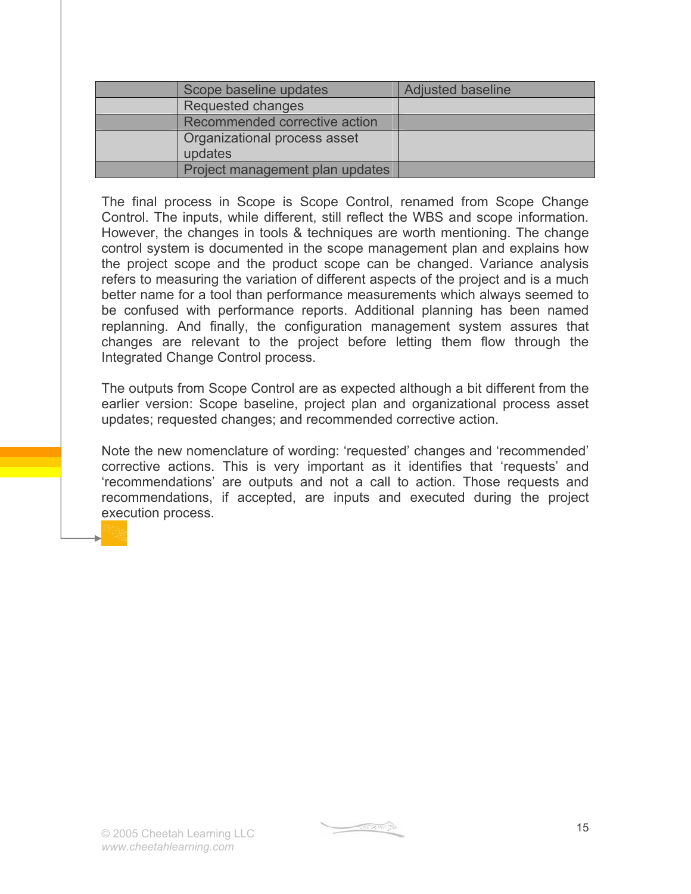| | Scope baseline updates | Adjusted baseline |
|---|---|---|
| | Requested changes | |
| | Recommended corrective action | |
| | Organizational process asset updates | |
| | Project management plan updates | |

The final process in Scope is Scope Control, renamed from Scope Change Control. The inputs, while different, still reflect the WBS and scope information. However, the changes in tools & techniques are worth mentioning. The change control system is documented in the scope management plan and explains how the project scope and the product scope can be changed. Variance analysis refers to measuring the variation of different aspects of the project and is a much better name for a tool than performance measurements which always seemed to be confused with performance reports. Additional planning has been named replanning. And finally, the configuration management system assures that changes are relevant to the project before letting them flow through the Integrated Change Control process.

The outputs from Scope Control are as expected although a bit different from the earlier version: Scope baseline, project plan and organizational process asset updates; requested changes; and recommended corrective action.

Note the new nomenclature of wording: 'requested' changes and 'recommended' corrective actions. This is very important as it identifies that 'requests' and 'recommendations' are outputs and not a call to action. Those requests and recommendations, if accepted, are inputs and executed during the project execution process.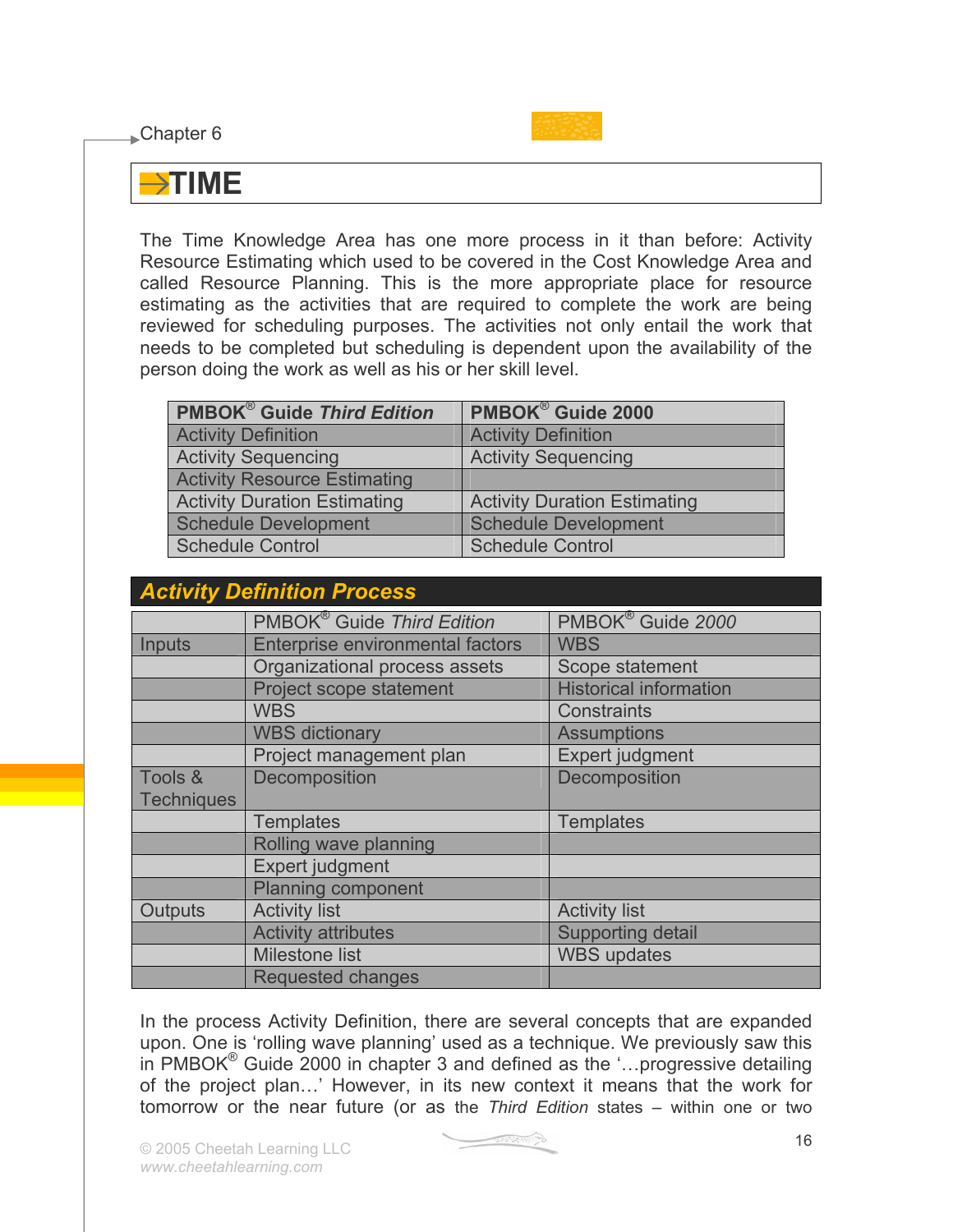Chapter 6

# TIME

The Time Knowledge Area has one more process in it than before: Activity Resource Estimating which used to be covered in the Cost Knowledge Area and called Resource Planning. This is the more appropriate place for resource estimating as the activities that are required to complete the work are being reviewed for scheduling purposes. The activities not only entail the work that needs to be completed but scheduling is dependent upon the availability of the person doing the work as well as his or her skill level.

| PMBOK® Guide *Third Edition* | PMBOK® Guide 2000 |
|---|---|
| Activity Definition | Activity Definition |
| Activity Sequencing | Activity Sequencing |
| Activity Resource Estimating | |
| Activity Duration Estimating | Activity Duration Estimating |
| Schedule Development | Schedule Development |
| Schedule Control | Schedule Control |

## *Activity Definition Process*

| | PMBOK® Guide *Third Edition* | PMBOK® Guide *2000* |
|---|---|---|
| Inputs | Enterprise environmental factors | WBS |
| | Organizational process assets | Scope statement |
| | Project scope statement | Historical information |
| | WBS | Constraints |
| | WBS dictionary | Assumptions |
| | Project management plan | Expert judgment |
| Tools & Techniques | Decomposition | Decomposition |
| | Templates | Templates |
| | Rolling wave planning | |
| | Expert judgment | |
| | Planning component | |
| Outputs | Activity list | Activity list |
| | Activity attributes | Supporting detail |
| | Milestone list | WBS updates |
| | Requested changes | |

In the process Activity Definition, there are several concepts that are expanded upon. One is 'rolling wave planning' used as a technique. We previously saw this in PMBOK® Guide 2000 in chapter 3 and defined as the '…progressive detailing of the project plan…' However, in its new context it means that the work for tomorrow or the near future (or as the *Third Edition* states – within one or two

© 2005 Cheetah Learning LLC
www.cheetahlearning.com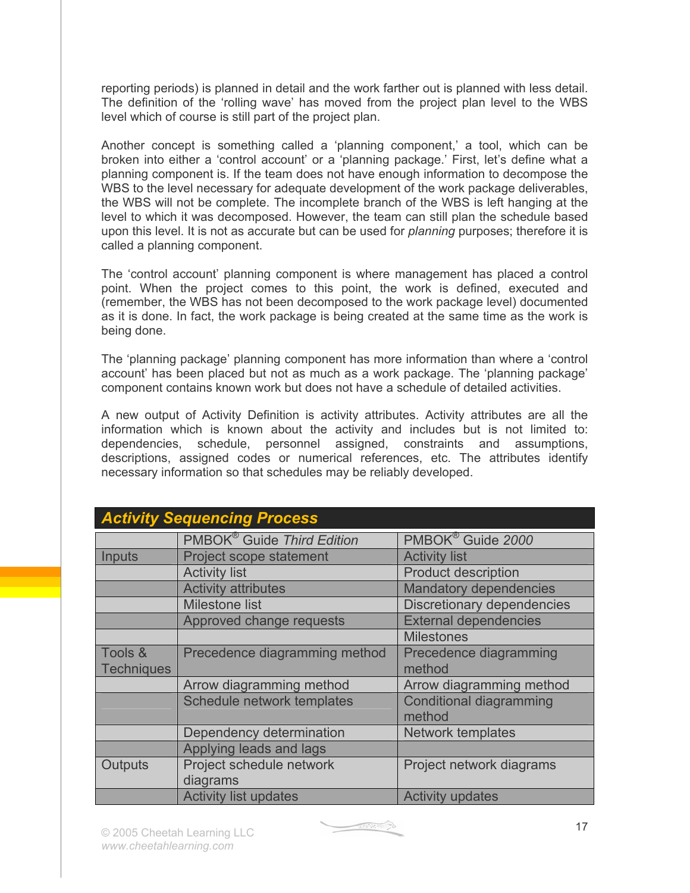reporting periods) is planned in detail and the work farther out is planned with less detail. The definition of the 'rolling wave' has moved from the project plan level to the WBS level which of course is still part of the project plan.

Another concept is something called a 'planning component,' a tool, which can be broken into either a 'control account' or a 'planning package.' First, let's define what a planning component is. If the team does not have enough information to decompose the WBS to the level necessary for adequate development of the work package deliverables, the WBS will not be complete. The incomplete branch of the WBS is left hanging at the level to which it was decomposed. However, the team can still plan the schedule based upon this level. It is not as accurate but can be used for *planning* purposes; therefore it is called a planning component.

The 'control account' planning component is where management has placed a control point. When the project comes to this point, the work is defined, executed and (remember, the WBS has not been decomposed to the work package level) documented as it is done. In fact, the work package is being created at the same time as the work is being done.

The 'planning package' planning component has more information than where a 'control account' has been placed but not as much as a work package. The 'planning package' component contains known work but does not have a schedule of detailed activities.

A new output of Activity Definition is activity attributes. Activity attributes are all the information which is known about the activity and includes but is not limited to: dependencies, schedule, personnel assigned, constraints and assumptions, descriptions, assigned codes or numerical references, etc. The attributes identify necessary information so that schedules may be reliably developed.

## *Activity Sequencing Process*

| | PMBOK® Guide *Third Edition* | PMBOK® Guide *2000* |
|---|---|---|
| Inputs | Project scope statement | Activity list |
| | Activity list | Product description |
| | Activity attributes | Mandatory dependencies |
| | Milestone list | Discretionary dependencies |
| | Approved change requests | External dependencies |
| | | Milestones |
| Tools & Techniques | Precedence diagramming method | Precedence diagramming method |
| | Arrow diagramming method | Arrow diagramming method |
| | Schedule network templates | Conditional diagramming method |
| | Dependency determination | Network templates |
| | Applying leads and lags | |
| Outputs | Project schedule network diagrams | Project network diagrams |
| | Activity list updates | Activity updates |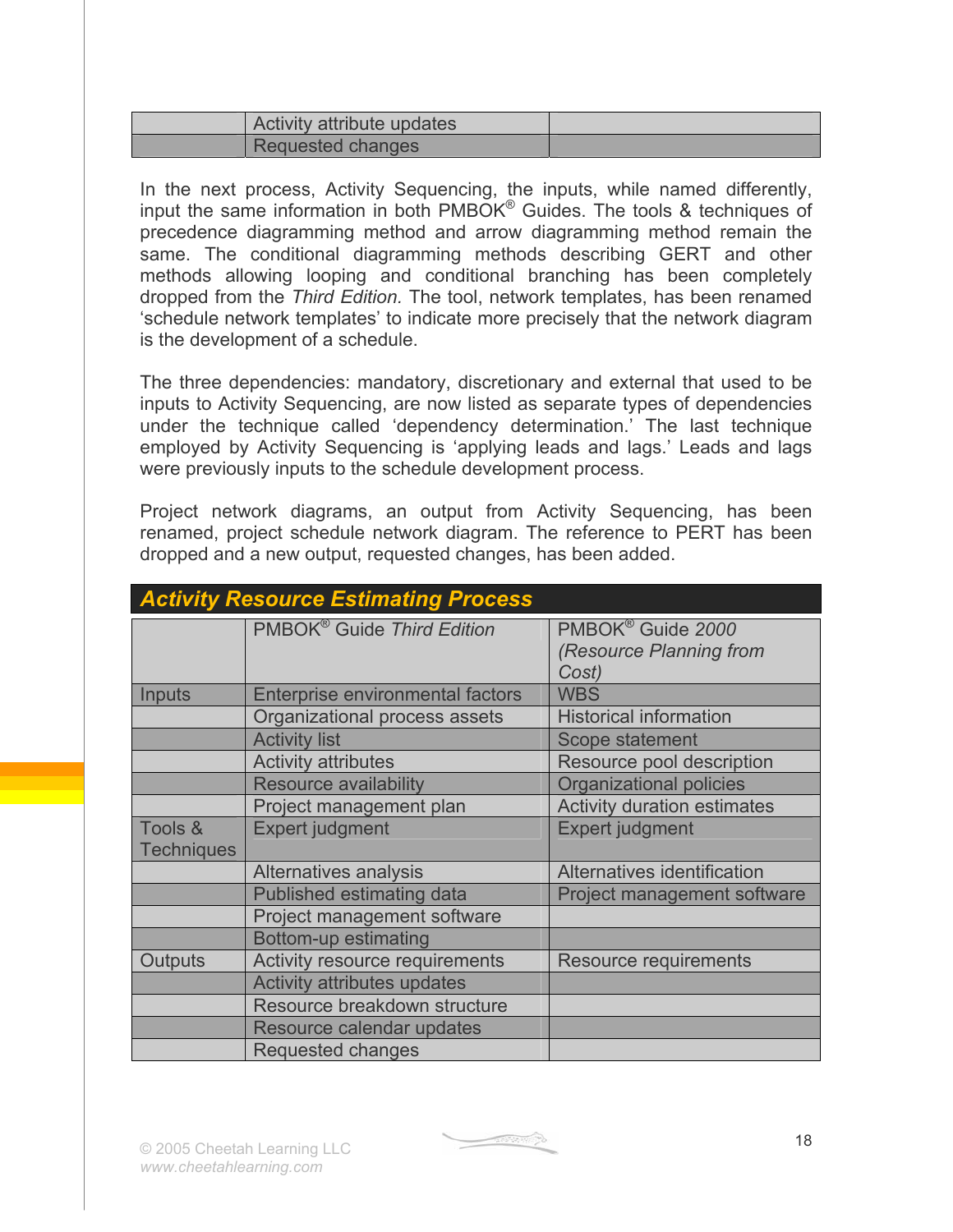| | | |
|---|---|---|
| | Activity attribute updates | |
| | Requested changes | |

In the next process, Activity Sequencing, the inputs, while named differently, input the same information in both PMBOK® Guides. The tools & techniques of precedence diagramming method and arrow diagramming method remain the same. The conditional diagramming methods describing GERT and other methods allowing looping and conditional branching has been completely dropped from the *Third Edition.* The tool, network templates, has been renamed 'schedule network templates' to indicate more precisely that the network diagram is the development of a schedule.

The three dependencies: mandatory, discretionary and external that used to be inputs to Activity Sequencing, are now listed as separate types of dependencies under the technique called 'dependency determination.' The last technique employed by Activity Sequencing is 'applying leads and lags.' Leads and lags were previously inputs to the schedule development process.

Project network diagrams, an output from Activity Sequencing, has been renamed, project schedule network diagram. The reference to PERT has been dropped and a new output, requested changes, has been added.

## Activity Resource Estimating Process

| | PMBOK® Guide *Third Edition* | PMBOK® Guide *2000 (Resource Planning from Cost)* |
|---|---|---|
| Inputs | Enterprise environmental factors | WBS |
| | Organizational process assets | Historical information |
| | Activity list | Scope statement |
| | Activity attributes | Resource pool description |
| | Resource availability | Organizational policies |
| | Project management plan | Activity duration estimates |
| Tools & Techniques | Expert judgment | Expert judgment |
| | Alternatives analysis | Alternatives identification |
| | Published estimating data | Project management software |
| | Project management software | |
| | Bottom-up estimating | |
| Outputs | Activity resource requirements | Resource requirements |
| | Activity attributes updates | |
| | Resource breakdown structure | |
| | Resource calendar updates | |
| | Requested changes | |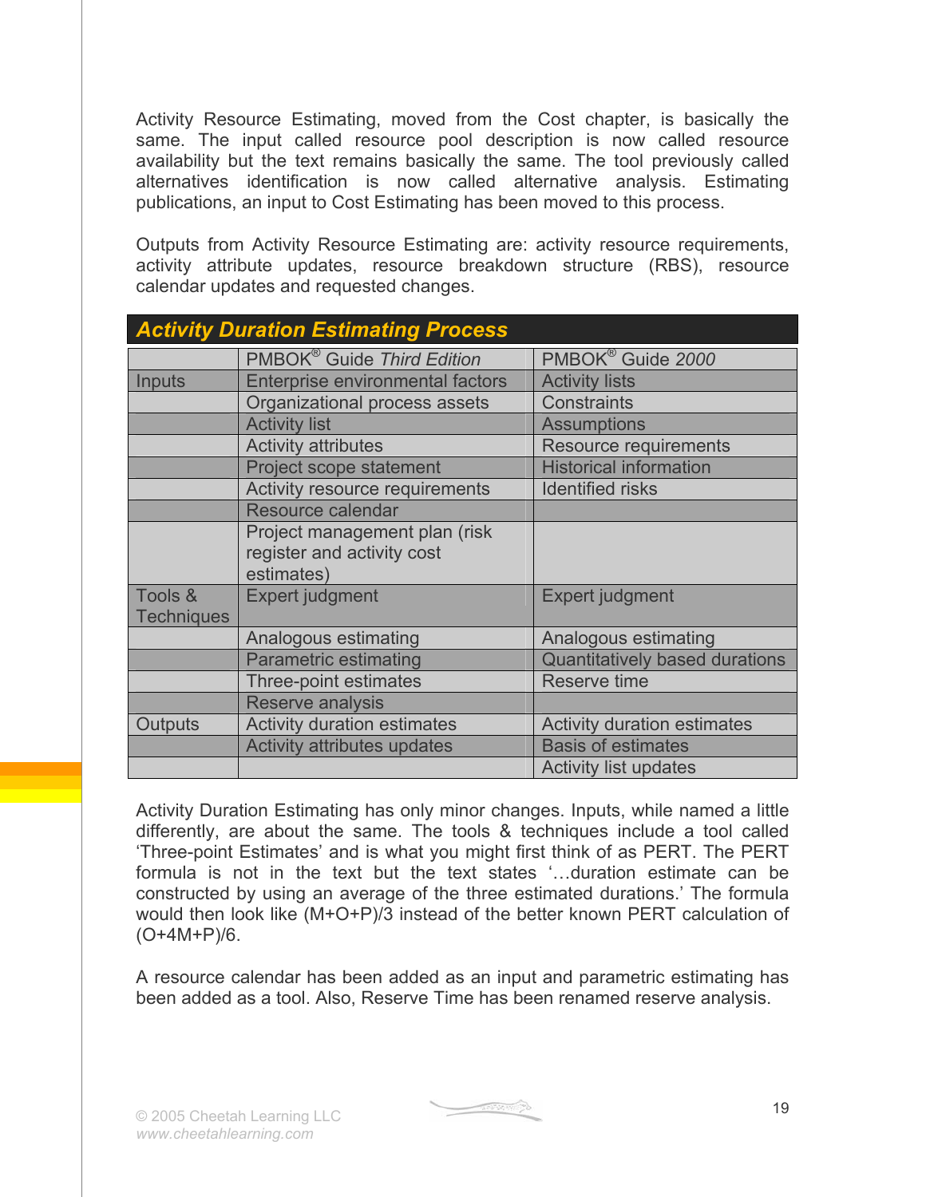Activity Resource Estimating, moved from the Cost chapter, is basically the same. The input called resource pool description is now called resource availability but the text remains basically the same. The tool previously called alternatives identification is now called alternative analysis. Estimating publications, an input to Cost Estimating has been moved to this process.

Outputs from Activity Resource Estimating are: activity resource requirements, activity attribute updates, resource breakdown structure (RBS), resource calendar updates and requested changes.

## Activity Duration Estimating Process

| | PMBOK® Guide *Third Edition* | PMBOK® Guide *2000* |
|---|---|---|
| Inputs | Enterprise environmental factors | Activity lists |
| | Organizational process assets | Constraints |
| | Activity list | Assumptions |
| | Activity attributes | Resource requirements |
| | Project scope statement | Historical information |
| | Activity resource requirements | Identified risks |
| | Resource calendar | |
| | Project management plan (risk register and activity cost estimates) | |
| Tools & Techniques | Expert judgment | Expert judgment |
| | Analogous estimating | Analogous estimating |
| | Parametric estimating | Quantitatively based durations |
| | Three-point estimates | Reserve time |
| | Reserve analysis | |
| Outputs | Activity duration estimates | Activity duration estimates |
| | Activity attributes updates | Basis of estimates |
| | | Activity list updates |

Activity Duration Estimating has only minor changes. Inputs, while named a little differently, are about the same. The tools & techniques include a tool called 'Three-point Estimates' and is what you might first think of as PERT. The PERT formula is not in the text but the text states '…duration estimate can be constructed by using an average of the three estimated durations.' The formula would then look like (M+O+P)/3 instead of the better known PERT calculation of (O+4M+P)/6.

A resource calendar has been added as an input and parametric estimating has been added as a tool. Also, Reserve Time has been renamed reserve analysis.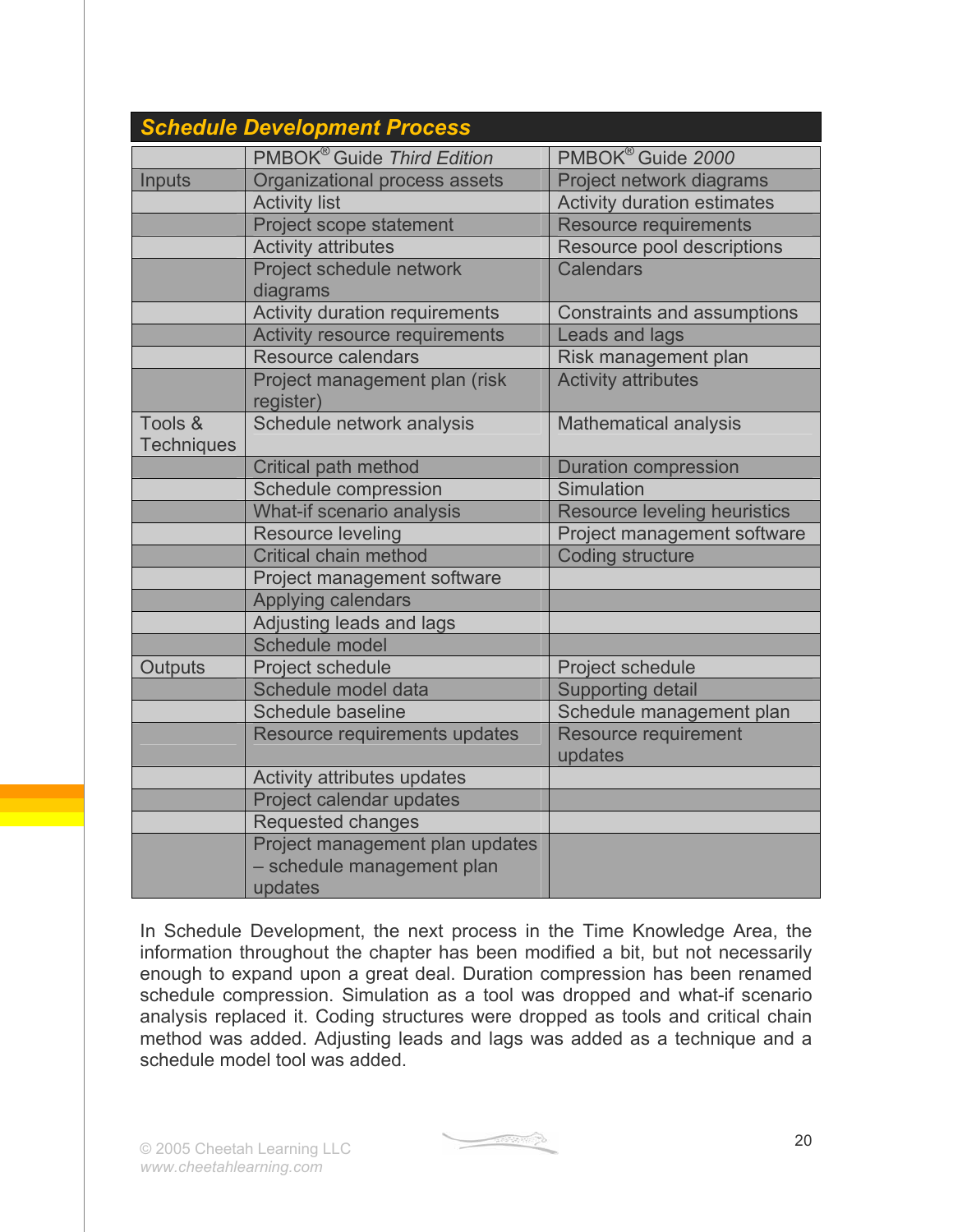## Schedule Development Process

| | PMBOK® Guide *Third Edition* | PMBOK® Guide *2000* |
|---|---|---|
| Inputs | Organizational process assets | Project network diagrams |
| | Activity list | Activity duration estimates |
| | Project scope statement | Resource requirements |
| | Activity attributes | Resource pool descriptions |
| | Project schedule network diagrams | Calendars |
| | Activity duration requirements | Constraints and assumptions |
| | Activity resource requirements | Leads and lags |
| | Resource calendars | Risk management plan |
| | Project management plan (risk register) | Activity attributes |
| Tools & Techniques | Schedule network analysis | Mathematical analysis |
| | Critical path method | Duration compression |
| | Schedule compression | Simulation |
| | What-if scenario analysis | Resource leveling heuristics |
| | Resource leveling | Project management software |
| | Critical chain method | Coding structure |
| | Project management software | |
| | Applying calendars | |
| | Adjusting leads and lags | |
| | Schedule model | |
| Outputs | Project schedule | Project schedule |
| | Schedule model data | Supporting detail |
| | Schedule baseline | Schedule management plan |
| | Resource requirements updates | Resource requirement updates |
| | Activity attributes updates | |
| | Project calendar updates | |
| | Requested changes | |
| | Project management plan updates – schedule management plan updates | |

In Schedule Development, the next process in the Time Knowledge Area, the information throughout the chapter has been modified a bit, but not necessarily enough to expand upon a great deal. Duration compression has been renamed schedule compression. Simulation as a tool was dropped and what-if scenario analysis replaced it. Coding structures were dropped as tools and critical chain method was added. Adjusting leads and lags was added as a technique and a schedule model tool was added.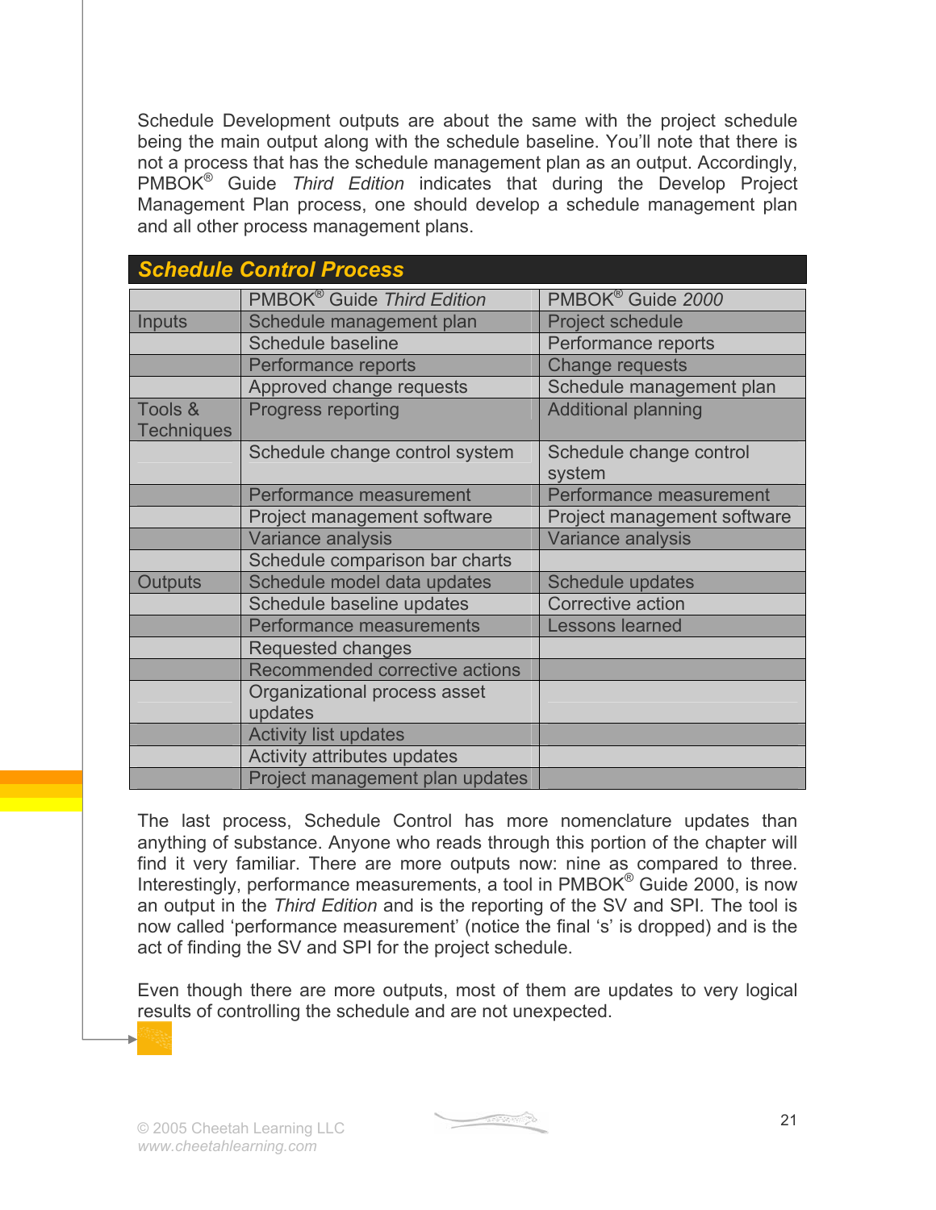Schedule Development outputs are about the same with the project schedule being the main output along with the schedule baseline. You'll note that there is not a process that has the schedule management plan as an output. Accordingly, PMBOK® Guide *Third Edition* indicates that during the Develop Project Management Plan process, one should develop a schedule management plan and all other process management plans.

## Schedule Control Process

| | PMBOK® Guide *Third Edition* | PMBOK® Guide *2000* |
|---|---|---|
| Inputs | Schedule management plan | Project schedule |
| | Schedule baseline | Performance reports |
| | Performance reports | Change requests |
| | Approved change requests | Schedule management plan |
| Tools & Techniques | Progress reporting | Additional planning |
| | Schedule change control system | Schedule change control system |
| | Performance measurement | Performance measurement |
| | Project management software | Project management software |
| | Variance analysis | Variance analysis |
| | Schedule comparison bar charts | |
| Outputs | Schedule model data updates | Schedule updates |
| | Schedule baseline updates | Corrective action |
| | Performance measurements | Lessons learned |
| | Requested changes | |
| | Recommended corrective actions | |
| | Organizational process asset updates | |
| | Activity list updates | |
| | Activity attributes updates | |
| | Project management plan updates | |

The last process, Schedule Control has more nomenclature updates than anything of substance. Anyone who reads through this portion of the chapter will find it very familiar. There are more outputs now: nine as compared to three. Interestingly, performance measurements, a tool in PMBOK® Guide 2000, is now an output in the *Third Edition* and is the reporting of the SV and SPI. The tool is now called 'performance measurement' (notice the final 's' is dropped) and is the act of finding the SV and SPI for the project schedule.

Even though there are more outputs, most of them are updates to very logical results of controlling the schedule and are not unexpected.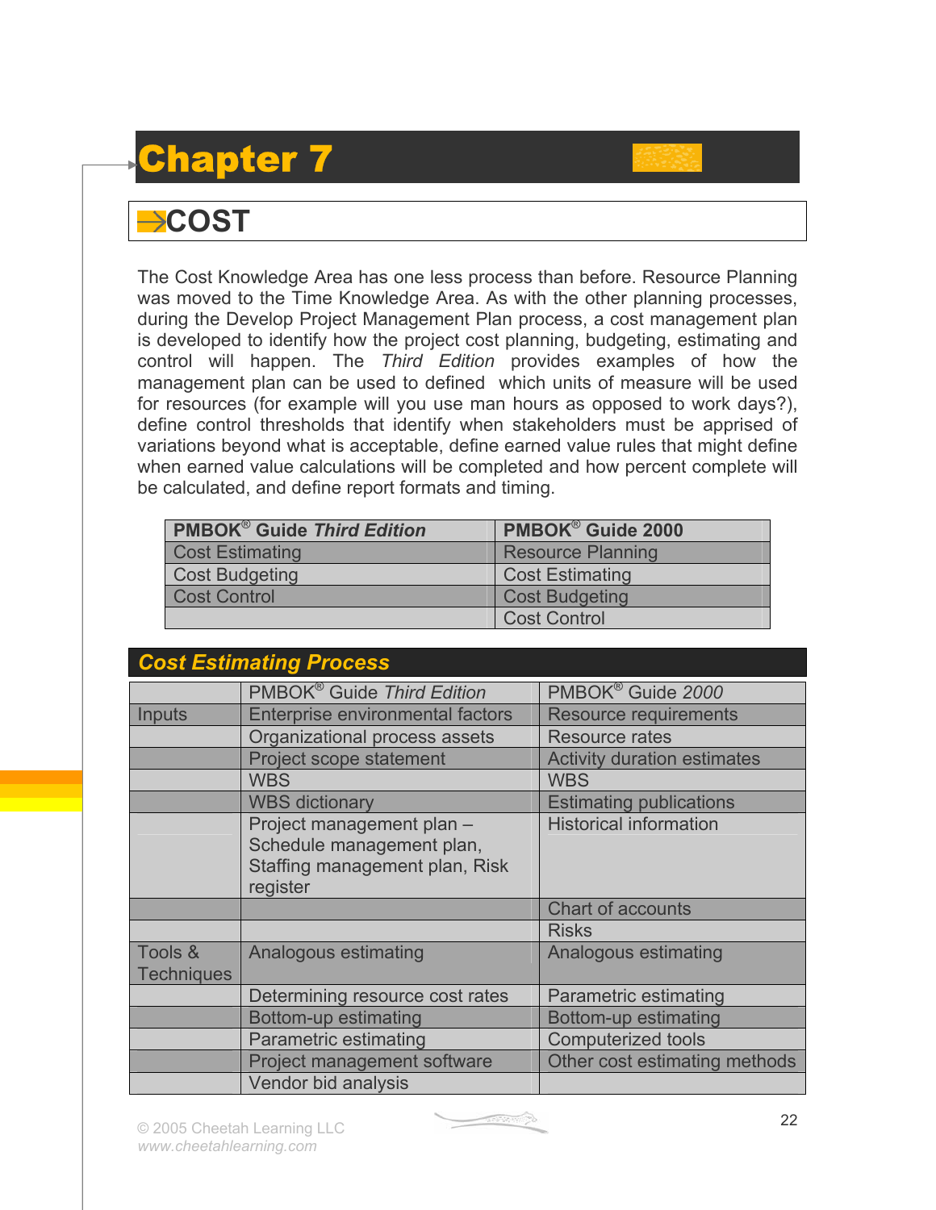# Chapter 7

## COST

The Cost Knowledge Area has one less process than before. Resource Planning was moved to the Time Knowledge Area. As with the other planning processes, during the Develop Project Management Plan process, a cost management plan is developed to identify how the project cost planning, budgeting, estimating and control will happen. The *Third Edition* provides examples of how the management plan can be used to defined which units of measure will be used for resources (for example will you use man hours as opposed to work days?), define control thresholds that identify when stakeholders must be apprised of variations beyond what is acceptable, define earned value rules that might define when earned value calculations will be completed and how percent complete will be calculated, and define report formats and timing.

| PMBOK® Guide *Third Edition* | PMBOK® Guide 2000 |
|---|---|
| Cost Estimating | Resource Planning |
| Cost Budgeting | Cost Estimating |
| Cost Control | Cost Budgeting |
| | Cost Control |

### Cost Estimating Process

| | PMBOK® Guide *Third Edition* | PMBOK® Guide *2000* |
|---|---|---|
| Inputs | Enterprise environmental factors | Resource requirements |
| | Organizational process assets | Resource rates |
| | Project scope statement | Activity duration estimates |
| | WBS | WBS |
| | WBS dictionary | Estimating publications |
| | Project management plan – Schedule management plan, Staffing management plan, Risk register | Historical information |
| | | Chart of accounts |
| | | Risks |
| Tools & Techniques | Analogous estimating | Analogous estimating |
| | Determining resource cost rates | Parametric estimating |
| | Bottom-up estimating | Bottom-up estimating |
| | Parametric estimating | Computerized tools |
| | Project management software | Other cost estimating methods |
| | Vendor bid analysis | |

© 2005 Cheetah Learning LLC
www.cheetahlearning.com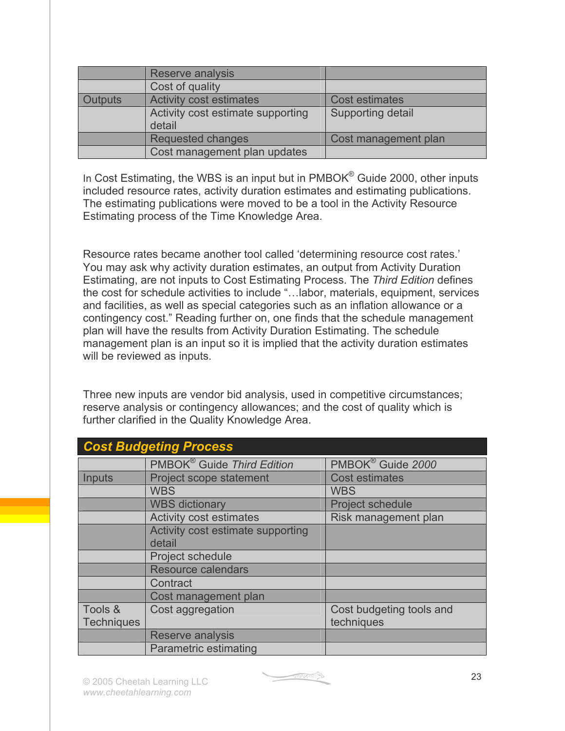| | | |
|---|---|---|
| | Reserve analysis | |
| | Cost of quality | |
| Outputs | Activity cost estimates | Cost estimates |
| | Activity cost estimate supporting detail | Supporting detail |
| | Requested changes | Cost management plan |
| | Cost management plan updates | |

In Cost Estimating, the WBS is an input but in PMBOK® Guide 2000, other inputs included resource rates, activity duration estimates and estimating publications. The estimating publications were moved to be a tool in the Activity Resource Estimating process of the Time Knowledge Area.

Resource rates became another tool called 'determining resource cost rates.' You may ask why activity duration estimates, an output from Activity Duration Estimating, are not inputs to Cost Estimating Process. The *Third Edition* defines the cost for schedule activities to include "…labor, materials, equipment, services and facilities, as well as special categories such as an inflation allowance or a contingency cost." Reading further on, one finds that the schedule management plan will have the results from Activity Duration Estimating. The schedule management plan is an input so it is implied that the activity duration estimates will be reviewed as inputs.

Three new inputs are vendor bid analysis, used in competitive circumstances; reserve analysis or contingency allowances; and the cost of quality which is further clarified in the Quality Knowledge Area.

## Cost Budgeting Process

| | PMBOK® Guide *Third Edition* | PMBOK® Guide *2000* |
|---|---|---|
| Inputs | Project scope statement | Cost estimates |
| | WBS | WBS |
| | WBS dictionary | Project schedule |
| | Activity cost estimates | Risk management plan |
| | Activity cost estimate supporting detail | |
| | Project schedule | |
| | Resource calendars | |
| | Contract | |
| | Cost management plan | |
| Tools & Techniques | Cost aggregation | Cost budgeting tools and techniques |
| | Reserve analysis | |
| | Parametric estimating | |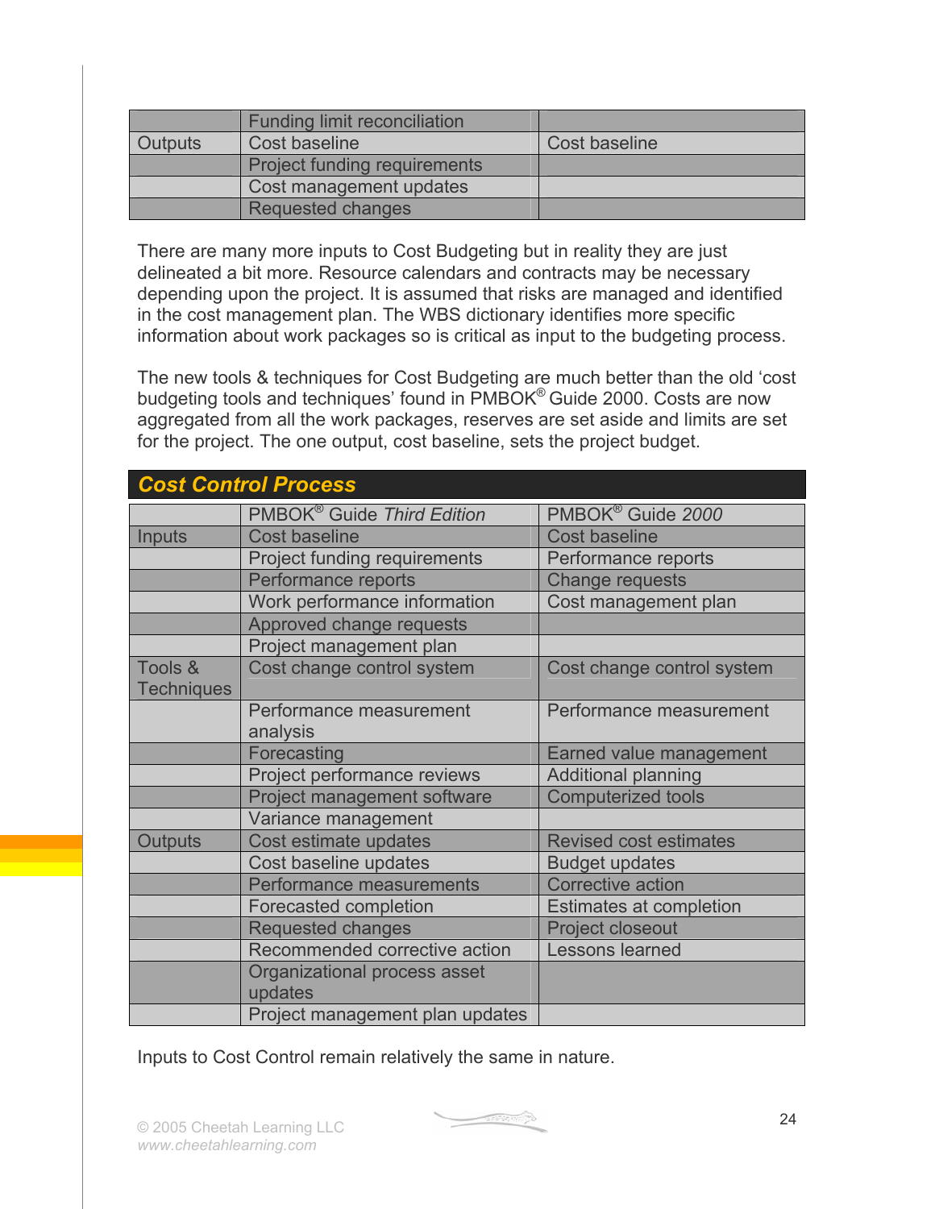| | | |
|---|---|---|
| | Funding limit reconciliation | |
| Outputs | Cost baseline | Cost baseline |
| | Project funding requirements | |
| | Cost management updates | |
| | Requested changes | |

There are many more inputs to Cost Budgeting but in reality they are just delineated a bit more. Resource calendars and contracts may be necessary depending upon the project. It is assumed that risks are managed and identified in the cost management plan. The WBS dictionary identifies more specific information about work packages so is critical as input to the budgeting process.

The new tools & techniques for Cost Budgeting are much better than the old 'cost budgeting tools and techniques' found in PMBOK® Guide 2000. Costs are now aggregated from all the work packages, reserves are set aside and limits are set for the project. The one output, cost baseline, sets the project budget.

## ***Cost Control Process***

| | PMBOK® Guide *Third Edition* | PMBOK® Guide *2000* |
|---|---|---|
| Inputs | Cost baseline | Cost baseline |
| | Project funding requirements | Performance reports |
| | Performance reports | Change requests |
| | Work performance information | Cost management plan |
| | Approved change requests | |
| | Project management plan | |
| Tools & Techniques | Cost change control system | Cost change control system |
| | Performance measurement analysis | Performance measurement |
| | Forecasting | Earned value management |
| | Project performance reviews | Additional planning |
| | Project management software | Computerized tools |
| | Variance management | |
| Outputs | Cost estimate updates | Revised cost estimates |
| | Cost baseline updates | Budget updates |
| | Performance measurements | Corrective action |
| | Forecasted completion | Estimates at completion |
| | Requested changes | Project closeout |
| | Recommended corrective action | Lessons learned |
| | Organizational process asset updates | |
| | Project management plan updates | |

Inputs to Cost Control remain relatively the same in nature.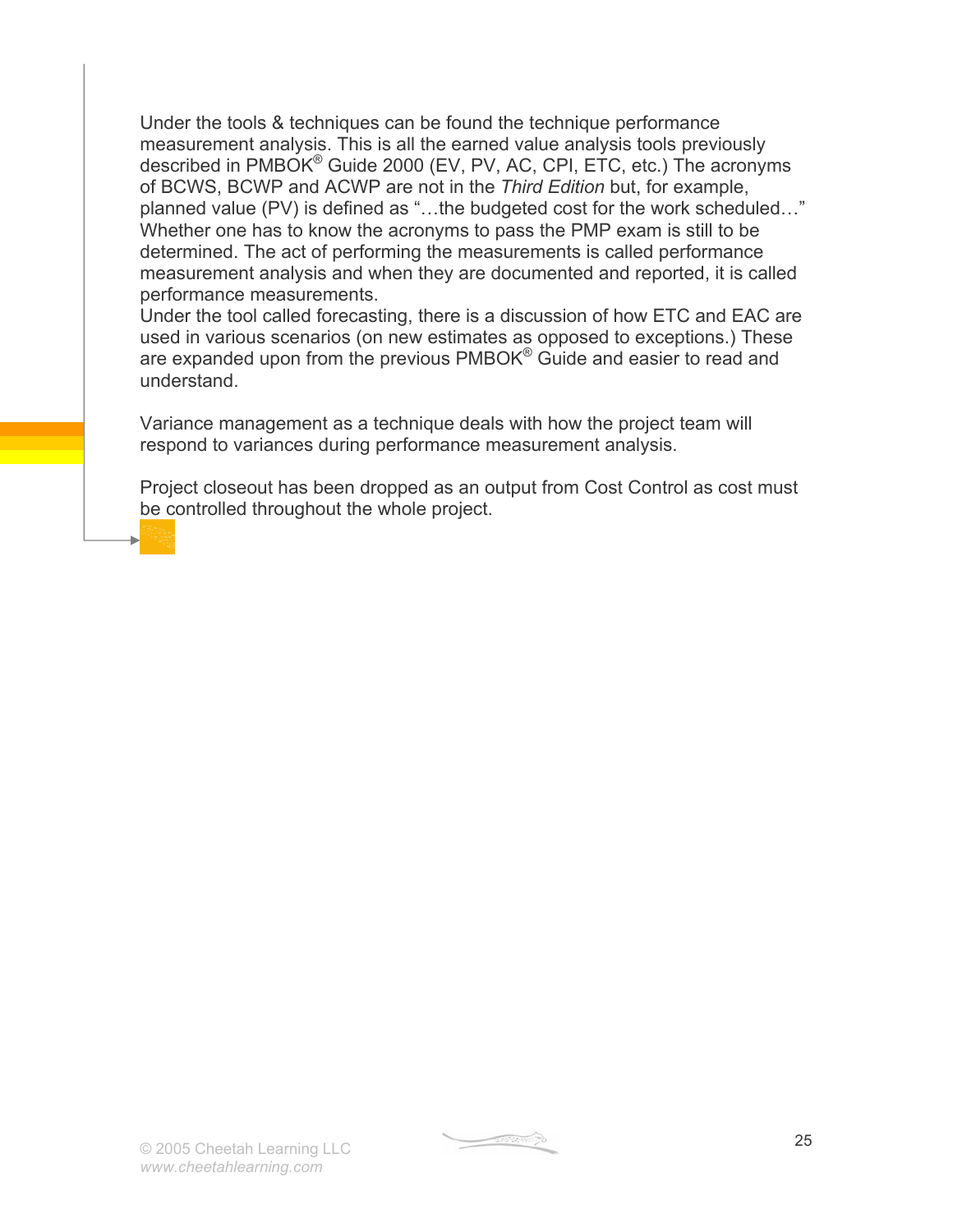Under the tools & techniques can be found the technique performance measurement analysis. This is all the earned value analysis tools previously described in PMBOK® Guide 2000 (EV, PV, AC, CPI, ETC, etc.) The acronyms of BCWS, BCWP and ACWP are not in the *Third Edition* but, for example, planned value (PV) is defined as "…the budgeted cost for the work scheduled…" Whether one has to know the acronyms to pass the PMP exam is still to be determined. The act of performing the measurements is called performance measurement analysis and when they are documented and reported, it is called performance measurements.
Under the tool called forecasting, there is a discussion of how ETC and EAC are used in various scenarios (on new estimates as opposed to exceptions.) These are expanded upon from the previous PMBOK® Guide and easier to read and understand.

Variance management as a technique deals with how the project team will respond to variances during performance measurement analysis.

Project closeout has been dropped as an output from Cost Control as cost must be controlled throughout the whole project.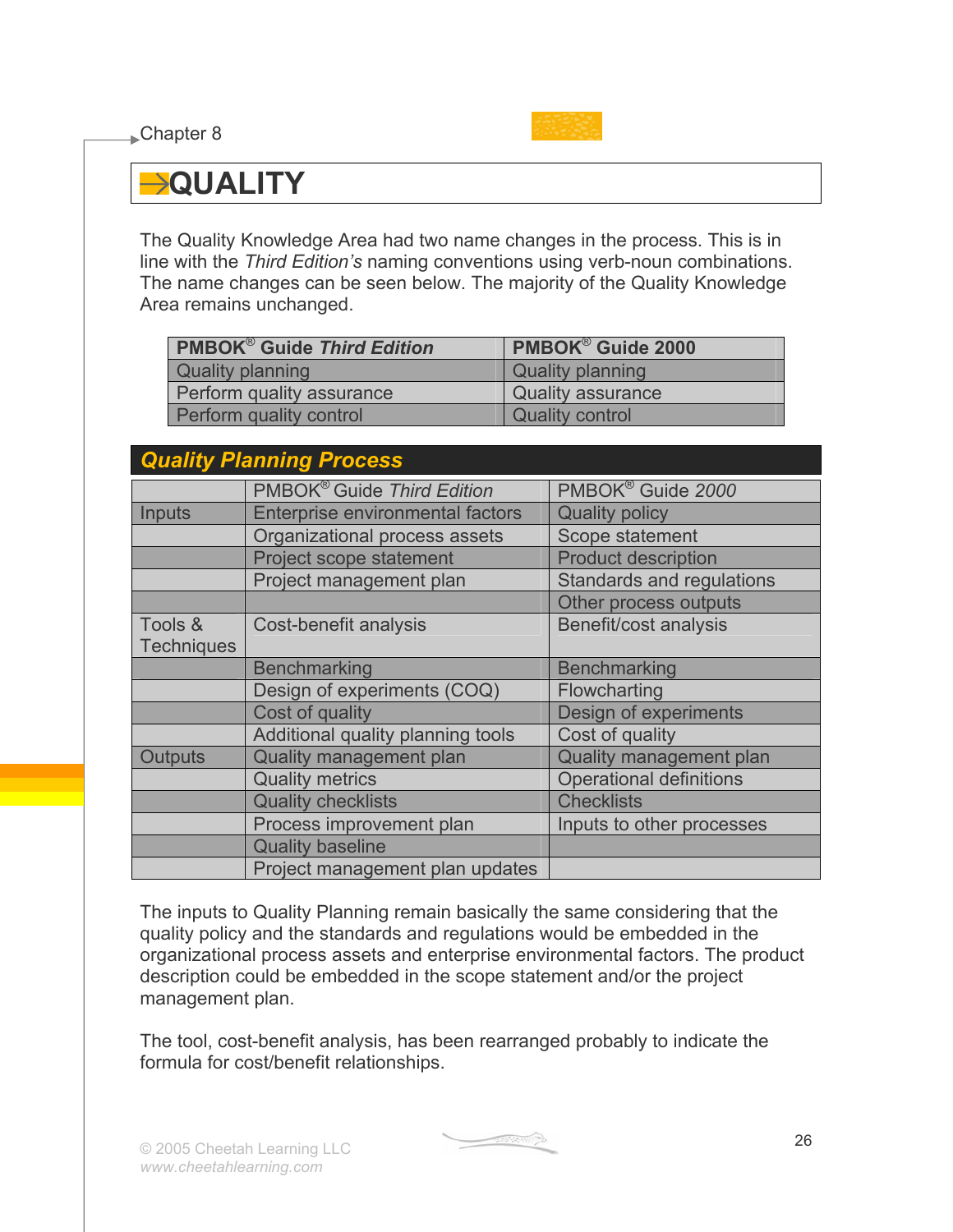Chapter 8

# QUALITY

The Quality Knowledge Area had two name changes in the process. This is in line with the *Third Edition's* naming conventions using verb-noun combinations. The name changes can be seen below. The majority of the Quality Knowledge Area remains unchanged.

| PMBOK® Guide *Third Edition* | PMBOK® Guide 2000 |
|---|---|
| Quality planning | Quality planning |
| Perform quality assurance | Quality assurance |
| Perform quality control | Quality control |

## *Quality Planning Process*

| | PMBOK® Guide *Third Edition* | PMBOK® Guide *2000* |
|---|---|---|
| Inputs | Enterprise environmental factors | Quality policy |
| | Organizational process assets | Scope statement |
| | Project scope statement | Product description |
| | Project management plan | Standards and regulations |
| | | Other process outputs |
| Tools & Techniques | Cost-benefit analysis | Benefit/cost analysis |
| | Benchmarking | Benchmarking |
| | Design of experiments (COQ) | Flowcharting |
| | Cost of quality | Design of experiments |
| | Additional quality planning tools | Cost of quality |
| Outputs | Quality management plan | Quality management plan |
| | Quality metrics | Operational definitions |
| | Quality checklists | Checklists |
| | Process improvement plan | Inputs to other processes |
| | Quality baseline | |
| | Project management plan updates | |

The inputs to Quality Planning remain basically the same considering that the quality policy and the standards and regulations would be embedded in the organizational process assets and enterprise environmental factors. The product description could be embedded in the scope statement and/or the project management plan.

The tool, cost-benefit analysis, has been rearranged probably to indicate the formula for cost/benefit relationships.

© 2005 Cheetah Learning LLC
www.cheetahlearning.com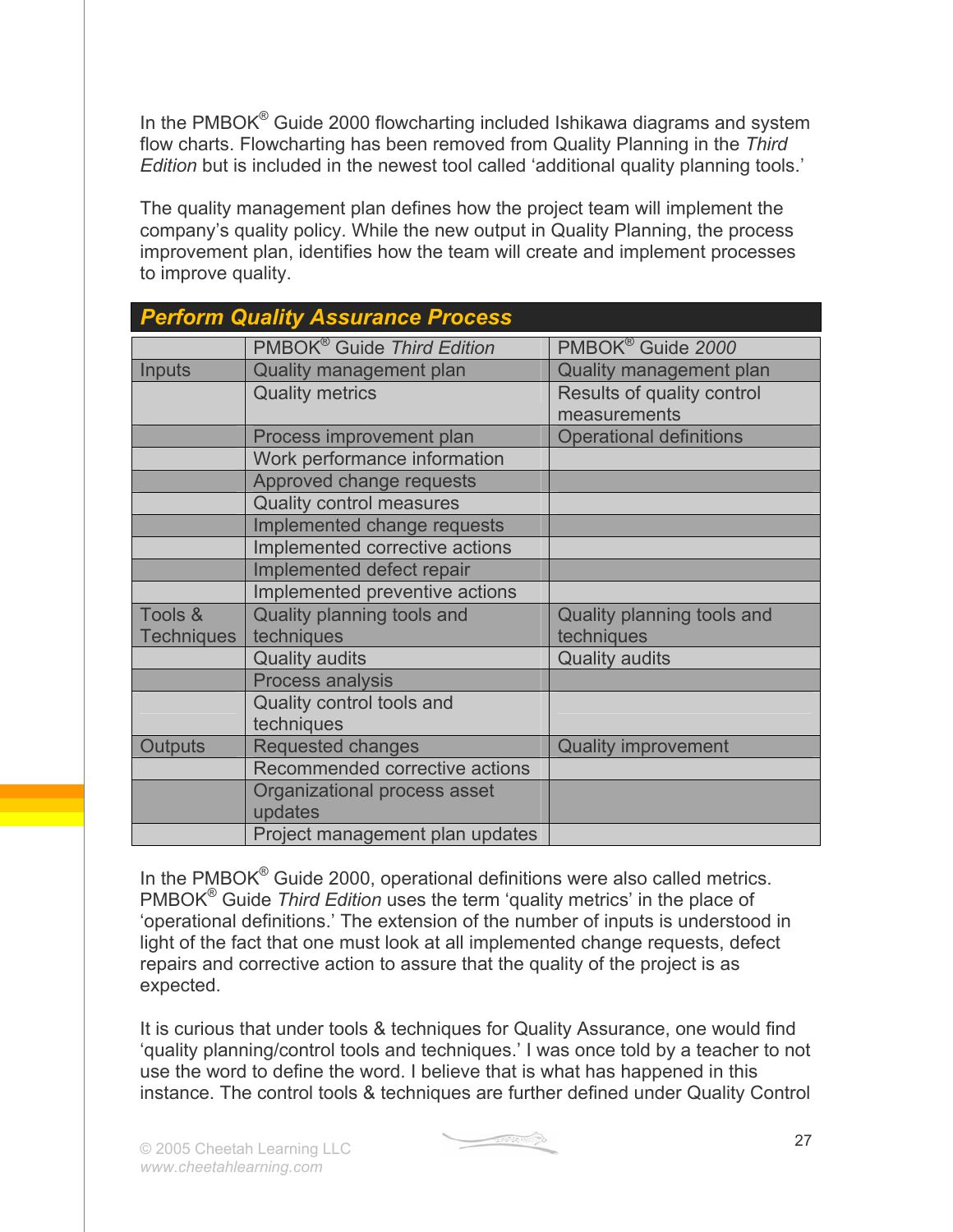In the PMBOK® Guide 2000 flowcharting included Ishikawa diagrams and system flow charts. Flowcharting has been removed from Quality Planning in the *Third Edition* but is included in the newest tool called 'additional quality planning tools.'

The quality management plan defines how the project team will implement the company's quality policy. While the new output in Quality Planning, the process improvement plan, identifies how the team will create and implement processes to improve quality.

| ***Perform Quality Assurance Process*** | | |
|---|---|---|
| | PMBOK® Guide *Third Edition* | PMBOK® Guide *2000* |
| Inputs | Quality management plan | Quality management plan |
| | Quality metrics | Results of quality control measurements |
| | Process improvement plan | Operational definitions |
| | Work performance information | |
| | Approved change requests | |
| | Quality control measures | |
| | Implemented change requests | |
| | Implemented corrective actions | |
| | Implemented defect repair | |
| | Implemented preventive actions | |
| Tools & Techniques | Quality planning tools and techniques | Quality planning tools and techniques |
| | Quality audits | Quality audits |
| | Process analysis | |
| | Quality control tools and techniques | |
| Outputs | Requested changes | Quality improvement |
| | Recommended corrective actions | |
| | Organizational process asset updates | |
| | Project management plan updates | |

In the PMBOK® Guide 2000, operational definitions were also called metrics. PMBOK® Guide *Third Edition* uses the term 'quality metrics' in the place of 'operational definitions.' The extension of the number of inputs is understood in light of the fact that one must look at all implemented change requests, defect repairs and corrective action to assure that the quality of the project is as expected.

It is curious that under tools & techniques for Quality Assurance, one would find 'quality planning/control tools and techniques.' I was once told by a teacher to not use the word to define the word. I believe that is what has happened in this instance. The control tools & techniques are further defined under Quality Control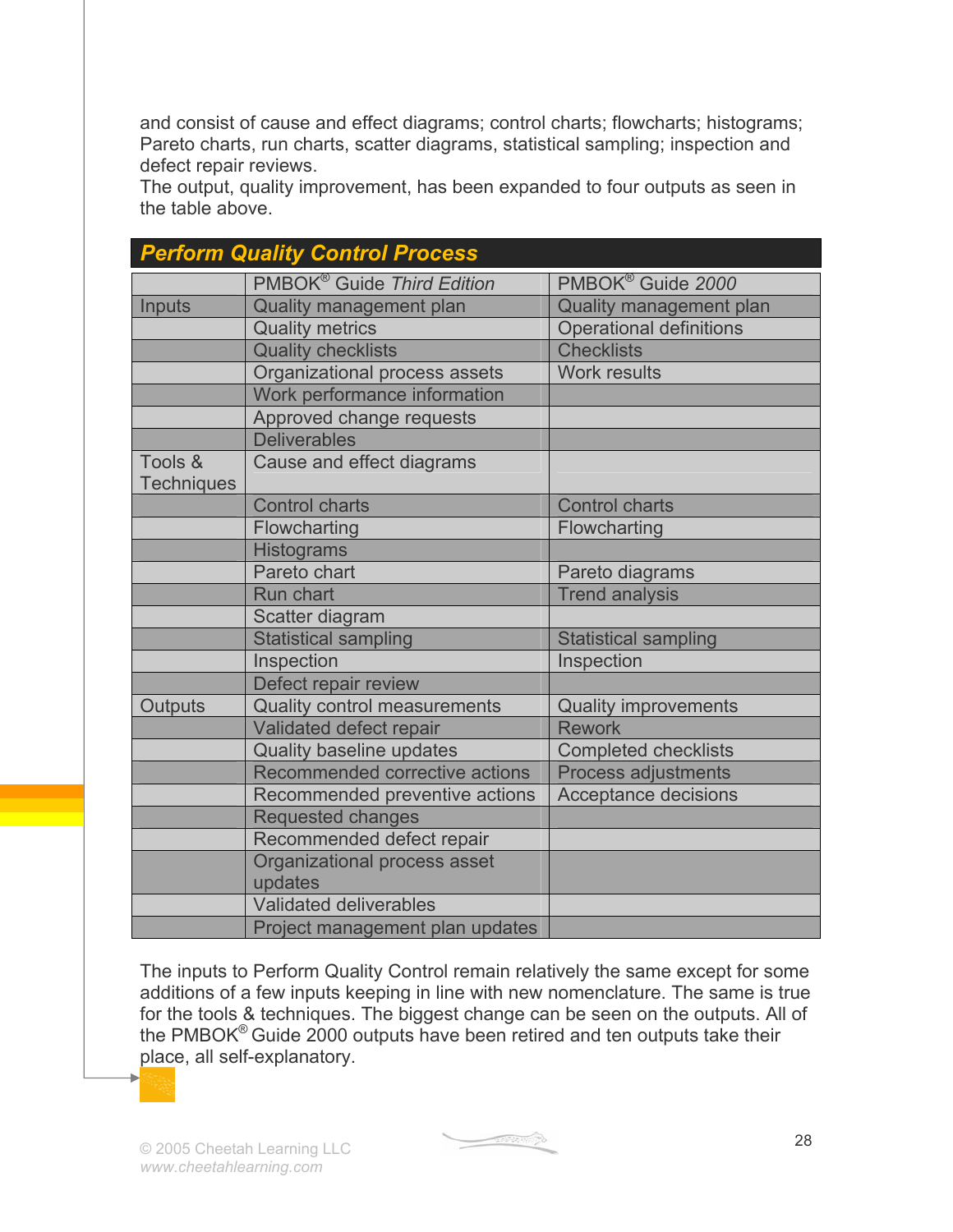and consist of cause and effect diagrams; control charts; flowcharts; histograms; Pareto charts, run charts, scatter diagrams, statistical sampling; inspection and defect repair reviews.
The output, quality improvement, has been expanded to four outputs as seen in the table above.

## *Perform Quality Control Process*

| | PMBOK® Guide *Third Edition* | PMBOK® Guide *2000* |
|---|---|---|
| Inputs | Quality management plan | Quality management plan |
| | Quality metrics | Operational definitions |
| | Quality checklists | Checklists |
| | Organizational process assets | Work results |
| | Work performance information | |
| | Approved change requests | |
| | Deliverables | |
| Tools & Techniques | Cause and effect diagrams | |
| | Control charts | Control charts |
| | Flowcharting | Flowcharting |
| | Histograms | |
| | Pareto chart | Pareto diagrams |
| | Run chart | Trend analysis |
| | Scatter diagram | |
| | Statistical sampling | Statistical sampling |
| | Inspection | Inspection |
| | Defect repair review | |
| Outputs | Quality control measurements | Quality improvements |
| | Validated defect repair | Rework |
| | Quality baseline updates | Completed checklists |
| | Recommended corrective actions | Process adjustments |
| | Recommended preventive actions | Acceptance decisions |
| | Requested changes | |
| | Recommended defect repair | |
| | Organizational process asset updates | |
| | Validated deliverables | |
| | Project management plan updates | |

The inputs to Perform Quality Control remain relatively the same except for some additions of a few inputs keeping in line with new nomenclature. The same is true for the tools & techniques. The biggest change can be seen on the outputs. All of the PMBOK® Guide 2000 outputs have been retired and ten outputs take their place, all self-explanatory.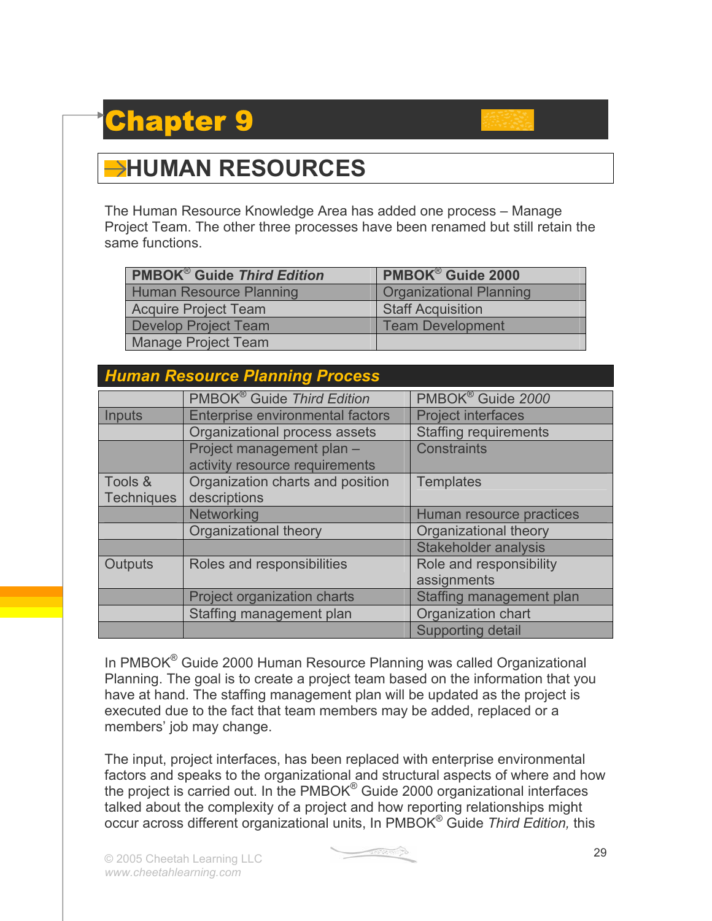# Chapter 9

## HUMAN RESOURCES

The Human Resource Knowledge Area has added one process – Manage Project Team. The other three processes have been renamed but still retain the same functions.

| PMBOK® Guide *Third Edition* | PMBOK® Guide 2000 |
|---|---|
| Human Resource Planning | Organizational Planning |
| Acquire Project Team | Staff Acquisition |
| Develop Project Team | Team Development |
| Manage Project Team | |

### *Human Resource Planning Process*

| | PMBOK® Guide *Third Edition* | PMBOK® Guide *2000* |
|---|---|---|
| Inputs | Enterprise environmental factors | Project interfaces |
| | Organizational process assets | Staffing requirements |
| | Project management plan – activity resource requirements | Constraints |
| Tools & Techniques | Organization charts and position descriptions | Templates |
| | Networking | Human resource practices |
| | Organizational theory | Organizational theory |
| | | Stakeholder analysis |
| Outputs | Roles and responsibilities | Role and responsibility assignments |
| | Project organization charts | Staffing management plan |
| | Staffing management plan | Organization chart |
| | | Supporting detail |

In PMBOK® Guide 2000 Human Resource Planning was called Organizational Planning. The goal is to create a project team based on the information that you have at hand. The staffing management plan will be updated as the project is executed due to the fact that team members may be added, replaced or a members' job may change.

The input, project interfaces, has been replaced with enterprise environmental factors and speaks to the organizational and structural aspects of where and how the project is carried out. In the PMBOK® Guide 2000 organizational interfaces talked about the complexity of a project and how reporting relationships might occur across different organizational units, In PMBOK® Guide *Third Edition,* this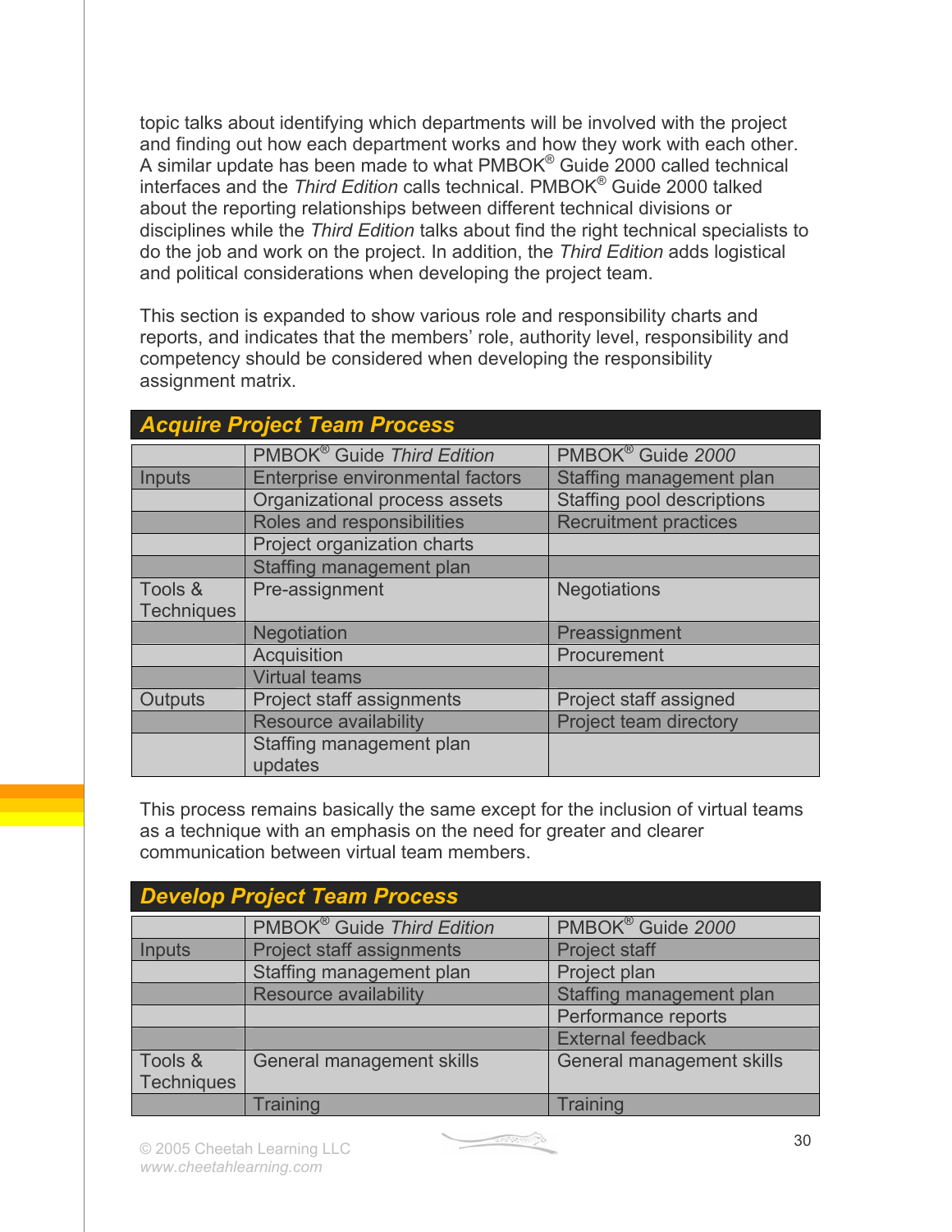topic talks about identifying which departments will be involved with the project and finding out how each department works and how they work with each other. A similar update has been made to what PMBOK® Guide 2000 called technical interfaces and the *Third Edition* calls technical. PMBOK® Guide 2000 talked about the reporting relationships between different technical divisions or disciplines while the *Third Edition* talks about find the right technical specialists to do the job and work on the project. In addition, the *Third Edition* adds logistical and political considerations when developing the project team.

This section is expanded to show various role and responsibility charts and reports, and indicates that the members' role, authority level, responsibility and competency should be considered when developing the responsibility assignment matrix.

## *Acquire Project Team Process*

| | PMBOK® Guide *Third Edition* | PMBOK® Guide *2000* |
|---|---|---|
| Inputs | Enterprise environmental factors | Staffing management plan |
| | Organizational process assets | Staffing pool descriptions |
| | Roles and responsibilities | Recruitment practices |
| | Project organization charts | |
| | Staffing management plan | |
| Tools & Techniques | Pre-assignment | Negotiations |
| | Negotiation | Preassignment |
| | Acquisition | Procurement |
| | Virtual teams | |
| Outputs | Project staff assignments | Project staff assigned |
| | Resource availability | Project team directory |
| | Staffing management plan updates | |

This process remains basically the same except for the inclusion of virtual teams as a technique with an emphasis on the need for greater and clearer communication between virtual team members.

## *Develop Project Team Process*

| | PMBOK® Guide *Third Edition* | PMBOK® Guide *2000* |
|---|---|---|
| Inputs | Project staff assignments | Project staff |
| | Staffing management plan | Project plan |
| | Resource availability | Staffing management plan |
| | | Performance reports |
| | | External feedback |
| Tools & Techniques | General management skills | General management skills |
| | Training | Training |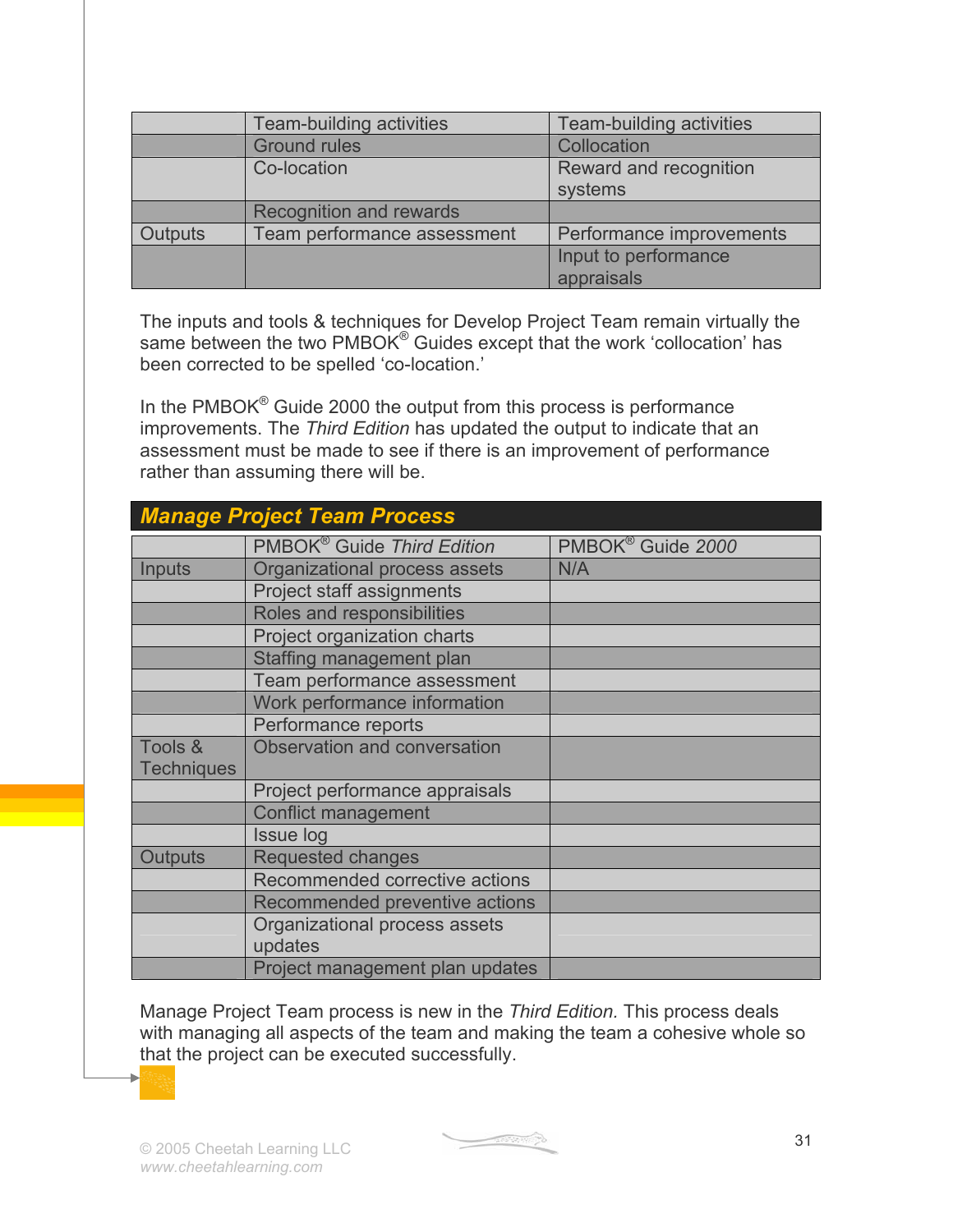| | | |
|---|---|---|
| | Team-building activities | Team-building activities |
| | Ground rules | Collocation |
| | Co-location | Reward and recognition systems |
| | Recognition and rewards | |
| Outputs | Team performance assessment | Performance improvements |
| | | Input to performance appraisals |

The inputs and tools & techniques for Develop Project Team remain virtually the same between the two PMBOK® Guides except that the work 'collocation' has been corrected to be spelled 'co-location.'

In the PMBOK® Guide 2000 the output from this process is performance improvements. The *Third Edition* has updated the output to indicate that an assessment must be made to see if there is an improvement of performance rather than assuming there will be.

## *Manage Project Team Process*

| | PMBOK® Guide *Third Edition* | PMBOK® Guide *2000* |
|---|---|---|
| Inputs | Organizational process assets | N/A |
| | Project staff assignments | |
| | Roles and responsibilities | |
| | Project organization charts | |
| | Staffing management plan | |
| | Team performance assessment | |
| | Work performance information | |
| | Performance reports | |
| Tools & Techniques | Observation and conversation | |
| | Project performance appraisals | |
| | Conflict management | |
| | Issue log | |
| Outputs | Requested changes | |
| | Recommended corrective actions | |
| | Recommended preventive actions | |
| | Organizational process assets updates | |
| | Project management plan updates | |

Manage Project Team process is new in the *Third Edition*. This process deals with managing all aspects of the team and making the team a cohesive whole so that the project can be executed successfully.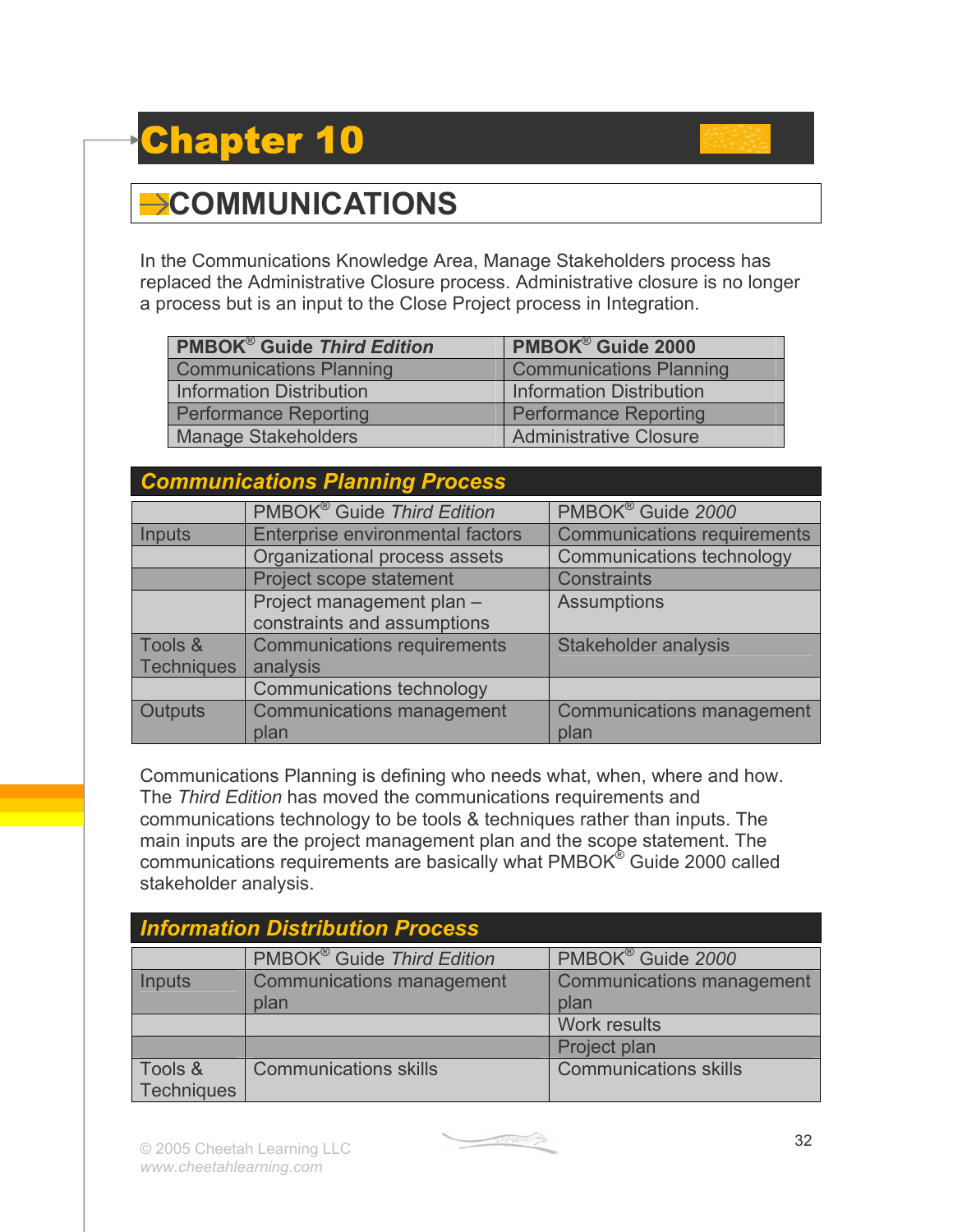# Chapter 10

## COMMUNICATIONS

In the Communications Knowledge Area, Manage Stakeholders process has replaced the Administrative Closure process. Administrative closure is no longer a process but is an input to the Close Project process in Integration.

| PMBOK® Guide *Third Edition* | PMBOK® Guide 2000 |
|---|---|
| Communications Planning | Communications Planning |
| Information Distribution | Information Distribution |
| Performance Reporting | Performance Reporting |
| Manage Stakeholders | Administrative Closure |

### *Communications Planning Process*

| | PMBOK® Guide *Third Edition* | PMBOK® Guide *2000* |
|---|---|---|
| Inputs | Enterprise environmental factors | Communications requirements |
| | Organizational process assets | Communications technology |
| | Project scope statement | Constraints |
| | Project management plan – constraints and assumptions | Assumptions |
| Tools & Techniques | Communications requirements analysis | Stakeholder analysis |
| | Communications technology | |
| Outputs | Communications management plan | Communications management plan |

Communications Planning is defining who needs what, when, where and how. The *Third Edition* has moved the communications requirements and communications technology to be tools & techniques rather than inputs. The main inputs are the project management plan and the scope statement. The communications requirements are basically what PMBOK® Guide 2000 called stakeholder analysis.

### *Information Distribution Process*

| | PMBOK® Guide *Third Edition* | PMBOK® Guide *2000* |
|---|---|---|
| Inputs | Communications management plan | Communications management plan |
| | | Work results |
| | | Project plan |
| Tools & Techniques | Communications skills | Communications skills |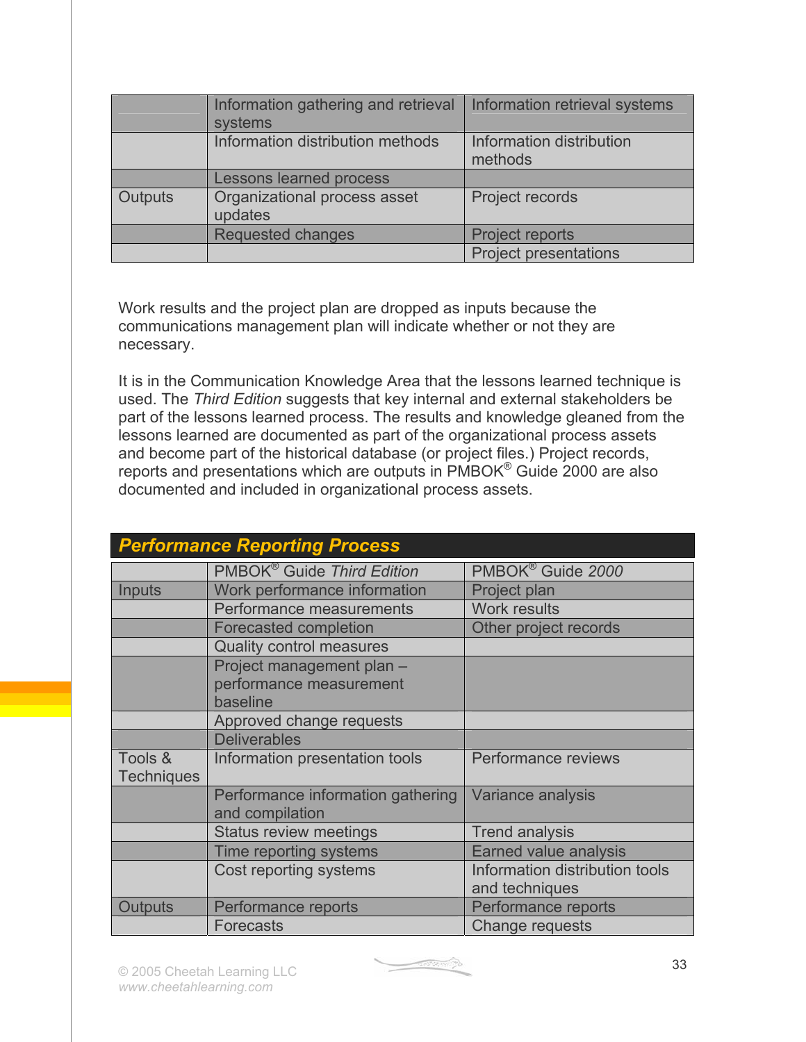| | | |
|---|---|---|
| | Information gathering and retrieval systems | Information retrieval systems |
| | Information distribution methods | Information distribution methods |
| | Lessons learned process | |
| Outputs | Organizational process asset updates | Project records |
| | Requested changes | Project reports |
| | | Project presentations |

Work results and the project plan are dropped as inputs because the communications management plan will indicate whether or not they are necessary.

It is in the Communication Knowledge Area that the lessons learned technique is used. The *Third Edition* suggests that key internal and external stakeholders be part of the lessons learned process. The results and knowledge gleaned from the lessons learned are documented as part of the organizational process assets and become part of the historical database (or project files.) Project records, reports and presentations which are outputs in PMBOK® Guide 2000 are also documented and included in organizational process assets.

## Performance Reporting Process

| | PMBOK® Guide *Third Edition* | PMBOK® Guide *2000* |
|---|---|---|
| Inputs | Work performance information | Project plan |
| | Performance measurements | Work results |
| | Forecasted completion | Other project records |
| | Quality control measures | |
| | Project management plan – performance measurement baseline | |
| | Approved change requests | |
| | Deliverables | |
| Tools & Techniques | Information presentation tools | Performance reviews |
| | Performance information gathering and compilation | Variance analysis |
| | Status review meetings | Trend analysis |
| | Time reporting systems | Earned value analysis |
| | Cost reporting systems | Information distribution tools and techniques |
| Outputs | Performance reports | Performance reports |
| | Forecasts | Change requests |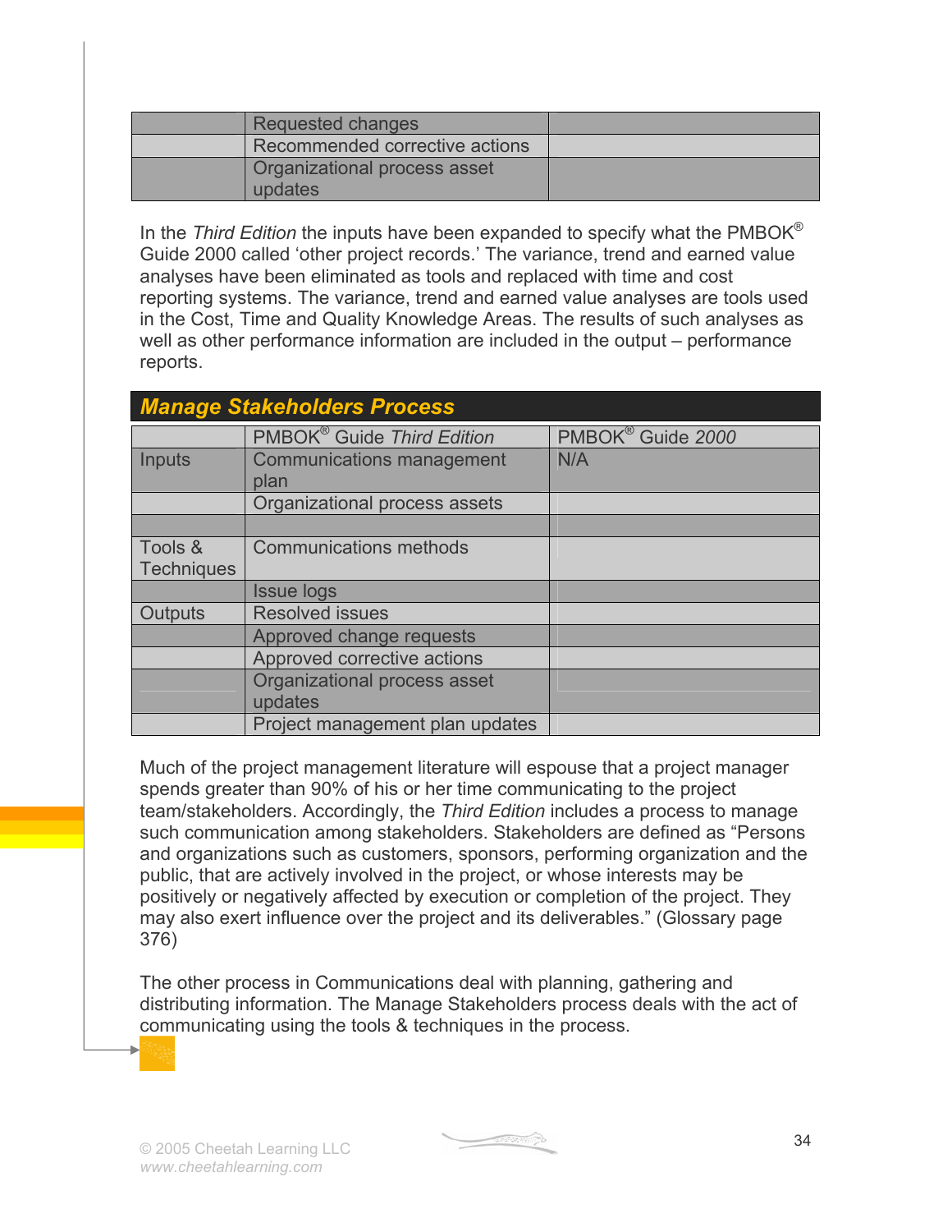| | Requested changes | |
|---|---|---|
| | Recommended corrective actions | |
| | Organizational process asset updates | |

In the *Third Edition* the inputs have been expanded to specify what the PMBOK® Guide 2000 called 'other project records.' The variance, trend and earned value analyses have been eliminated as tools and replaced with time and cost reporting systems. The variance, trend and earned value analyses are tools used in the Cost, Time and Quality Knowledge Areas. The results of such analyses as well as other performance information are included in the output – performance reports.

## *Manage Stakeholders Process*

| | PMBOK® Guide *Third Edition* | PMBOK® Guide *2000* |
|---|---|---|
| Inputs | Communications management plan | N/A |
| | Organizational process assets | |
| | | |
| Tools & Techniques | Communications methods | |
| | Issue logs | |
| Outputs | Resolved issues | |
| | Approved change requests | |
| | Approved corrective actions | |
| | Organizational process asset updates | |
| | Project management plan updates | |

Much of the project management literature will espouse that a project manager spends greater than 90% of his or her time communicating to the project team/stakeholders. Accordingly, the *Third Edition* includes a process to manage such communication among stakeholders. Stakeholders are defined as "Persons and organizations such as customers, sponsors, performing organization and the public, that are actively involved in the project, or whose interests may be positively or negatively affected by execution or completion of the project. They may also exert influence over the project and its deliverables." (Glossary page 376)

The other process in Communications deal with planning, gathering and distributing information. The Manage Stakeholders process deals with the act of communicating using the tools & techniques in the process.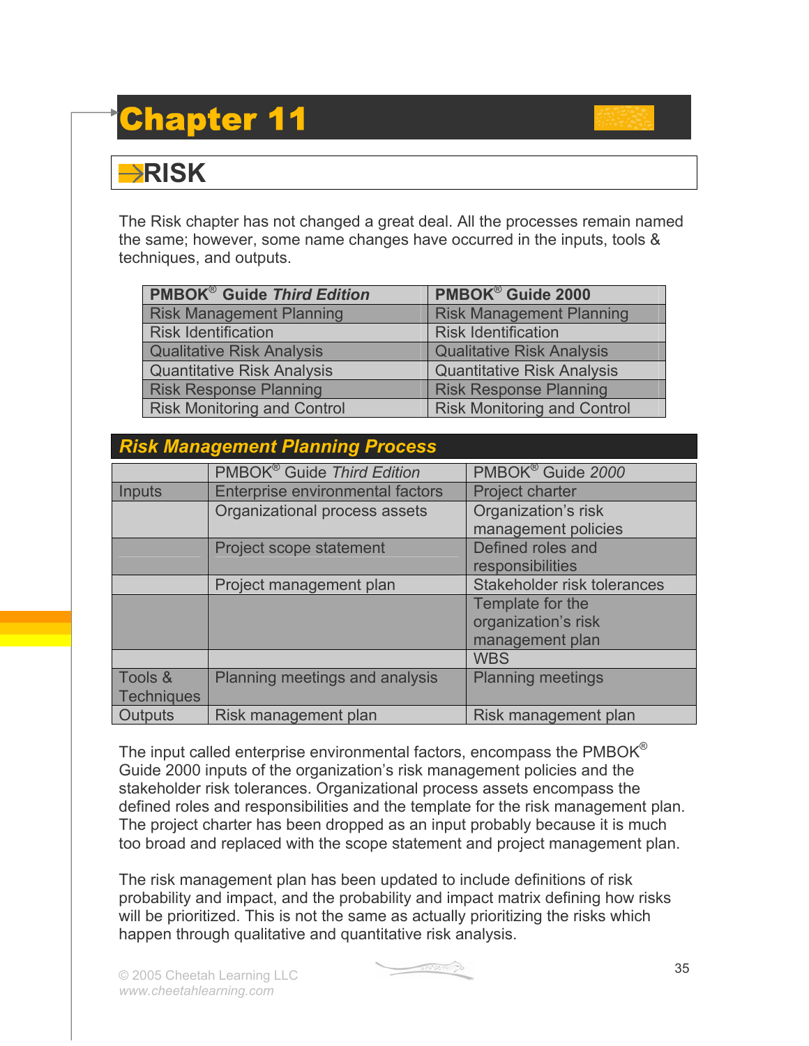# Chapter 11

## RISK

The Risk chapter has not changed a great deal. All the processes remain named the same; however, some name changes have occurred in the inputs, tools & techniques, and outputs.

| PMBOK® Guide *Third Edition* | PMBOK® Guide 2000 |
|---|---|
| Risk Management Planning | Risk Management Planning |
| Risk Identification | Risk Identification |
| Qualitative Risk Analysis | Qualitative Risk Analysis |
| Quantitative Risk Analysis | Quantitative Risk Analysis |
| Risk Response Planning | Risk Response Planning |
| Risk Monitoring and Control | Risk Monitoring and Control |

### *Risk Management Planning Process*

| | PMBOK® Guide *Third Edition* | PMBOK® Guide *2000* |
|---|---|---|
| Inputs | Enterprise environmental factors | Project charter |
| | Organizational process assets | Organization's risk management policies |
| | Project scope statement | Defined roles and responsibilities |
| | Project management plan | Stakeholder risk tolerances |
| | | Template for the organization's risk management plan |
| | | WBS |
| Tools & Techniques | Planning meetings and analysis | Planning meetings |
| Outputs | Risk management plan | Risk management plan |

The input called enterprise environmental factors, encompass the PMBOK® Guide 2000 inputs of the organization's risk management policies and the stakeholder risk tolerances. Organizational process assets encompass the defined roles and responsibilities and the template for the risk management plan. The project charter has been dropped as an input probably because it is much too broad and replaced with the scope statement and project management plan.

The risk management plan has been updated to include definitions of risk probability and impact, and the probability and impact matrix defining how risks will be prioritized. This is not the same as actually prioritizing the risks which happen through qualitative and quantitative risk analysis.

© 2005 Cheetah Learning LLC
*www.cheetahlearning.com*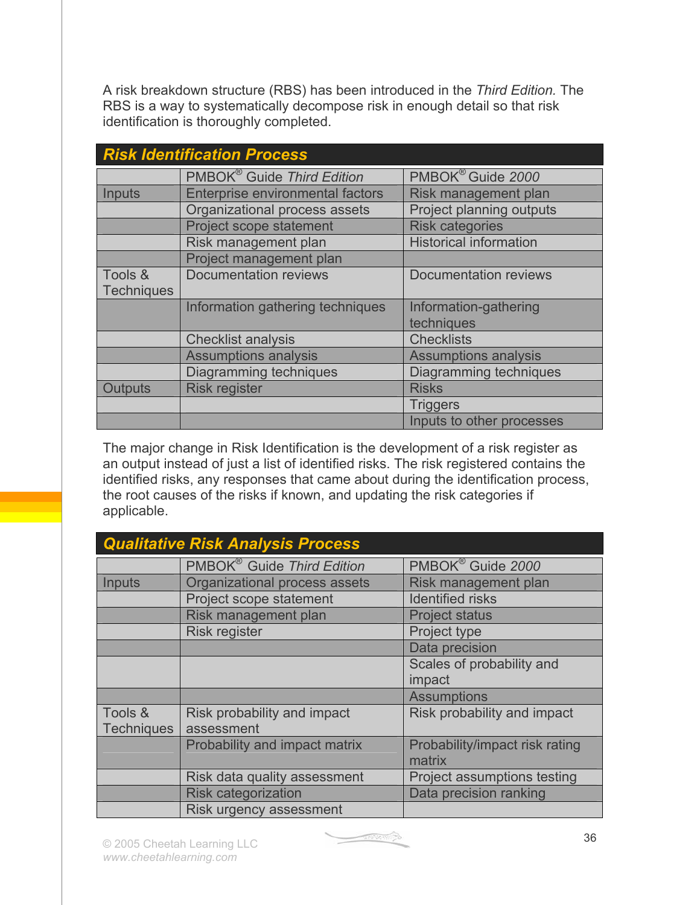A risk breakdown structure (RBS) has been introduced in the *Third Edition.* The RBS is a way to systematically decompose risk in enough detail so that risk identification is thoroughly completed.

## *Risk Identification Process*

| | PMBOK® Guide *Third Edition* | PMBOK® Guide *2000* |
|---|---|---|
| Inputs | Enterprise environmental factors | Risk management plan |
| | Organizational process assets | Project planning outputs |
| | Project scope statement | Risk categories |
| | Risk management plan | Historical information |
| | Project management plan | |
| Tools & Techniques | Documentation reviews | Documentation reviews |
| | Information gathering techniques | Information-gathering techniques |
| | Checklist analysis | Checklists |
| | Assumptions analysis | Assumptions analysis |
| | Diagramming techniques | Diagramming techniques |
| Outputs | Risk register | Risks |
| | | Triggers |
| | | Inputs to other processes |

The major change in Risk Identification is the development of a risk register as an output instead of just a list of identified risks. The risk registered contains the identified risks, any responses that came about during the identification process, the root causes of the risks if known, and updating the risk categories if applicable.

## *Qualitative Risk Analysis Process*

| | PMBOK® Guide *Third Edition* | PMBOK® Guide *2000* |
|---|---|---|
| Inputs | Organizational process assets | Risk management plan |
| | Project scope statement | Identified risks |
| | Risk management plan | Project status |
| | Risk register | Project type |
| | | Data precision |
| | | Scales of probability and impact |
| | | Assumptions |
| Tools & Techniques | Risk probability and impact assessment | Risk probability and impact |
| | Probability and impact matrix | Probability/impact risk rating matrix |
| | Risk data quality assessment | Project assumptions testing |
| | Risk categorization | Data precision ranking |
| | Risk urgency assessment | |

© 2005 Cheetah Learning LLC
www.cheetahlearning.com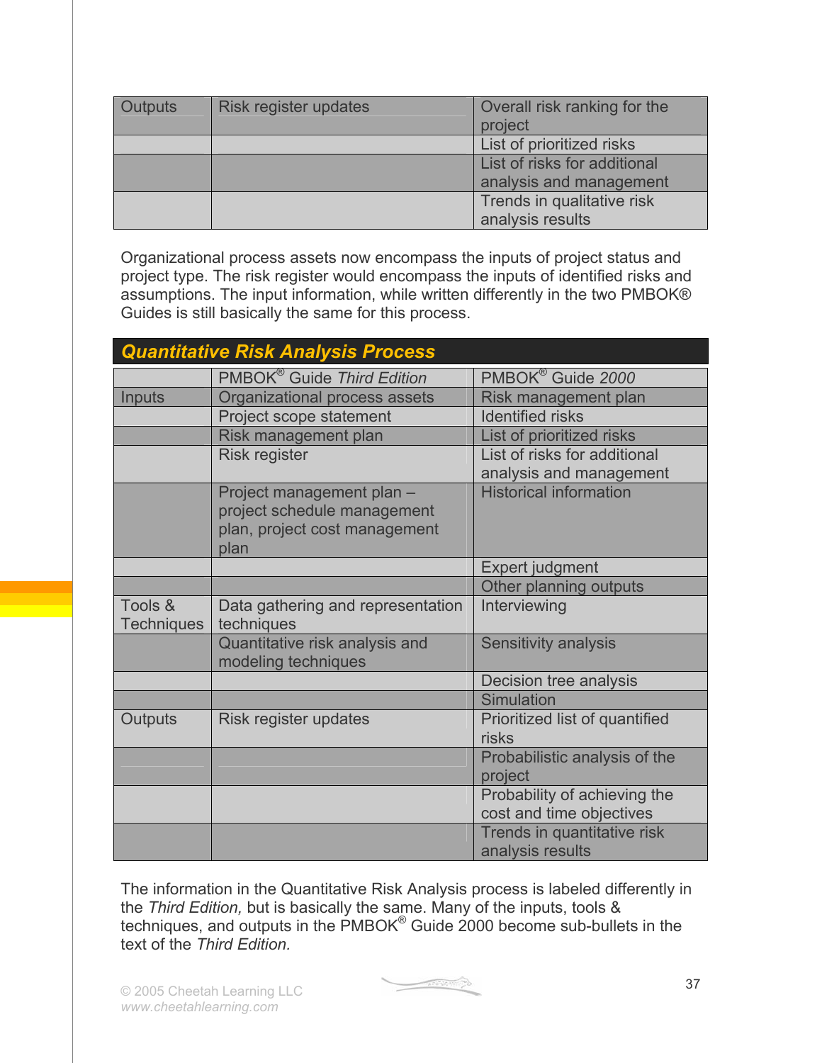| Outputs | Risk register updates | Overall risk ranking for the project |
|---|---|---|
| | | List of prioritized risks |
| | | List of risks for additional analysis and management |
| | | Trends in qualitative risk analysis results |

Organizational process assets now encompass the inputs of project status and project type. The risk register would encompass the inputs of identified risks and assumptions. The input information, while written differently in the two PMBOK® Guides is still basically the same for this process.

## Quantitative Risk Analysis Process

| | PMBOK® Guide *Third Edition* | PMBOK® Guide *2000* |
|---|---|---|
| Inputs | Organizational process assets | Risk management plan |
| | Project scope statement | Identified risks |
| | Risk management plan | List of prioritized risks |
| | Risk register | List of risks for additional analysis and management |
| | Project management plan – project schedule management plan, project cost management plan | Historical information |
| | | Expert judgment |
| | | Other planning outputs |
| Tools & Techniques | Data gathering and representation techniques | Interviewing |
| | Quantitative risk analysis and modeling techniques | Sensitivity analysis |
| | | Decision tree analysis |
| | | Simulation |
| Outputs | Risk register updates | Prioritized list of quantified risks |
| | | Probabilistic analysis of the project |
| | | Probability of achieving the cost and time objectives |
| | | Trends in quantitative risk analysis results |

The information in the Quantitative Risk Analysis process is labeled differently in the *Third Edition,* but is basically the same. Many of the inputs, tools & techniques, and outputs in the PMBOK® Guide 2000 become sub-bullets in the text of the *Third Edition.*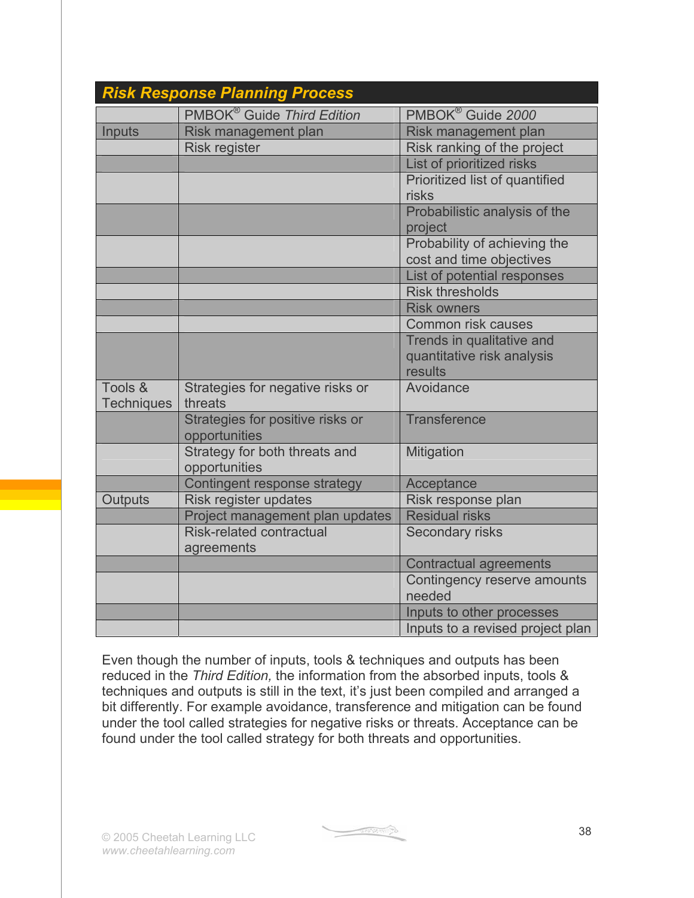## *Risk Response Planning Process*

| | PMBOK® Guide *Third Edition* | PMBOK® Guide *2000* |
|---|---|---|
| Inputs | Risk management plan | Risk management plan |
| | Risk register | Risk ranking of the project |
| | | List of prioritized risks |
| | | Prioritized list of quantified risks |
| | | Probabilistic analysis of the project |
| | | Probability of achieving the cost and time objectives |
| | | List of potential responses |
| | | Risk thresholds |
| | | Risk owners |
| | | Common risk causes |
| | | Trends in qualitative and quantitative risk analysis results |
| Tools & Techniques | Strategies for negative risks or threats | Avoidance |
| | Strategies for positive risks or opportunities | Transference |
| | Strategy for both threats and opportunities | Mitigation |
| | Contingent response strategy | Acceptance |
| Outputs | Risk register updates | Risk response plan |
| | Project management plan updates | Residual risks |
| | Risk-related contractual agreements | Secondary risks |
| | | Contractual agreements |
| | | Contingency reserve amounts needed |
| | | Inputs to other processes |
| | | Inputs to a revised project plan |

Even though the number of inputs, tools & techniques and outputs has been reduced in the *Third Edition,* the information from the absorbed inputs, tools & techniques and outputs is still in the text, it's just been compiled and arranged a bit differently. For example avoidance, transference and mitigation can be found under the tool called strategies for negative risks or threats. Acceptance can be found under the tool called strategy for both threats and opportunities.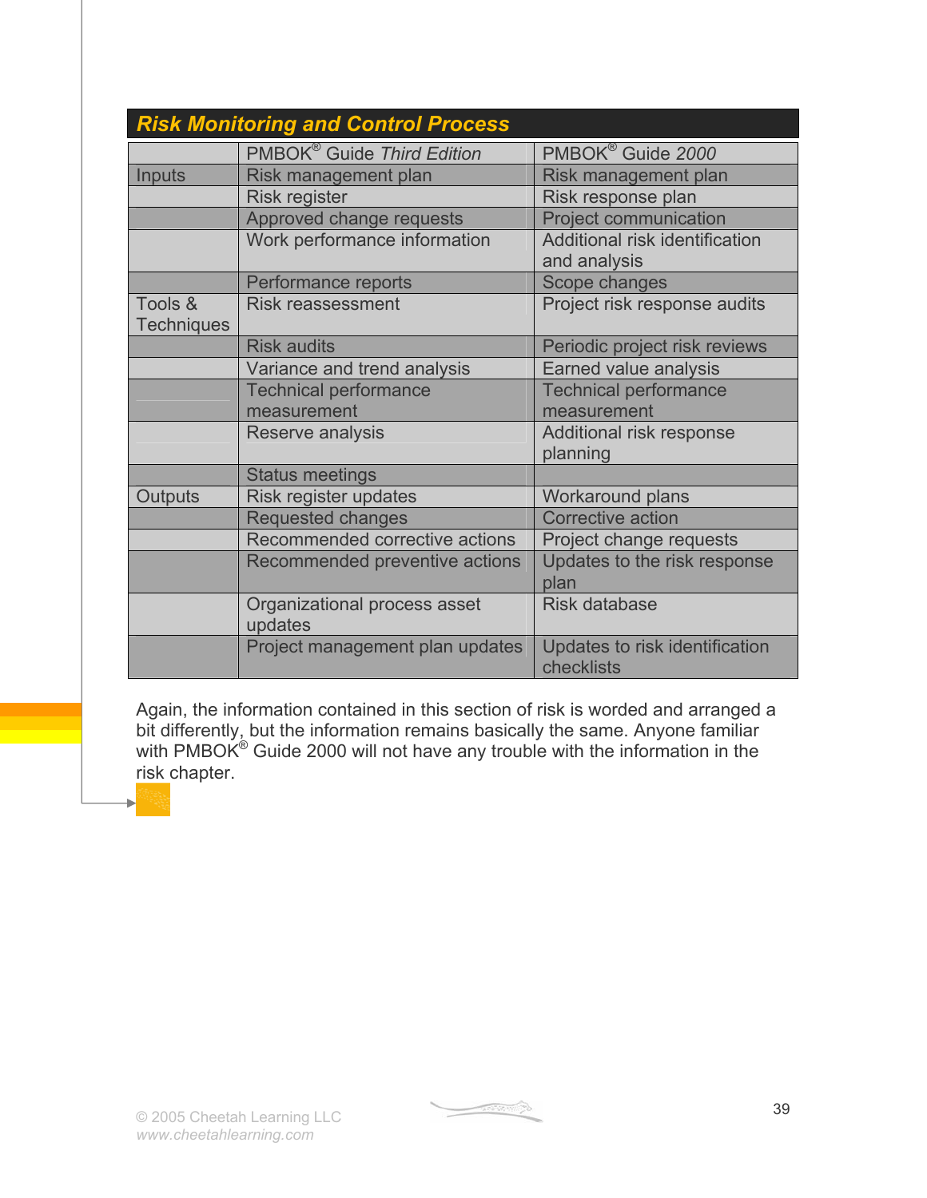## Risk Monitoring and Control Process

| | PMBOK® Guide *Third Edition* | PMBOK® Guide *2000* |
|---|---|---|
| Inputs | Risk management plan | Risk management plan |
| | Risk register | Risk response plan |
| | Approved change requests | Project communication |
| | Work performance information | Additional risk identification and analysis |
| | Performance reports | Scope changes |
| Tools & Techniques | Risk reassessment | Project risk response audits |
| | Risk audits | Periodic project risk reviews |
| | Variance and trend analysis | Earned value analysis |
| | Technical performance measurement | Technical performance measurement |
| | Reserve analysis | Additional risk response planning |
| | Status meetings | |
| Outputs | Risk register updates | Workaround plans |
| | Requested changes | Corrective action |
| | Recommended corrective actions | Project change requests |
| | Recommended preventive actions | Updates to the risk response plan |
| | Organizational process asset updates | Risk database |
| | Project management plan updates | Updates to risk identification checklists |

Again, the information contained in this section of risk is worded and arranged a bit differently, but the information remains basically the same. Anyone familiar with PMBOK® Guide 2000 will not have any trouble with the information in the risk chapter.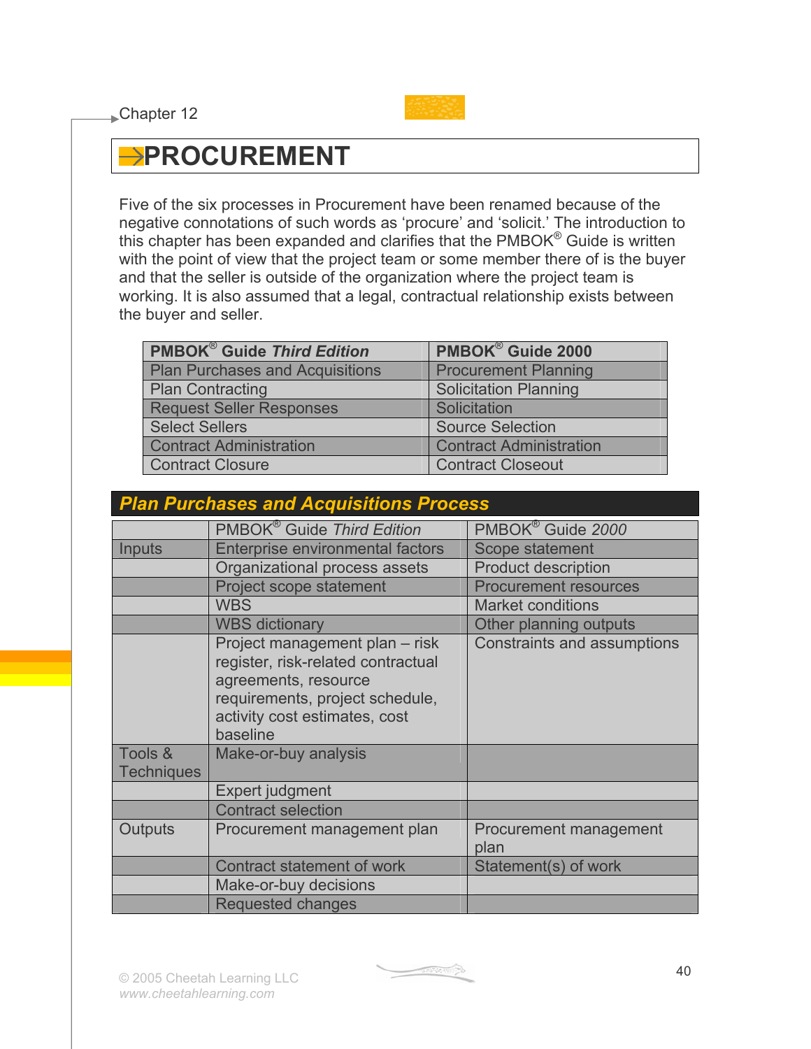Chapter 12

# PROCUREMENT

Five of the six processes in Procurement have been renamed because of the negative connotations of such words as 'procure' and 'solicit.' The introduction to this chapter has been expanded and clarifies that the PMBOK® Guide is written with the point of view that the project team or some member there of is the buyer and that the seller is outside of the organization where the project team is working. It is also assumed that a legal, contractual relationship exists between the buyer and seller.

| PMBOK® Guide *Third Edition* | PMBOK® Guide 2000 |
|---|---|
| Plan Purchases and Acquisitions | Procurement Planning |
| Plan Contracting | Solicitation Planning |
| Request Seller Responses | Solicitation |
| Select Sellers | Source Selection |
| Contract Administration | Contract Administration |
| Contract Closure | Contract Closeout |

## *Plan Purchases and Acquisitions Process*

| | PMBOK® Guide *Third Edition* | PMBOK® Guide *2000* |
|---|---|---|
| Inputs | Enterprise environmental factors | Scope statement |
| | Organizational process assets | Product description |
| | Project scope statement | Procurement resources |
| | WBS | Market conditions |
| | WBS dictionary | Other planning outputs |
| | Project management plan – risk register, risk-related contractual agreements, resource requirements, project schedule, activity cost estimates, cost baseline | Constraints and assumptions |
| Tools & Techniques | Make-or-buy analysis | |
| | Expert judgment | |
| | Contract selection | |
| Outputs | Procurement management plan | Procurement management plan |
| | Contract statement of work | Statement(s) of work |
| | Make-or-buy decisions | |
| | Requested changes | |

© 2005 Cheetah Learning LLC
www.cheetahlearning.com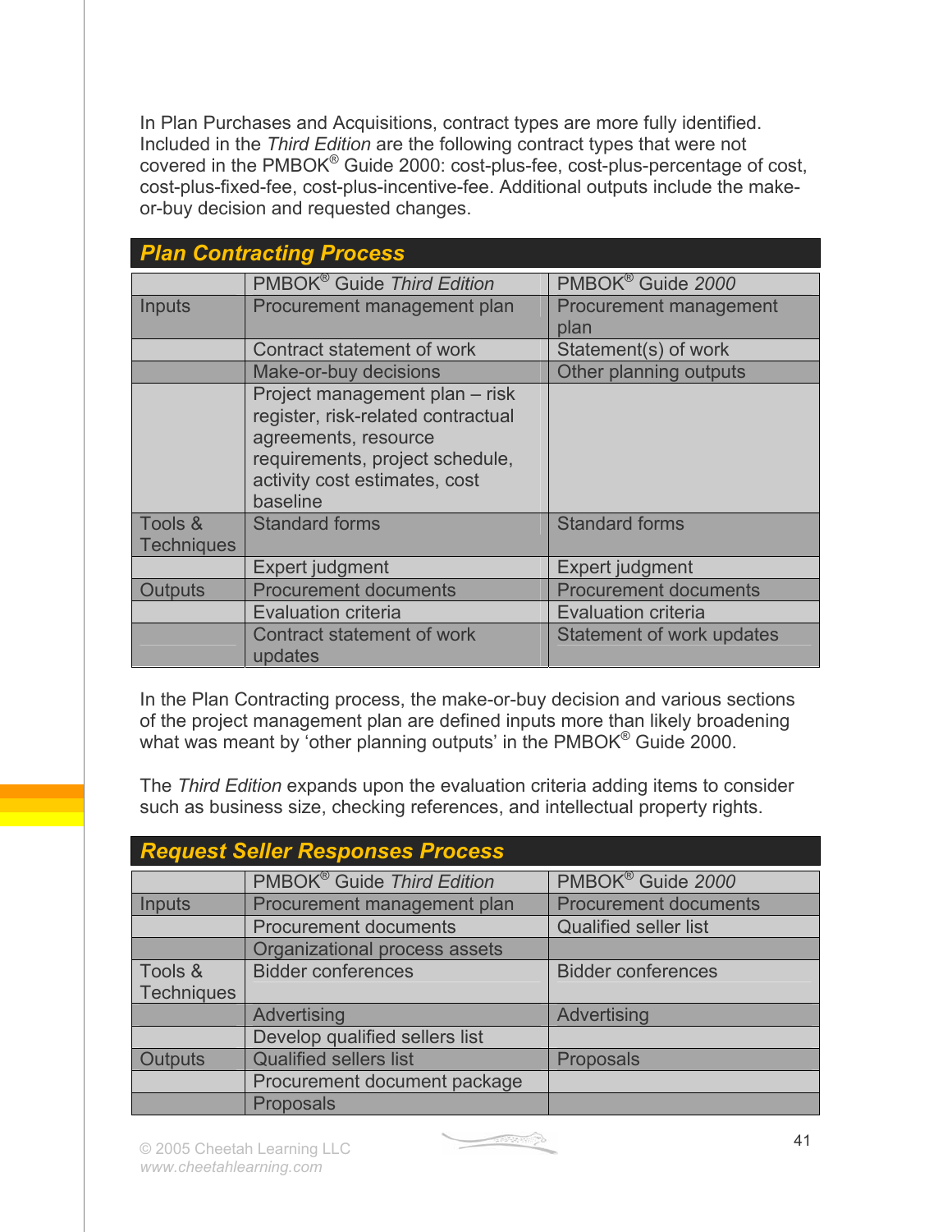In Plan Purchases and Acquisitions, contract types are more fully identified. Included in the *Third Edition* are the following contract types that were not covered in the PMBOK® Guide 2000: cost-plus-fee, cost-plus-percentage of cost, cost-plus-fixed-fee, cost-plus-incentive-fee. Additional outputs include the make-or-buy decision and requested changes.

## Plan Contracting Process

| | PMBOK® Guide *Third Edition* | PMBOK® Guide *2000* |
|---|---|---|
| Inputs | Procurement management plan | Procurement management plan |
| | Contract statement of work | Statement(s) of work |
| | Make-or-buy decisions | Other planning outputs |
| | Project management plan – risk register, risk-related contractual agreements, resource requirements, project schedule, activity cost estimates, cost baseline | |
| Tools & Techniques | Standard forms | Standard forms |
| | Expert judgment | Expert judgment |
| Outputs | Procurement documents | Procurement documents |
| | Evaluation criteria | Evaluation criteria |
| | Contract statement of work updates | Statement of work updates |

In the Plan Contracting process, the make-or-buy decision and various sections of the project management plan are defined inputs more than likely broadening what was meant by 'other planning outputs' in the PMBOK® Guide 2000.

The *Third Edition* expands upon the evaluation criteria adding items to consider such as business size, checking references, and intellectual property rights.

## Request Seller Responses Process

| | PMBOK® Guide *Third Edition* | PMBOK® Guide *2000* |
|---|---|---|
| Inputs | Procurement management plan | Procurement documents |
| | Procurement documents | Qualified seller list |
| | Organizational process assets | |
| Tools & Techniques | Bidder conferences | Bidder conferences |
| | Advertising | Advertising |
| | Develop qualified sellers list | |
| Outputs | Qualified sellers list | Proposals |
| | Procurement document package | |
| | Proposals | |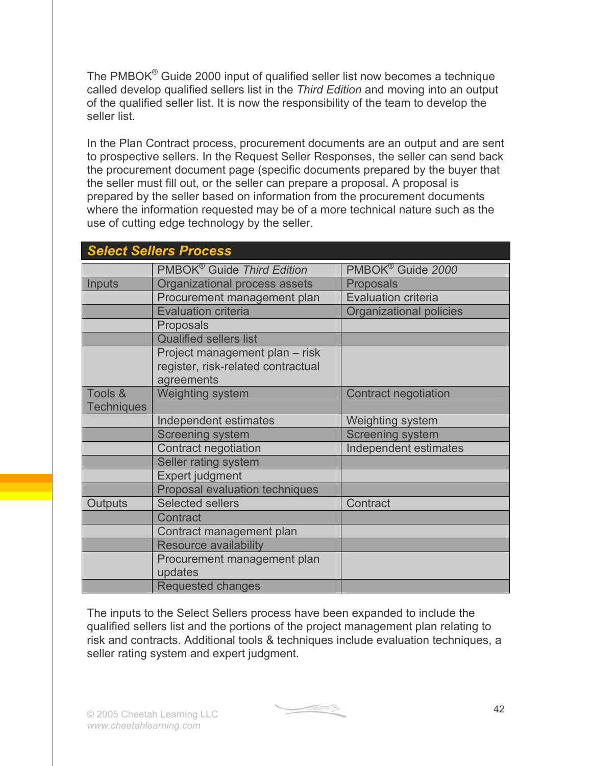The PMBOK® Guide 2000 input of qualified seller list now becomes a technique called develop qualified sellers list in the *Third Edition* and moving into an output of the qualified seller list. It is now the responsibility of the team to develop the seller list.

In the Plan Contract process, procurement documents are an output and are sent to prospective sellers. In the Request Seller Responses, the seller can send back the procurement document page (specific documents prepared by the buyer that the seller must fill out, or the seller can prepare a proposal. A proposal is prepared by the seller based on information from the procurement documents where the information requested may be of a more technical nature such as the use of cutting edge technology by the seller.

## *Select Sellers Process*

| | PMBOK® Guide *Third Edition* | PMBOK® Guide *2000* |
|---|---|---|
| Inputs | Organizational process assets | Proposals |
| | Procurement management plan | Evaluation criteria |
| | Evaluation criteria | Organizational policies |
| | Proposals | |
| | Qualified sellers list | |
| | Project management plan – risk register, risk-related contractual agreements | |
| Tools & Techniques | Weighting system | Contract negotiation |
| | Independent estimates | Weighting system |
| | Screening system | Screening system |
| | Contract negotiation | Independent estimates |
| | Seller rating system | |
| | Expert judgment | |
| | Proposal evaluation techniques | |
| Outputs | Selected sellers | Contract |
| | Contract | |
| | Contract management plan | |
| | Resource availability | |
| | Procurement management plan updates | |
| | Requested changes | |

The inputs to the Select Sellers process have been expanded to include the qualified sellers list and the portions of the project management plan relating to risk and contracts. Additional tools & techniques include evaluation techniques, a seller rating system and expert judgment.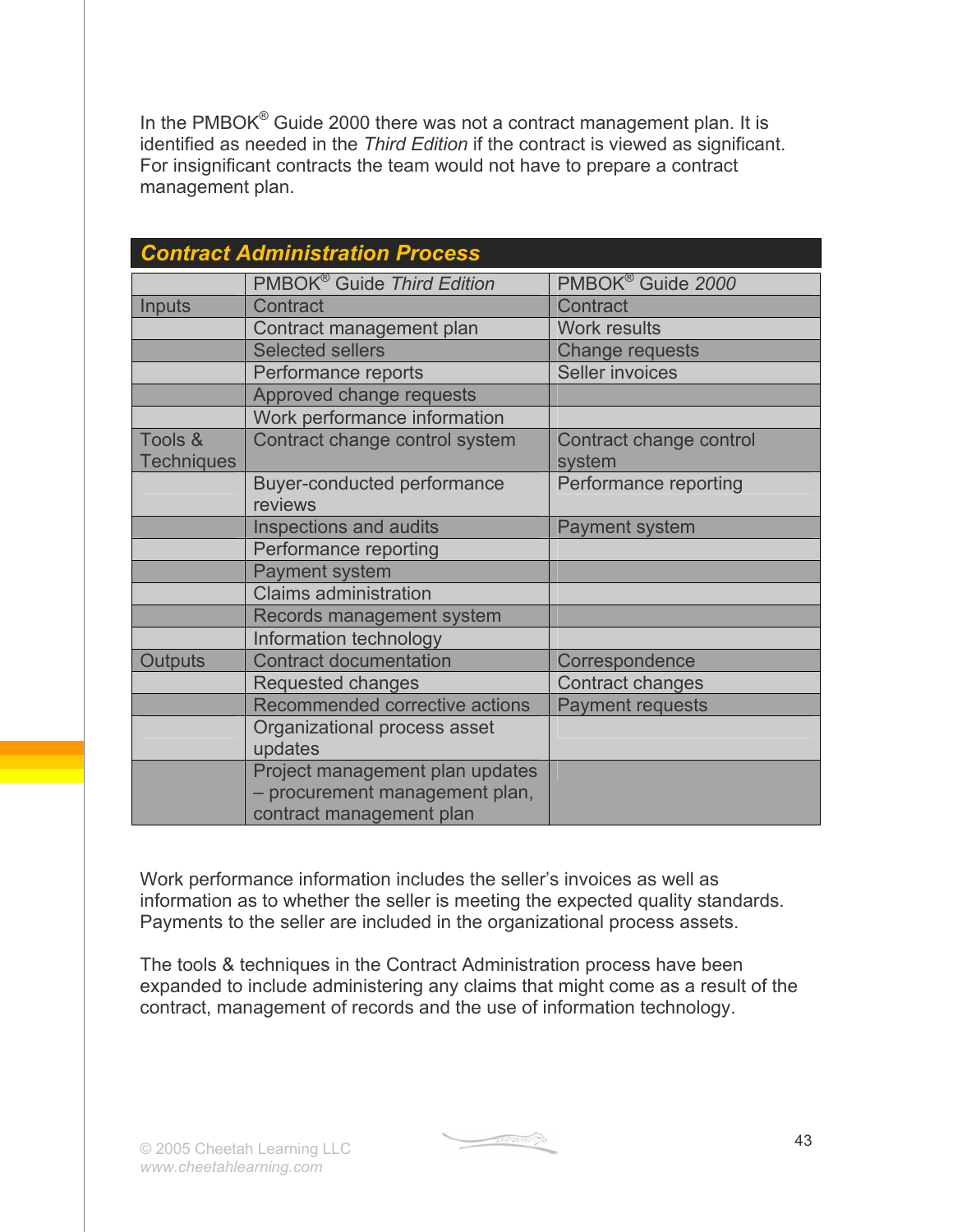In the PMBOK® Guide 2000 there was not a contract management plan. It is identified as needed in the *Third Edition* if the contract is viewed as significant. For insignificant contracts the team would not have to prepare a contract management plan.

## Contract Administration Process

| | PMBOK® Guide *Third Edition* | PMBOK® Guide *2000* |
|---|---|---|
| Inputs | Contract | Contract |
| | Contract management plan | Work results |
| | Selected sellers | Change requests |
| | Performance reports | Seller invoices |
| | Approved change requests | |
| | Work performance information | |
| Tools & Techniques | Contract change control system | Contract change control system |
| | Buyer-conducted performance reviews | Performance reporting |
| | Inspections and audits | Payment system |
| | Performance reporting | |
| | Payment system | |
| | Claims administration | |
| | Records management system | |
| | Information technology | |
| Outputs | Contract documentation | Correspondence |
| | Requested changes | Contract changes |
| | Recommended corrective actions | Payment requests |
| | Organizational process asset updates | |
| | Project management plan updates – procurement management plan, contract management plan | |

Work performance information includes the seller's invoices as well as information as to whether the seller is meeting the expected quality standards. Payments to the seller are included in the organizational process assets.

The tools & techniques in the Contract Administration process have been expanded to include administering any claims that might come as a result of the contract, management of records and the use of information technology.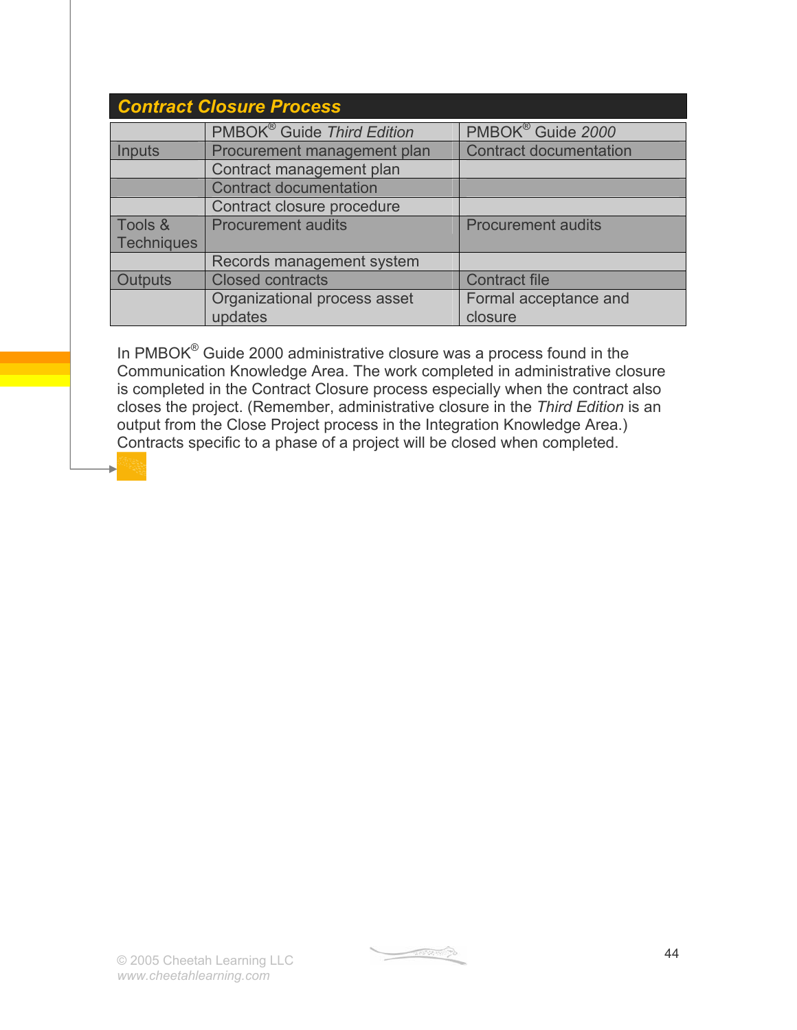## Contract Closure Process

| | PMBOK® Guide *Third Edition* | PMBOK® Guide *2000* |
|---|---|---|
| Inputs | Procurement management plan | Contract documentation |
| | Contract management plan | |
| | Contract documentation | |
| | Contract closure procedure | |
| Tools & Techniques | Procurement audits | Procurement audits |
| | Records management system | |
| Outputs | Closed contracts | Contract file |
| | Organizational process asset updates | Formal acceptance and closure |

In PMBOK® Guide 2000 administrative closure was a process found in the Communication Knowledge Area. The work completed in administrative closure is completed in the Contract Closure process especially when the contract also closes the project. (Remember, administrative closure in the *Third Edition* is an output from the Close Project process in the Integration Knowledge Area.) Contracts specific to a phase of a project will be closed when completed.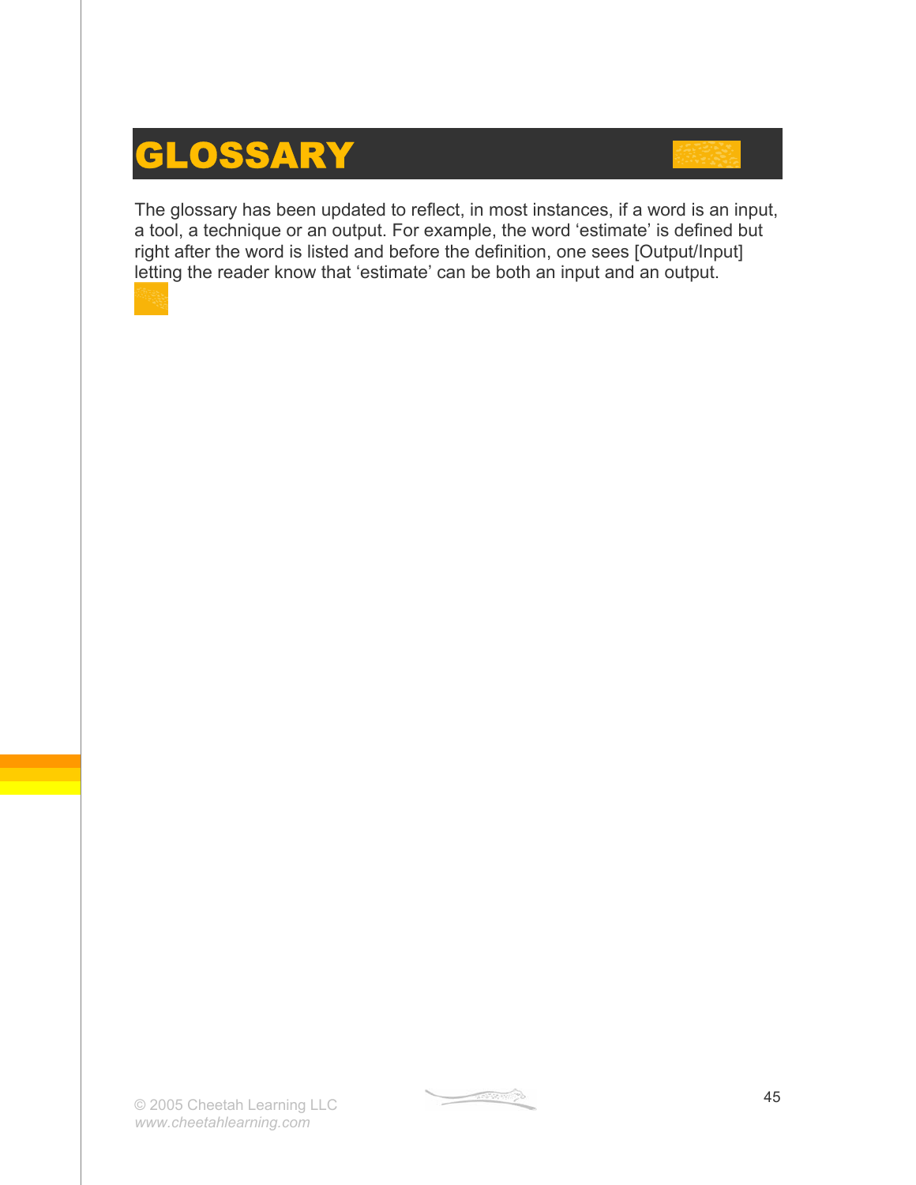# GLOSSARY

The glossary has been updated to reflect, in most instances, if a word is an input, a tool, a technique or an output. For example, the word 'estimate' is defined but right after the word is listed and before the definition, one sees [Output/Input] letting the reader know that 'estimate' can be both an input and an output.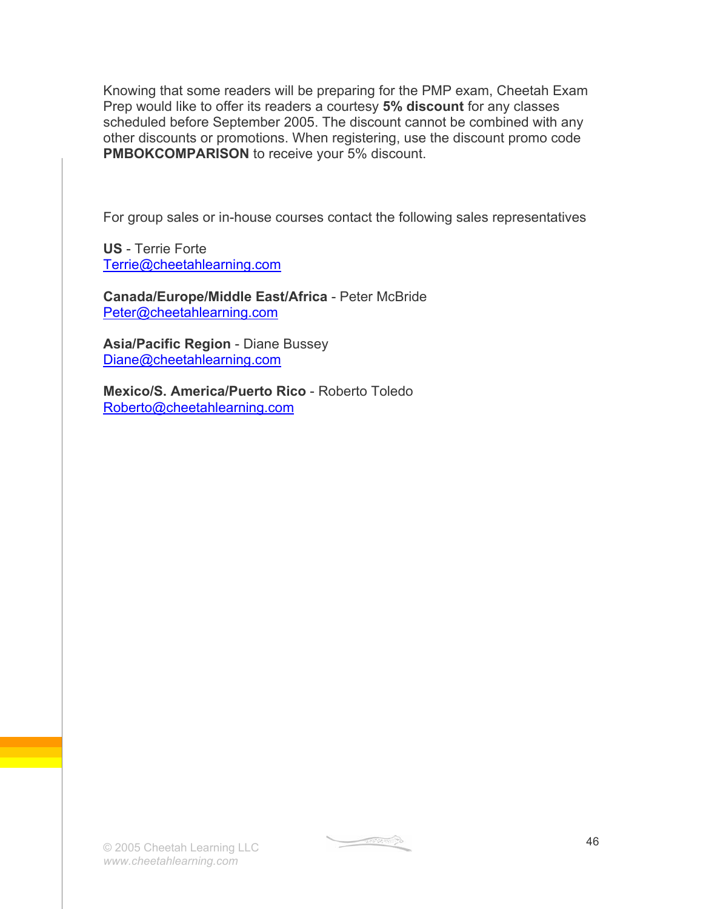Knowing that some readers will be preparing for the PMP exam, Cheetah Exam Prep would like to offer its readers a courtesy **5% discount** for any classes scheduled before September 2005. The discount cannot be combined with any other discounts or promotions. When registering, use the discount promo code **PMBOKCOMPARISON** to receive your 5% discount.

For group sales or in-house courses contact the following sales representatives

**US** - Terrie Forte
Terrie@cheetahlearning.com

**Canada/Europe/Middle East/Africa** - Peter McBride
Peter@cheetahlearning.com

**Asia/Pacific Region** - Diane Bussey
Diane@cheetahlearning.com

**Mexico/S. America/Puerto Rico** - Roberto Toledo
Roberto@cheetahlearning.com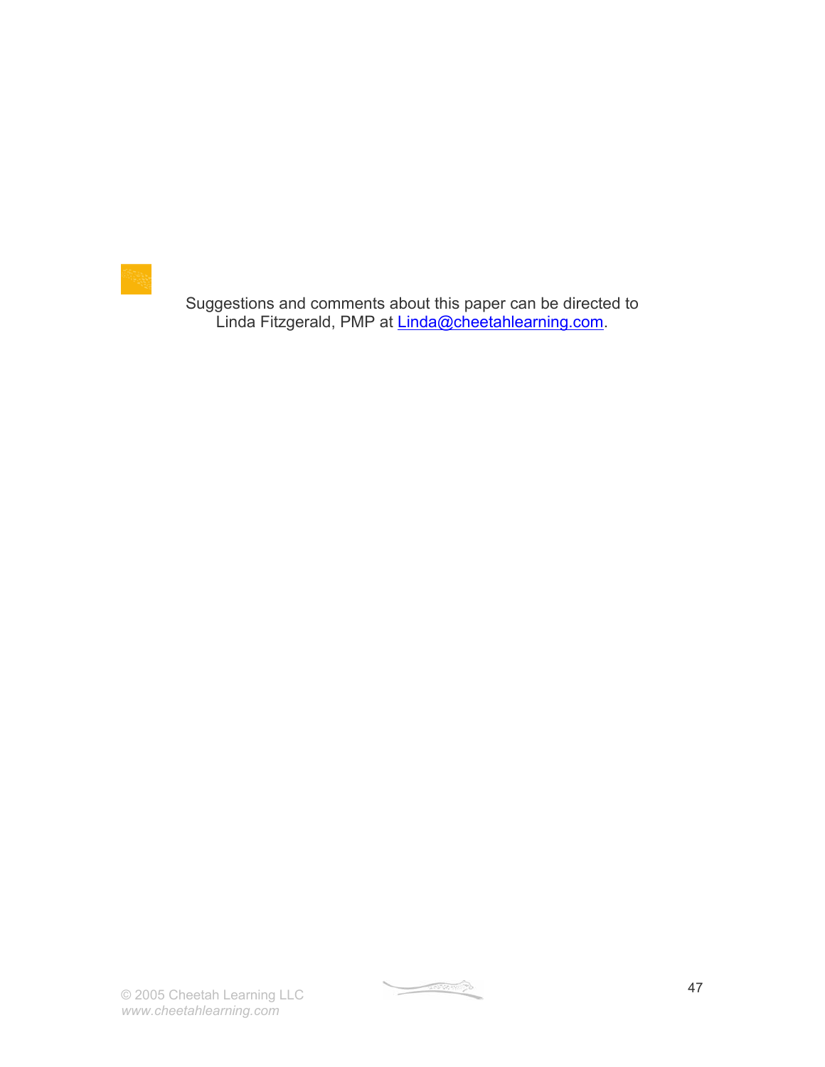Suggestions and comments about this paper can be directed to
Linda Fitzgerald, PMP at Linda@cheetahlearning.com.